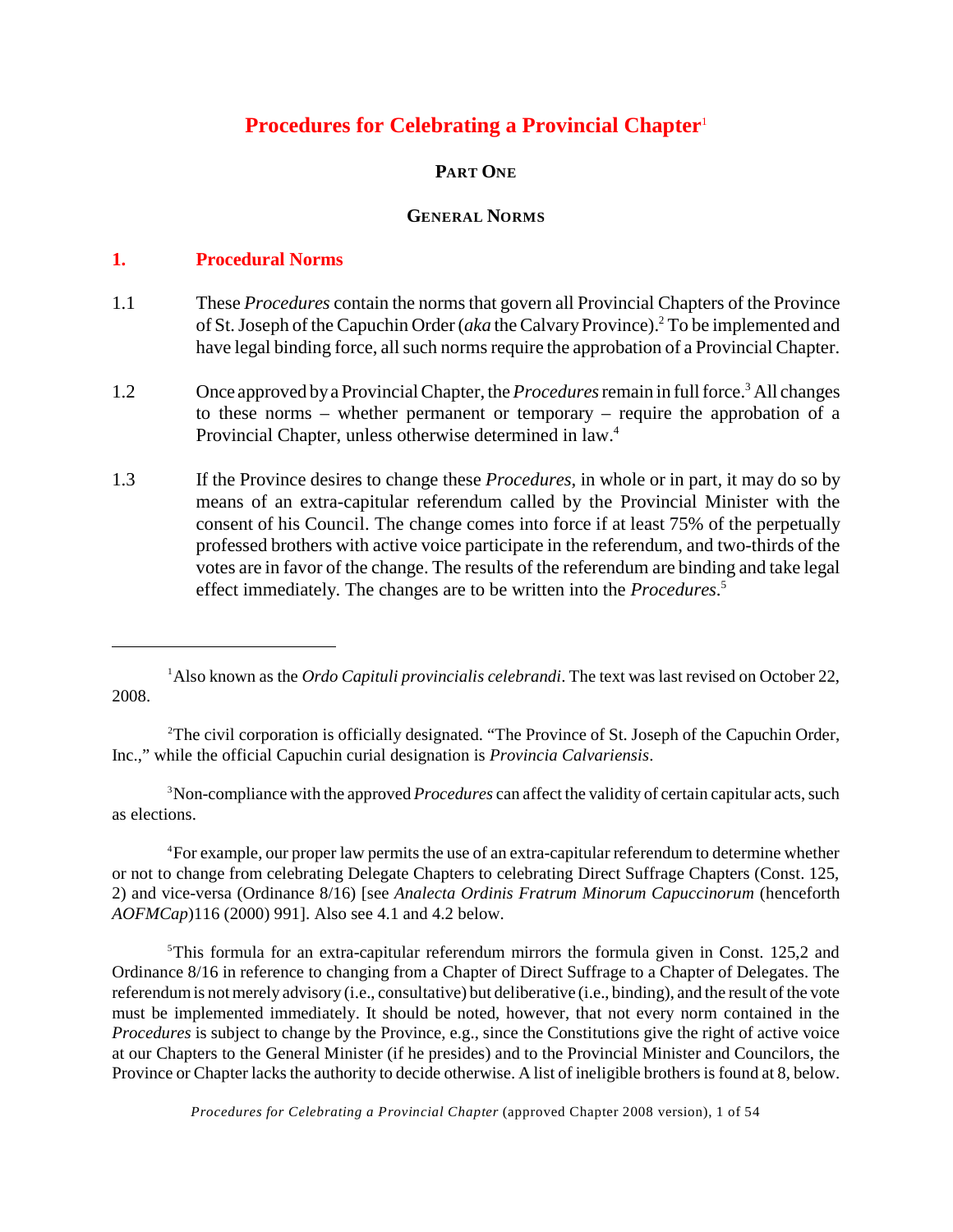# Procedures for Celebrating a Provincial Chapter[1]

## PART ONE

## GENERAL NORMS

### 1. Procedural Norms

1.1 These *Procedures* contain the norms that govern all Provincial Chapters of the Province of St. Joseph of the Capuchin Order (*aka* the Calvary Province).[2] To be implemented and have legal binding force, all such norms require the approbation of a Provincial Chapter.

1.2 Once approved by a Provincial Chapter, the *Procedures* remain in full force.[3] All changes to these norms – whether permanent or temporary – require the approbation of a Provincial Chapter, unless otherwise determined in law.[4]

1.3 If the Province desires to change these *Procedures*, in whole or in part, it may do so by means of an extra-capitular referendum called by the Provincial Minister with the consent of his Council. The change comes into force if at least 75% of the perpetually professed brothers with active voice participate in the referendum, and two-thirds of the votes are in favor of the change. The results of the referendum are binding and take legal effect immediately. The changes are to be written into the *Procedures*.[5]

---

[1] Also known as the *Ordo Capituli provincialis celebrandi*. The text was last revised on October 22, 2008.

[2] The civil corporation is officially designated. "The Province of St. Joseph of the Capuchin Order, Inc.," while the official Capuchin curial designation is *Provincia Calvariensis*.

[3] Non-compliance with the approved *Procedures* can affect the validity of certain capitular acts, such as elections.

[4] For example, our proper law permits the use of an extra-capitular referendum to determine whether or not to change from celebrating Delegate Chapters to celebrating Direct Suffrage Chapters (Const. 125, 2) and vice-versa (Ordinance 8/16) [see *Analecta Ordinis Fratrum Minorum Capuccinorum* (henceforth *AOFMCap*)116 (2000) 991]. Also see 4.1 and 4.2 below.

[5] This formula for an extra-capitular referendum mirrors the formula given in Const. 125,2 and Ordinance 8/16 in reference to changing from a Chapter of Direct Suffrage to a Chapter of Delegates. The referendum is not merely advisory (i.e., consultative) but deliberative (i.e., binding), and the result of the vote must be implemented immediately. It should be noted, however, that not every norm contained in the *Procedures* is subject to change by the Province, e.g., since the Constitutions give the right of active voice at our Chapters to the General Minister (if he presides) and to the Provincial Minister and Councilors, the Province or Chapter lacks the authority to decide otherwise. A list of ineligible brothers is found at 8, below.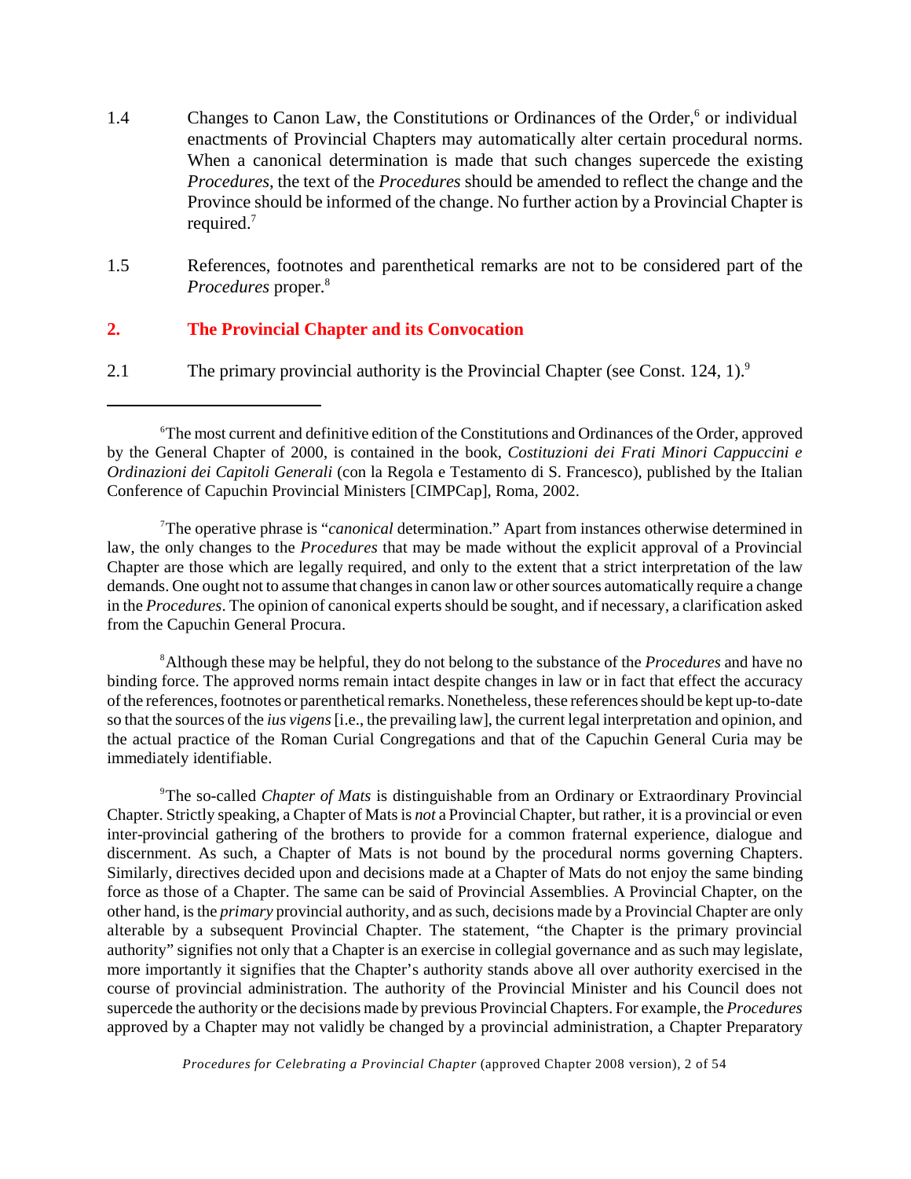1.4 Changes to Canon Law, the Constitutions or Ordinances of the Order,[6] or individual enactments of Provincial Chapters may automatically alter certain procedural norms. When a canonical determination is made that such changes supercede the existing *Procedures*, the text of the *Procedures* should be amended to reflect the change and the Province should be informed of the change. No further action by a Provincial Chapter is required.[7]

1.5 References, footnotes and parenthetical remarks are not to be considered part of the *Procedures* proper.[8]

## 2. The Provincial Chapter and its Convocation

2.1 The primary provincial authority is the Provincial Chapter (see Const. 124, 1).[9]

---

[6] The most current and definitive edition of the Constitutions and Ordinances of the Order, approved by the General Chapter of 2000, is contained in the book, *Costituzioni dei Frati Minori Cappuccini e Ordinazioni dei Capitoli Generali* (con la Regola e Testamento di S. Francesco), published by the Italian Conference of Capuchin Provincial Ministers [CIMPCap], Roma, 2002.

[7] The operative phrase is "*canonical* determination." Apart from instances otherwise determined in law, the only changes to the *Procedures* that may be made without the explicit approval of a Provincial Chapter are those which are legally required, and only to the extent that a strict interpretation of the law demands. One ought not to assume that changes in canon law or other sources automatically require a change in the *Procedures*. The opinion of canonical experts should be sought, and if necessary, a clarification asked from the Capuchin General Procura.

[8] Although these may be helpful, they do not belong to the substance of the *Procedures* and have no binding force. The approved norms remain intact despite changes in law or in fact that effect the accuracy of the references, footnotes or parenthetical remarks. Nonetheless, these references should be kept up-to-date so that the sources of the *ius vigens* [i.e., the prevailing law], the current legal interpretation and opinion, and the actual practice of the Roman Curial Congregations and that of the Capuchin General Curia may be immediately identifiable.

[9] The so-called *Chapter of Mats* is distinguishable from an Ordinary or Extraordinary Provincial Chapter. Strictly speaking, a Chapter of Mats is *not* a Provincial Chapter, but rather, it is a provincial or even inter-provincial gathering of the brothers to provide for a common fraternal experience, dialogue and discernment. As such, a Chapter of Mats is not bound by the procedural norms governing Chapters. Similarly, directives decided upon and decisions made at a Chapter of Mats do not enjoy the same binding force as those of a Chapter. The same can be said of Provincial Assemblies. A Provincial Chapter, on the other hand, is the *primary* provincial authority, and as such, decisions made by a Provincial Chapter are only alterable by a subsequent Provincial Chapter. The statement, "the Chapter is the primary provincial authority" signifies not only that a Chapter is an exercise in collegial governance and as such may legislate, more importantly it signifies that the Chapter's authority stands above all over authority exercised in the course of provincial administration. The authority of the Provincial Minister and his Council does not supercede the authority or the decisions made by previous Provincial Chapters. For example, the *Procedures* approved by a Chapter may not validly be changed by a provincial administration, a Chapter Preparatory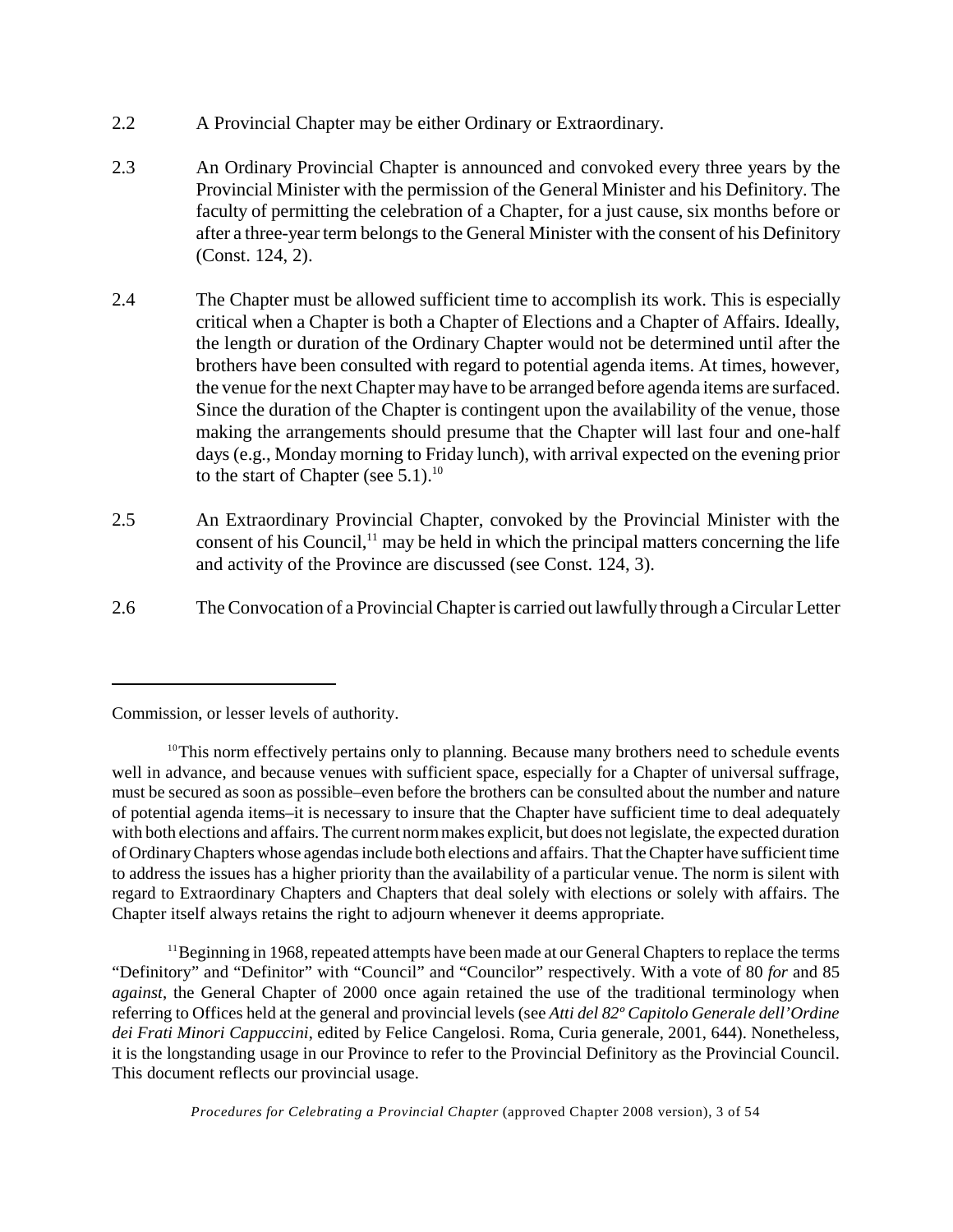2.2 A Provincial Chapter may be either Ordinary or Extraordinary.

2.3 An Ordinary Provincial Chapter is announced and convoked every three years by the Provincial Minister with the permission of the General Minister and his Definitory. The faculty of permitting the celebration of a Chapter, for a just cause, six months before or after a three-year term belongs to the General Minister with the consent of his Definitory (Const. 124, 2).

2.4 The Chapter must be allowed sufficient time to accomplish its work. This is especially critical when a Chapter is both a Chapter of Elections and a Chapter of Affairs. Ideally, the length or duration of the Ordinary Chapter would not be determined until after the brothers have been consulted with regard to potential agenda items. At times, however, the venue for the next Chapter may have to be arranged before agenda items are surfaced. Since the duration of the Chapter is contingent upon the availability of the venue, those making the arrangements should presume that the Chapter will last four and one-half days (e.g., Monday morning to Friday lunch), with arrival expected on the evening prior to the start of Chapter (see 5.1).[10]

2.5 An Extraordinary Provincial Chapter, convoked by the Provincial Minister with the consent of his Council,[11] may be held in which the principal matters concerning the life and activity of the Province are discussed (see Const. 124, 3).

2.6 The Convocation of a Provincial Chapter is carried out lawfully through a Circular Letter

---

Commission, or lesser levels of authority.

[10] This norm effectively pertains only to planning. Because many brothers need to schedule events well in advance, and because venues with sufficient space, especially for a Chapter of universal suffrage, must be secured as soon as possible–even before the brothers can be consulted about the number and nature of potential agenda items–it is necessary to insure that the Chapter have sufficient time to deal adequately with both elections and affairs. The current norm makes explicit, but does not legislate, the expected duration of Ordinary Chapters whose agendas include both elections and affairs. That the Chapter have sufficient time to address the issues has a higher priority than the availability of a particular venue. The norm is silent with regard to Extraordinary Chapters and Chapters that deal solely with elections or solely with affairs. The Chapter itself always retains the right to adjourn whenever it deems appropriate.

[11] Beginning in 1968, repeated attempts have been made at our General Chapters to replace the terms "Definitory" and "Definitor" with "Council" and "Councilor" respectively. With a vote of 80 *for* and 85 *against*, the General Chapter of 2000 once again retained the use of the traditional terminology when referring to Offices held at the general and provincial levels (see *Atti del 82º Capitolo Generale dell'Ordine dei Frati Minori Cappuccini*, edited by Felice Cangelosi. Roma, Curia generale, 2001, 644). Nonetheless, it is the longstanding usage in our Province to refer to the Provincial Definitory as the Provincial Council. This document reflects our provincial usage.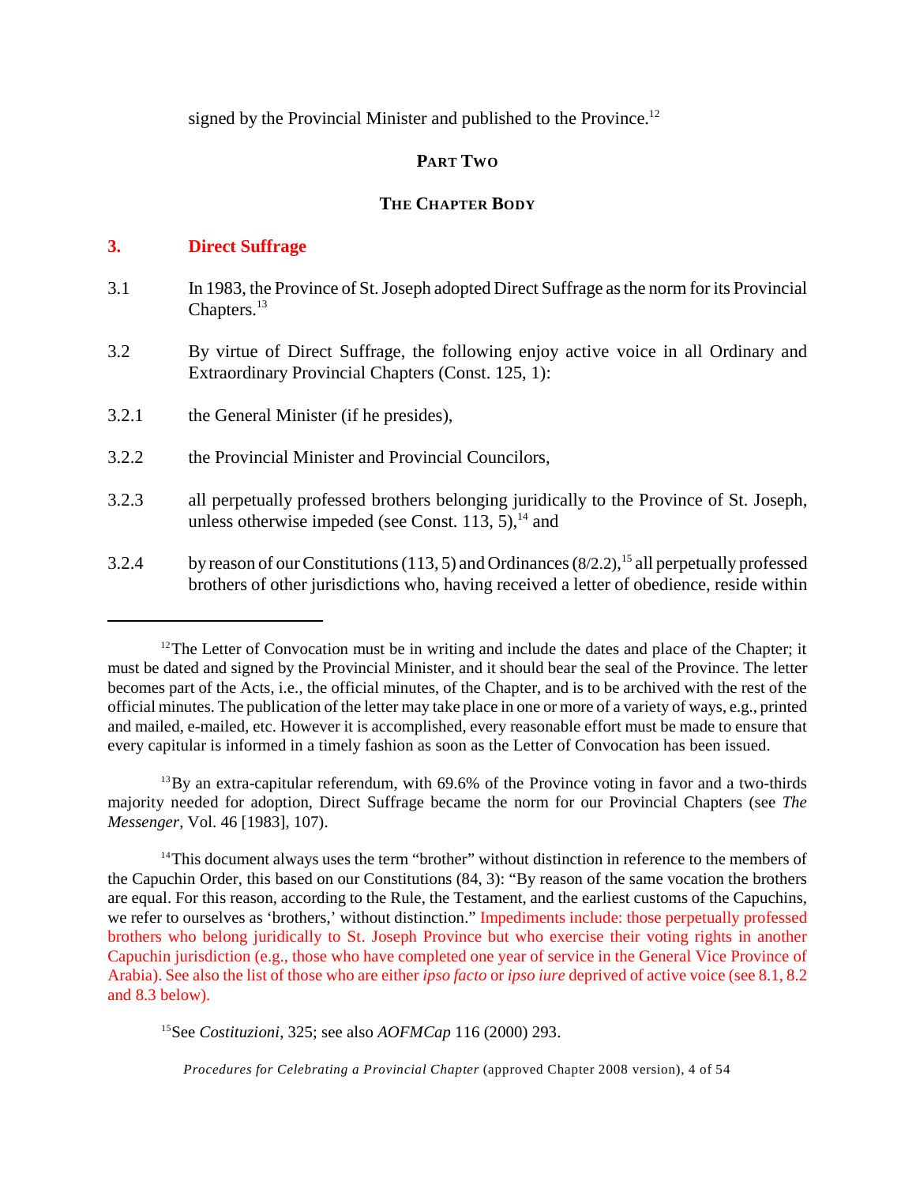signed by the Provincial Minister and published to the Province.[12]

## PART TWO

## THE CHAPTER BODY

### 3. Direct Suffrage

3.1 In 1983, the Province of St. Joseph adopted Direct Suffrage as the norm for its Provincial Chapters.[13]

3.2 By virtue of Direct Suffrage, the following enjoy active voice in all Ordinary and Extraordinary Provincial Chapters (Const. 125, 1):

3.2.1 the General Minister (if he presides),

3.2.2 the Provincial Minister and Provincial Councilors,

3.2.3 all perpetually professed brothers belonging juridically to the Province of St. Joseph, unless otherwise impeded (see Const. 113, 5),[14] and

3.2.4 by reason of our Constitutions (113, 5) and Ordinances (8/2.2),[15] all perpetually professed brothers of other jurisdictions who, having received a letter of obedience, reside within

---

[12] The Letter of Convocation must be in writing and include the dates and place of the Chapter; it must be dated and signed by the Provincial Minister, and it should bear the seal of the Province. The letter becomes part of the Acts, i.e., the official minutes, of the Chapter, and is to be archived with the rest of the official minutes. The publication of the letter may take place in one or more of a variety of ways, e.g., printed and mailed, e-mailed, etc. However it is accomplished, every reasonable effort must be made to ensure that every capitular is informed in a timely fashion as soon as the Letter of Convocation has been issued.

[13] By an extra-capitular referendum, with 69.6% of the Province voting in favor and a two-thirds majority needed for adoption, Direct Suffrage became the norm for our Provincial Chapters (see *The Messenger*, Vol. 46 [1983], 107).

[14] This document always uses the term "brother" without distinction in reference to the members of the Capuchin Order, this based on our Constitutions (84, 3): "By reason of the same vocation the brothers are equal. For this reason, according to the Rule, the Testament, and the earliest customs of the Capuchins, we refer to ourselves as 'brothers,' without distinction." Impediments include: those perpetually professed brothers who belong juridically to St. Joseph Province but who exercise their voting rights in another Capuchin jurisdiction (e.g., those who have completed one year of service in the General Vice Province of Arabia). See also the list of those who are either *ipso facto* or *ipso iure* deprived of active voice (see 8.1, 8.2 and 8.3 below).

[15] See *Costituzioni*, 325; see also *AOFMCap* 116 (2000) 293.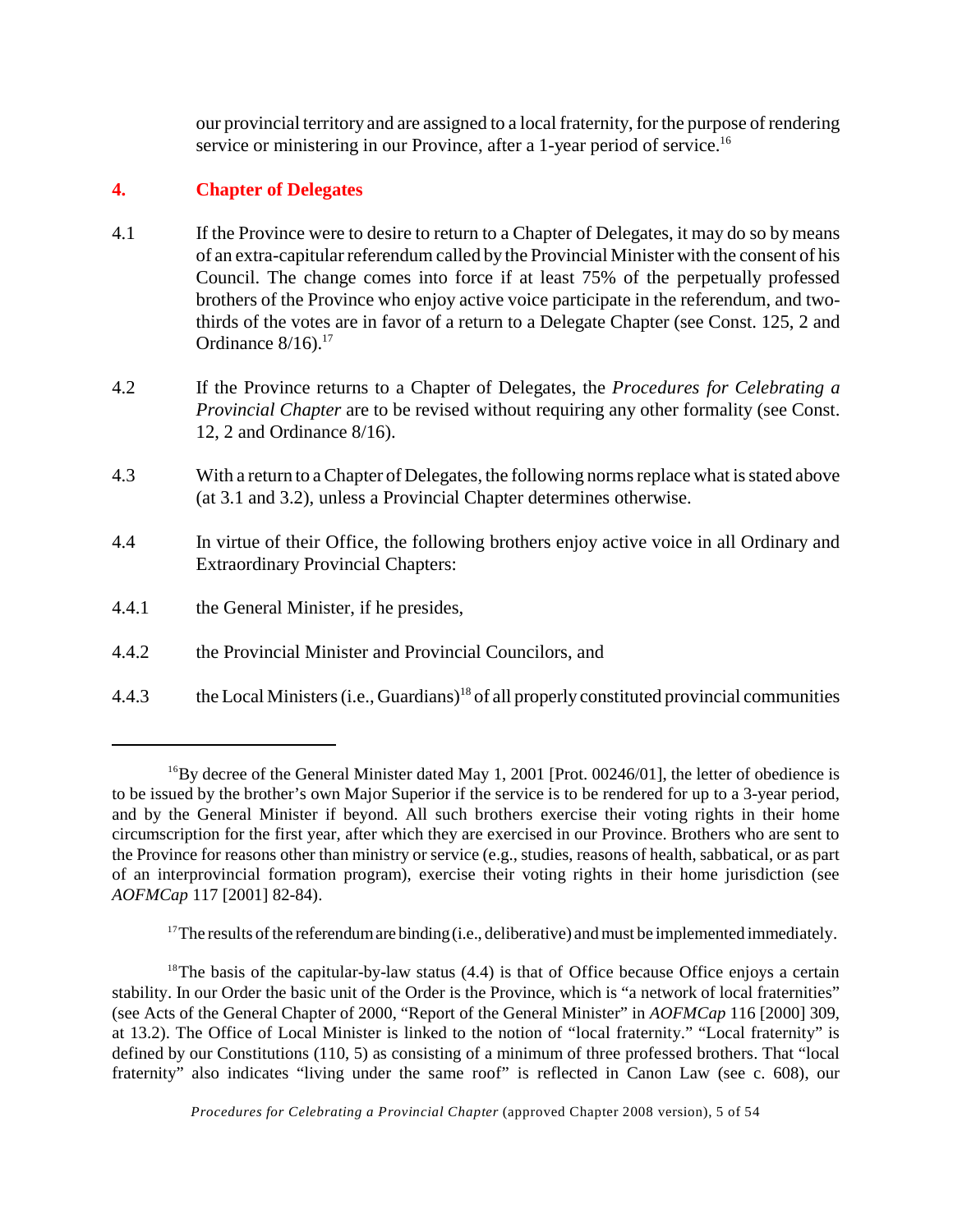our provincial territory and are assigned to a local fraternity, for the purpose of rendering service or ministering in our Province, after a 1-year period of service.[16]

## 4. Chapter of Delegates

4.1 If the Province were to desire to return to a Chapter of Delegates, it may do so by means of an extra-capitular referendum called by the Provincial Minister with the consent of his Council. The change comes into force if at least 75% of the perpetually professed brothers of the Province who enjoy active voice participate in the referendum, and two-thirds of the votes are in favor of a return to a Delegate Chapter (see Const. 125, 2 and Ordinance 8/16).[17]

4.2 If the Province returns to a Chapter of Delegates, the *Procedures for Celebrating a Provincial Chapter* are to be revised without requiring any other formality (see Const. 12, 2 and Ordinance 8/16).

4.3 With a return to a Chapter of Delegates, the following norms replace what is stated above (at 3.1 and 3.2), unless a Provincial Chapter determines otherwise.

4.4 In virtue of their Office, the following brothers enjoy active voice in all Ordinary and Extraordinary Provincial Chapters:

4.4.1 the General Minister, if he presides,

4.4.2 the Provincial Minister and Provincial Councilors, and

4.4.3 the Local Ministers (i.e., Guardians)[18] of all properly constituted provincial communities

---

[16] By decree of the General Minister dated May 1, 2001 [Prot. 00246/01], the letter of obedience is to be issued by the brother's own Major Superior if the service is to be rendered for up to a 3-year period, and by the General Minister if beyond. All such brothers exercise their voting rights in their home circumscription for the first year, after which they are exercised in our Province. Brothers who are sent to the Province for reasons other than ministry or service (e.g., studies, reasons of health, sabbatical, or as part of an interprovincial formation program), exercise their voting rights in their home jurisdiction (see *AOFMCap* 117 [2001] 82-84).

[17] The results of the referendum are binding (i.e., deliberative) and must be implemented immediately.

[18] The basis of the capitular-by-law status (4.4) is that of Office because Office enjoys a certain stability. In our Order the basic unit of the Order is the Province, which is "a network of local fraternities" (see Acts of the General Chapter of 2000, "Report of the General Minister" in *AOFMCap* 116 [2000] 309, at 13.2). The Office of Local Minister is linked to the notion of "local fraternity." "Local fraternity" is defined by our Constitutions (110, 5) as consisting of a minimum of three professed brothers. That "local fraternity" also indicates "living under the same roof" is reflected in Canon Law (see c. 608), our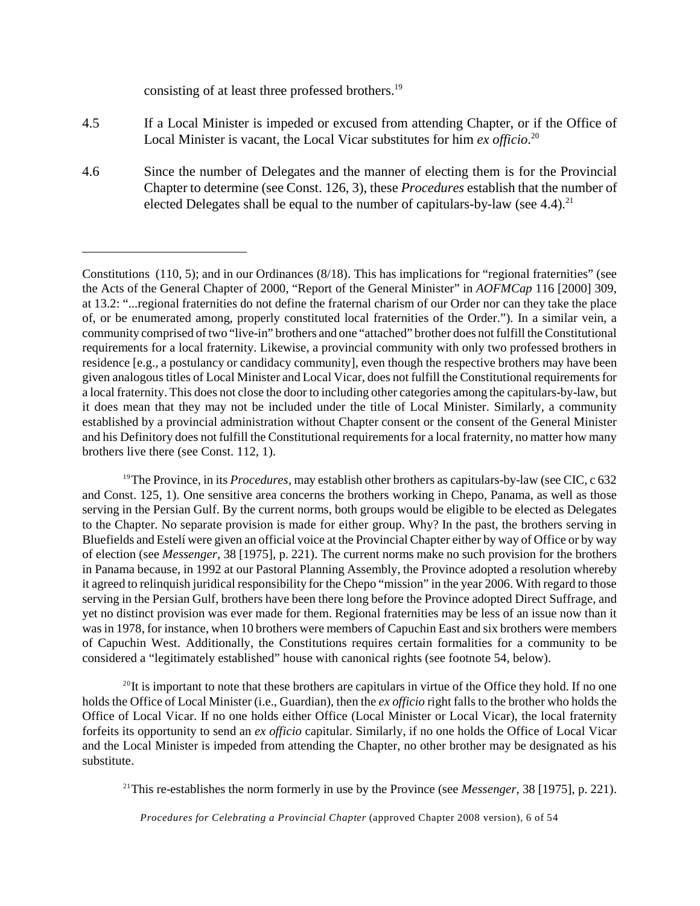consisting of at least three professed brothers.[19]

4.5 If a Local Minister is impeded or excused from attending Chapter, or if the Office of Local Minister is vacant, the Local Vicar substitutes for him *ex officio*.[20]

4.6 Since the number of Delegates and the manner of electing them is for the Provincial Chapter to determine (see Const. 126, 3), these *Procedures* establish that the number of elected Delegates shall be equal to the number of capitulars-by-law (see 4.4).[21]

---

Constitutions (110, 5); and in our Ordinances (8/18). This has implications for "regional fraternities" (see the Acts of the General Chapter of 2000, "Report of the General Minister" in *AOFMCap* 116 [2000] 309, at 13.2: "...regional fraternities do not define the fraternal charism of our Order nor can they take the place of, or be enumerated among, properly constituted local fraternities of the Order."). In a similar vein, a community comprised of two "live-in" brothers and one "attached" brother does not fulfill the Constitutional requirements for a local fraternity. Likewise, a provincial community with only two professed brothers in residence [e.g., a postulancy or candidacy community], even though the respective brothers may have been given analogous titles of Local Minister and Local Vicar, does not fulfill the Constitutional requirements for a local fraternity. This does not close the door to including other categories among the capitulars-by-law, but it does mean that they may not be included under the title of Local Minister. Similarly, a community established by a provincial administration without Chapter consent or the consent of the General Minister and his Definitory does not fulfill the Constitutional requirements for a local fraternity, no matter how many brothers live there (see Const. 112, 1).

[19]The Province, in its *Procedures*, may establish other brothers as capitulars-by-law (see CIC, c 632 and Const. 125, 1). One sensitive area concerns the brothers working in Chepo, Panama, as well as those serving in the Persian Gulf. By the current norms, both groups would be eligible to be elected as Delegates to the Chapter. No separate provision is made for either group. Why? In the past, the brothers serving in Bluefields and Estelí were given an official voice at the Provincial Chapter either by way of Office or by way of election (see *Messenger*, 38 [1975], p. 221). The current norms make no such provision for the brothers in Panama because, in 1992 at our Pastoral Planning Assembly, the Province adopted a resolution whereby it agreed to relinquish juridical responsibility for the Chepo "mission" in the year 2006. With regard to those serving in the Persian Gulf, brothers have been there long before the Province adopted Direct Suffrage, and yet no distinct provision was ever made for them. Regional fraternities may be less of an issue now than it was in 1978, for instance, when 10 brothers were members of Capuchin East and six brothers were members of Capuchin West. Additionally, the Constitutions requires certain formalities for a community to be considered a "legitimately established" house with canonical rights (see footnote 54, below).

[20]It is important to note that these brothers are capitulars in virtue of the Office they hold. If no one holds the Office of Local Minister (i.e., Guardian), then the *ex officio* right falls to the brother who holds the Office of Local Vicar. If no one holds either Office (Local Minister or Local Vicar), the local fraternity forfeits its opportunity to send an *ex officio* capitular. Similarly, if no one holds the Office of Local Vicar and the Local Minister is impeded from attending the Chapter, no other brother may be designated as his substitute.

[21]This re-establishes the norm formerly in use by the Province (see *Messenger*, 38 [1975], p. 221).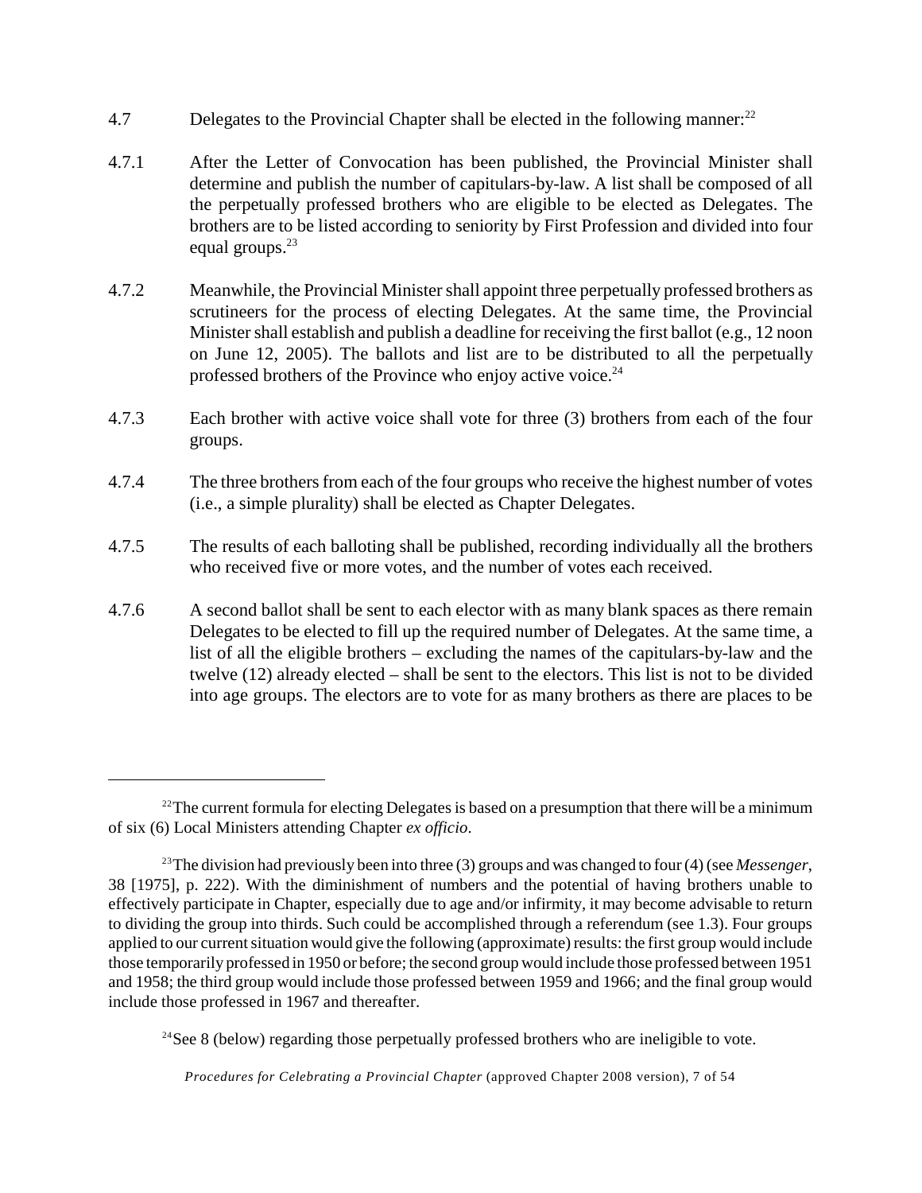4.7 Delegates to the Provincial Chapter shall be elected in the following manner:[22]

4.7.1 After the Letter of Convocation has been published, the Provincial Minister shall determine and publish the number of capitulars-by-law. A list shall be composed of all the perpetually professed brothers who are eligible to be elected as Delegates. The brothers are to be listed according to seniority by First Profession and divided into four equal groups.[23]

4.7.2 Meanwhile, the Provincial Minister shall appoint three perpetually professed brothers as scrutineers for the process of electing Delegates. At the same time, the Provincial Minister shall establish and publish a deadline for receiving the first ballot (e.g., 12 noon on June 12, 2005). The ballots and list are to be distributed to all the perpetually professed brothers of the Province who enjoy active voice.[24]

4.7.3 Each brother with active voice shall vote for three (3) brothers from each of the four groups.

4.7.4 The three brothers from each of the four groups who receive the highest number of votes (i.e., a simple plurality) shall be elected as Chapter Delegates.

4.7.5 The results of each balloting shall be published, recording individually all the brothers who received five or more votes, and the number of votes each received.

4.7.6 A second ballot shall be sent to each elector with as many blank spaces as there remain Delegates to be elected to fill up the required number of Delegates. At the same time, a list of all the eligible brothers – excluding the names of the capitulars-by-law and the twelve (12) already elected – shall be sent to the electors. This list is not to be divided into age groups. The electors are to vote for as many brothers as there are places to be

---

[22] The current formula for electing Delegates is based on a presumption that there will be a minimum of six (6) Local Ministers attending Chapter *ex officio*.

[23] The division had previously been into three (3) groups and was changed to four (4) (see *Messenger*, 38 [1975], p. 222). With the diminishment of numbers and the potential of having brothers unable to effectively participate in Chapter, especially due to age and/or infirmity, it may become advisable to return to dividing the group into thirds. Such could be accomplished through a referendum (see 1.3). Four groups applied to our current situation would give the following (approximate) results: the first group would include those temporarily professed in 1950 or before; the second group would include those professed between 1951 and 1958; the third group would include those professed between 1959 and 1966; and the final group would include those professed in 1967 and thereafter.

[24] See 8 (below) regarding those perpetually professed brothers who are ineligible to vote.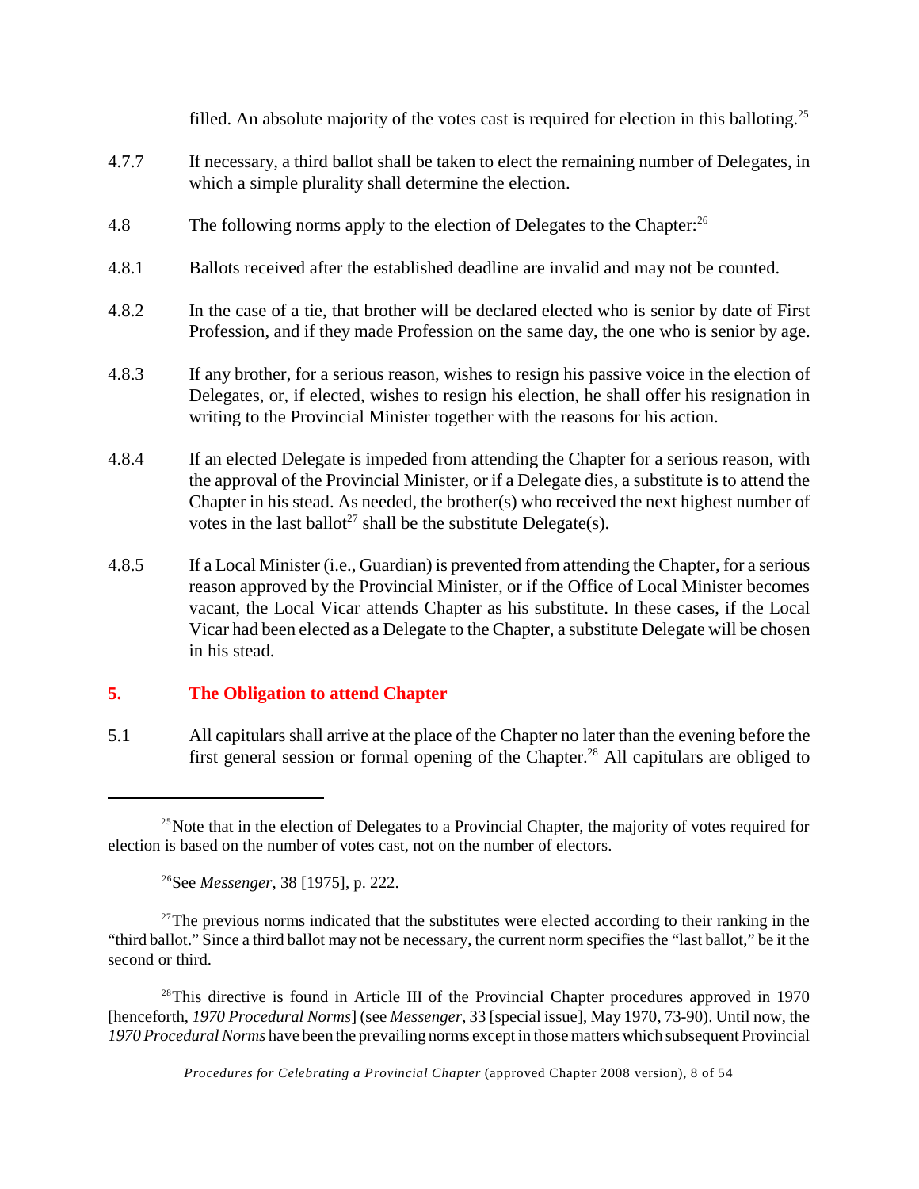filled. An absolute majority of the votes cast is required for election in this balloting.[25]

4.7.7 If necessary, a third ballot shall be taken to elect the remaining number of Delegates, in which a simple plurality shall determine the election.

4.8 The following norms apply to the election of Delegates to the Chapter:[26]

4.8.1 Ballots received after the established deadline are invalid and may not be counted.

4.8.2 In the case of a tie, that brother will be declared elected who is senior by date of First Profession, and if they made Profession on the same day, the one who is senior by age.

4.8.3 If any brother, for a serious reason, wishes to resign his passive voice in the election of Delegates, or, if elected, wishes to resign his election, he shall offer his resignation in writing to the Provincial Minister together with the reasons for his action.

4.8.4 If an elected Delegate is impeded from attending the Chapter for a serious reason, with the approval of the Provincial Minister, or if a Delegate dies, a substitute is to attend the Chapter in his stead. As needed, the brother(s) who received the next highest number of votes in the last ballot[27] shall be the substitute Delegate(s).

4.8.5 If a Local Minister (i.e., Guardian) is prevented from attending the Chapter, for a serious reason approved by the Provincial Minister, or if the Office of Local Minister becomes vacant, the Local Vicar attends Chapter as his substitute. In these cases, if the Local Vicar had been elected as a Delegate to the Chapter, a substitute Delegate will be chosen in his stead.

## 5. The Obligation to attend Chapter

5.1 All capitulars shall arrive at the place of the Chapter no later than the evening before the first general session or formal opening of the Chapter.[28] All capitulars are obliged to

---

[25] Note that in the election of Delegates to a Provincial Chapter, the majority of votes required for election is based on the number of votes cast, not on the number of electors.

[26] See *Messenger*, 38 [1975], p. 222.

[27] The previous norms indicated that the substitutes were elected according to their ranking in the "third ballot." Since a third ballot may not be necessary, the current norm specifies the "last ballot," be it the second or third.

[28] This directive is found in Article III of the Provincial Chapter procedures approved in 1970 [henceforth, *1970 Procedural Norms*] (see *Messenger*, 33 [special issue], May 1970, 73-90). Until now, the *1970 Procedural Norms* have been the prevailing norms except in those matters which subsequent Provincial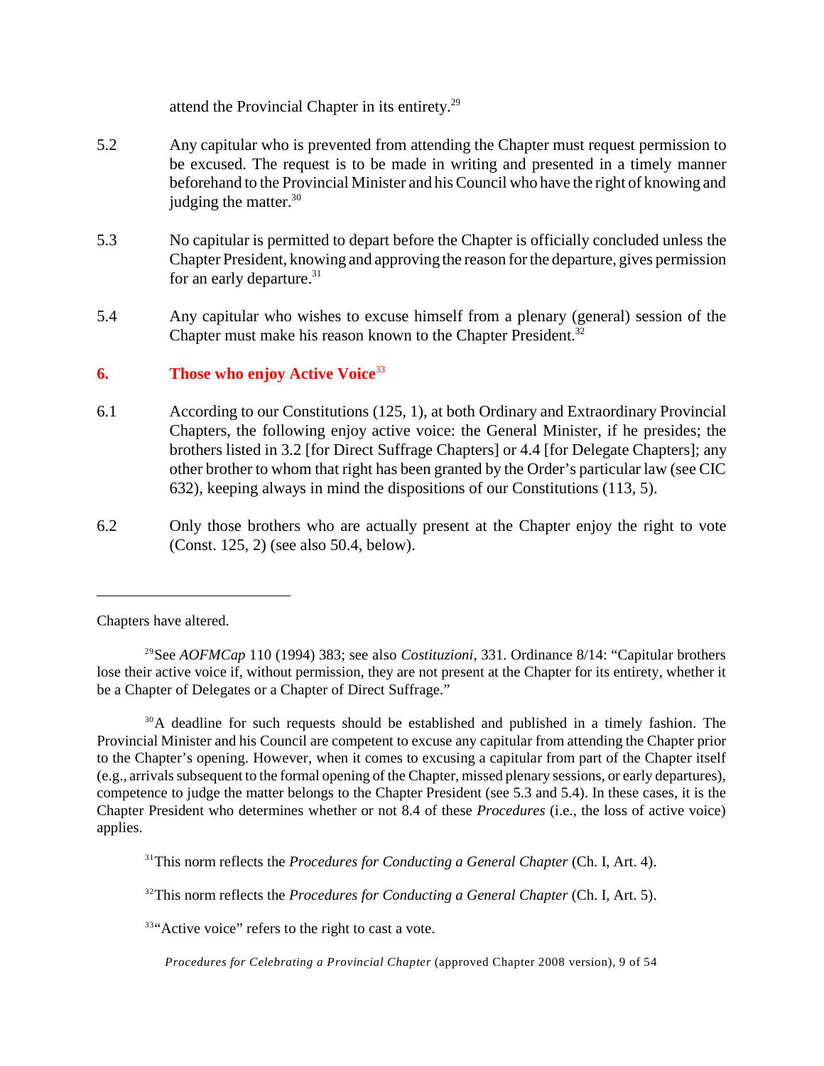attend the Provincial Chapter in its entirety.[29]

5.2 Any capitular who is prevented from attending the Chapter must request permission to be excused. The request is to be made in writing and presented in a timely manner beforehand to the Provincial Minister and his Council who have the right of knowing and judging the matter.[30]

5.3 No capitular is permitted to depart before the Chapter is officially concluded unless the Chapter President, knowing and approving the reason for the departure, gives permission for an early departure.[31]

5.4 Any capitular who wishes to excuse himself from a plenary (general) session of the Chapter must make his reason known to the Chapter President.[32]

## 6. Those who enjoy Active Voice[33]

6.1 According to our Constitutions (125, 1), at both Ordinary and Extraordinary Provincial Chapters, the following enjoy active voice: the General Minister, if he presides; the brothers listed in 3.2 [for Direct Suffrage Chapters] or 4.4 [for Delegate Chapters]; any other brother to whom that right has been granted by the Order's particular law (see CIC 632), keeping always in mind the dispositions of our Constitutions (113, 5).

6.2 Only those brothers who are actually present at the Chapter enjoy the right to vote (Const. 125, 2) (see also 50.4, below).

---

Chapters have altered.

[29] See *AOFMCap* 110 (1994) 383; see also *Costituzioni*, 331. Ordinance 8/14: "Capitular brothers lose their active voice if, without permission, they are not present at the Chapter for its entirety, whether it be a Chapter of Delegates or a Chapter of Direct Suffrage."

[30] A deadline for such requests should be established and published in a timely fashion. The Provincial Minister and his Council are competent to excuse any capitular from attending the Chapter prior to the Chapter's opening. However, when it comes to excusing a capitular from part of the Chapter itself (e.g., arrivals subsequent to the formal opening of the Chapter, missed plenary sessions, or early departures), competence to judge the matter belongs to the Chapter President (see 5.3 and 5.4). In these cases, it is the Chapter President who determines whether or not 8.4 of these *Procedures* (i.e., the loss of active voice) applies.

[31] This norm reflects the *Procedures for Conducting a General Chapter* (Ch. I, Art. 4).

[32] This norm reflects the *Procedures for Conducting a General Chapter* (Ch. I, Art. 5).

[33] "Active voice" refers to the right to cast a vote.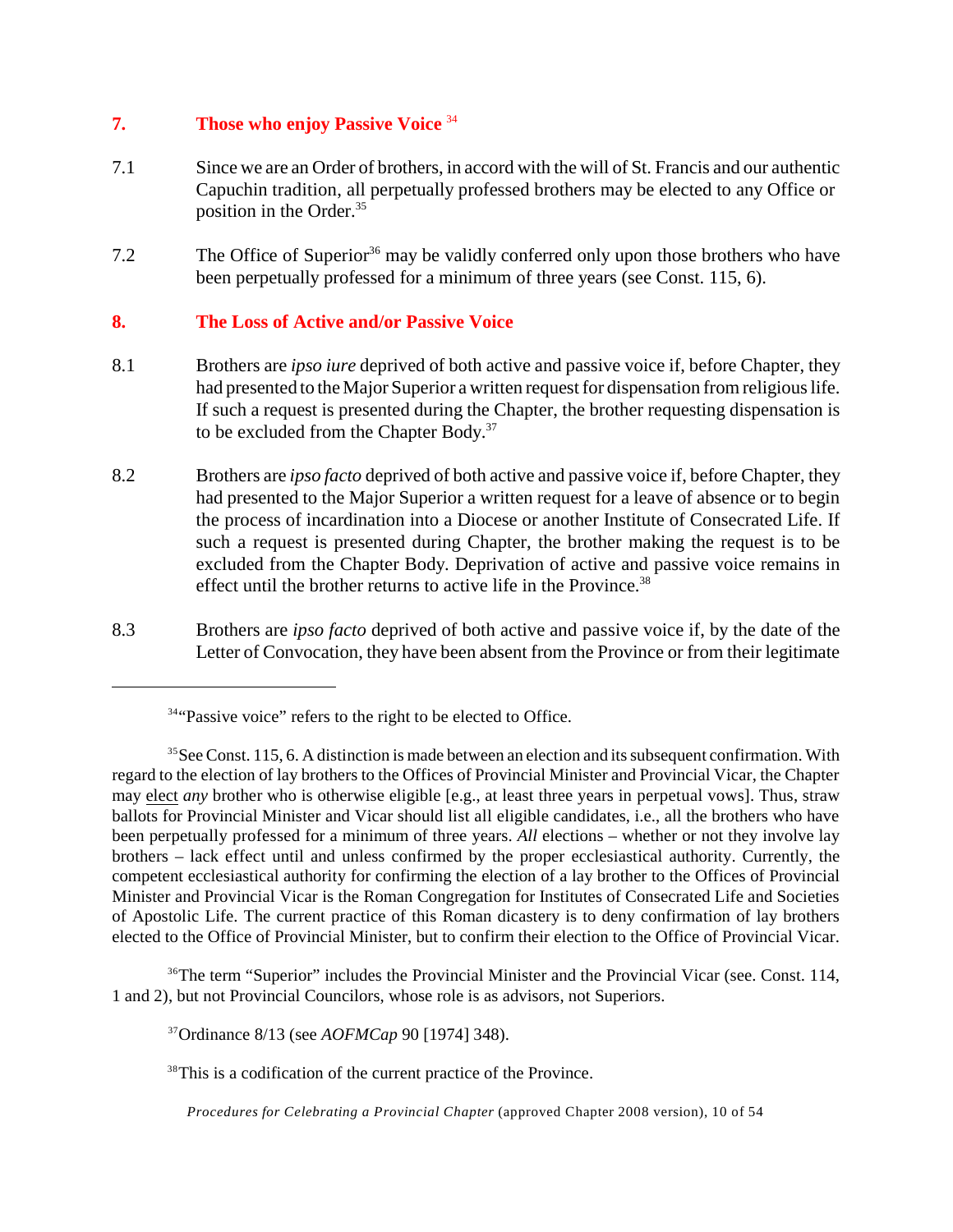## 7. Those who enjoy Passive Voice [34]

7.1 Since we are an Order of brothers, in accord with the will of St. Francis and our authentic Capuchin tradition, all perpetually professed brothers may be elected to any Office or position in the Order.[35]

7.2 The Office of Superior[36] may be validly conferred only upon those brothers who have been perpetually professed for a minimum of three years (see Const. 115, 6).

## 8. The Loss of Active and/or Passive Voice

8.1 Brothers are *ipso iure* deprived of both active and passive voice if, before Chapter, they had presented to the Major Superior a written request for dispensation from religious life. If such a request is presented during the Chapter, the brother requesting dispensation is to be excluded from the Chapter Body.[37]

8.2 Brothers are *ipso facto* deprived of both active and passive voice if, before Chapter, they had presented to the Major Superior a written request for a leave of absence or to begin the process of incardination into a Diocese or another Institute of Consecrated Life. If such a request is presented during Chapter, the brother making the request is to be excluded from the Chapter Body. Deprivation of active and passive voice remains in effect until the brother returns to active life in the Province.[38]

8.3 Brothers are *ipso facto* deprived of both active and passive voice if, by the date of the Letter of Convocation, they have been absent from the Province or from their legitimate

---

[34] "Passive voice" refers to the right to be elected to Office.

[35] See Const. 115, 6. A distinction is made between an election and its subsequent confirmation. With regard to the election of lay brothers to the Offices of Provincial Minister and Provincial Vicar, the Chapter may elect *any* brother who is otherwise eligible [e.g., at least three years in perpetual vows]. Thus, straw ballots for Provincial Minister and Vicar should list all eligible candidates, i.e., all the brothers who have been perpetually professed for a minimum of three years. *All* elections – whether or not they involve lay brothers – lack effect until and unless confirmed by the proper ecclesiastical authority. Currently, the competent ecclesiastical authority for confirming the election of a lay brother to the Offices of Provincial Minister and Provincial Vicar is the Roman Congregation for Institutes of Consecrated Life and Societies of Apostolic Life. The current practice of this Roman dicastery is to deny confirmation of lay brothers elected to the Office of Provincial Minister, but to confirm their election to the Office of Provincial Vicar.

[36] The term "Superior" includes the Provincial Minister and the Provincial Vicar (see. Const. 114, 1 and 2), but not Provincial Councilors, whose role is as advisors, not Superiors.

[37] Ordinance 8/13 (see *AOFMCap* 90 [1974] 348).

[38] This is a codification of the current practice of the Province.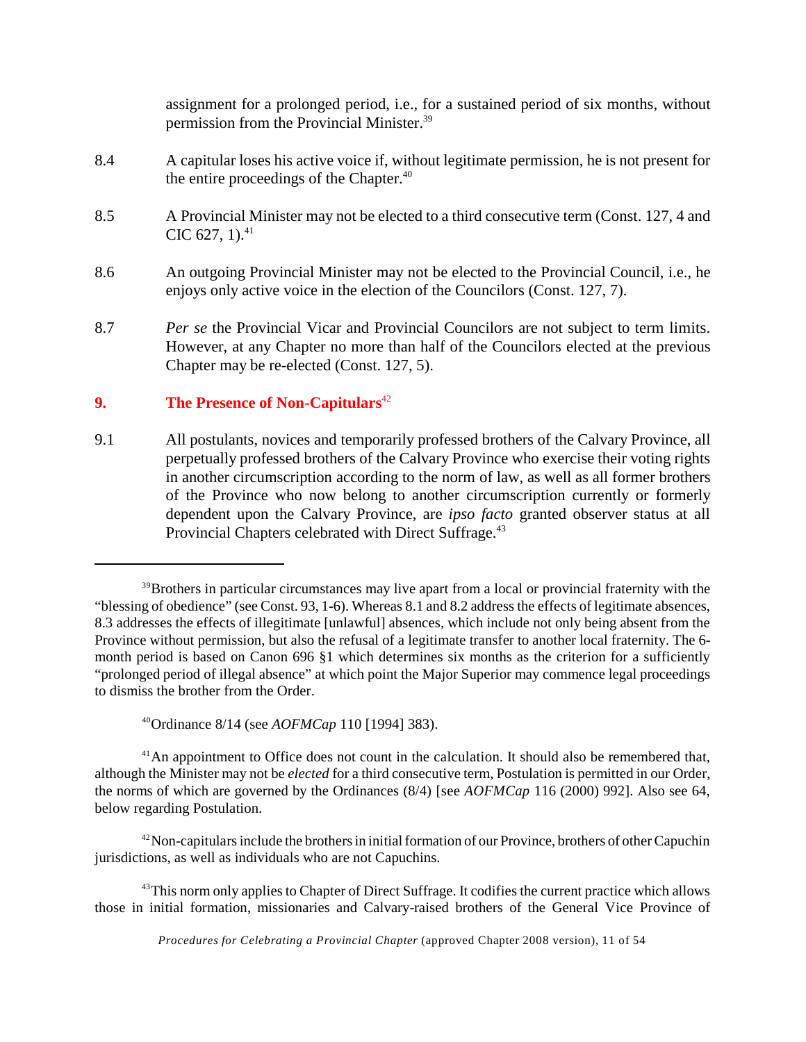assignment for a prolonged period, i.e., for a sustained period of six months, without permission from the Provincial Minister.[39]

8.4 A capitular loses his active voice if, without legitimate permission, he is not present for the entire proceedings of the Chapter.[40]

8.5 A Provincial Minister may not be elected to a third consecutive term (Const. 127, 4 and CIC 627, 1).[41]

8.6 An outgoing Provincial Minister may not be elected to the Provincial Council, i.e., he enjoys only active voice in the election of the Councilors (Const. 127, 7).

8.7 *Per se* the Provincial Vicar and Provincial Councilors are not subject to term limits. However, at any Chapter no more than half of the Councilors elected at the previous Chapter may be re-elected (Const. 127, 5).

## 9. The Presence of Non-Capitulars[42]

9.1 All postulants, novices and temporarily professed brothers of the Calvary Province, all perpetually professed brothers of the Calvary Province who exercise their voting rights in another circumscription according to the norm of law, as well as all former brothers of the Province who now belong to another circumscription currently or formerly dependent upon the Calvary Province, are *ipso facto* granted observer status at all Provincial Chapters celebrated with Direct Suffrage.[43]

---

[39] Brothers in particular circumstances may live apart from a local or provincial fraternity with the "blessing of obedience" (see Const. 93, 1-6). Whereas 8.1 and 8.2 address the effects of legitimate absences, 8.3 addresses the effects of illegitimate [unlawful] absences, which include not only being absent from the Province without permission, but also the refusal of a legitimate transfer to another local fraternity. The 6-month period is based on Canon 696 §1 which determines six months as the criterion for a sufficiently "prolonged period of illegal absence" at which point the Major Superior may commence legal proceedings to dismiss the brother from the Order.

[40] Ordinance 8/14 (see *AOFMCap* 110 [1994] 383).

[41] An appointment to Office does not count in the calculation. It should also be remembered that, although the Minister may not be *elected* for a third consecutive term, Postulation is permitted in our Order, the norms of which are governed by the Ordinances (8/4) [see *AOFMCap* 116 (2000) 992]. Also see 64, below regarding Postulation.

[42] Non-capitulars include the brothers in initial formation of our Province, brothers of other Capuchin jurisdictions, as well as individuals who are not Capuchins.

[43] This norm only applies to Chapter of Direct Suffrage. It codifies the current practice which allows those in initial formation, missionaries and Calvary-raised brothers of the General Vice Province of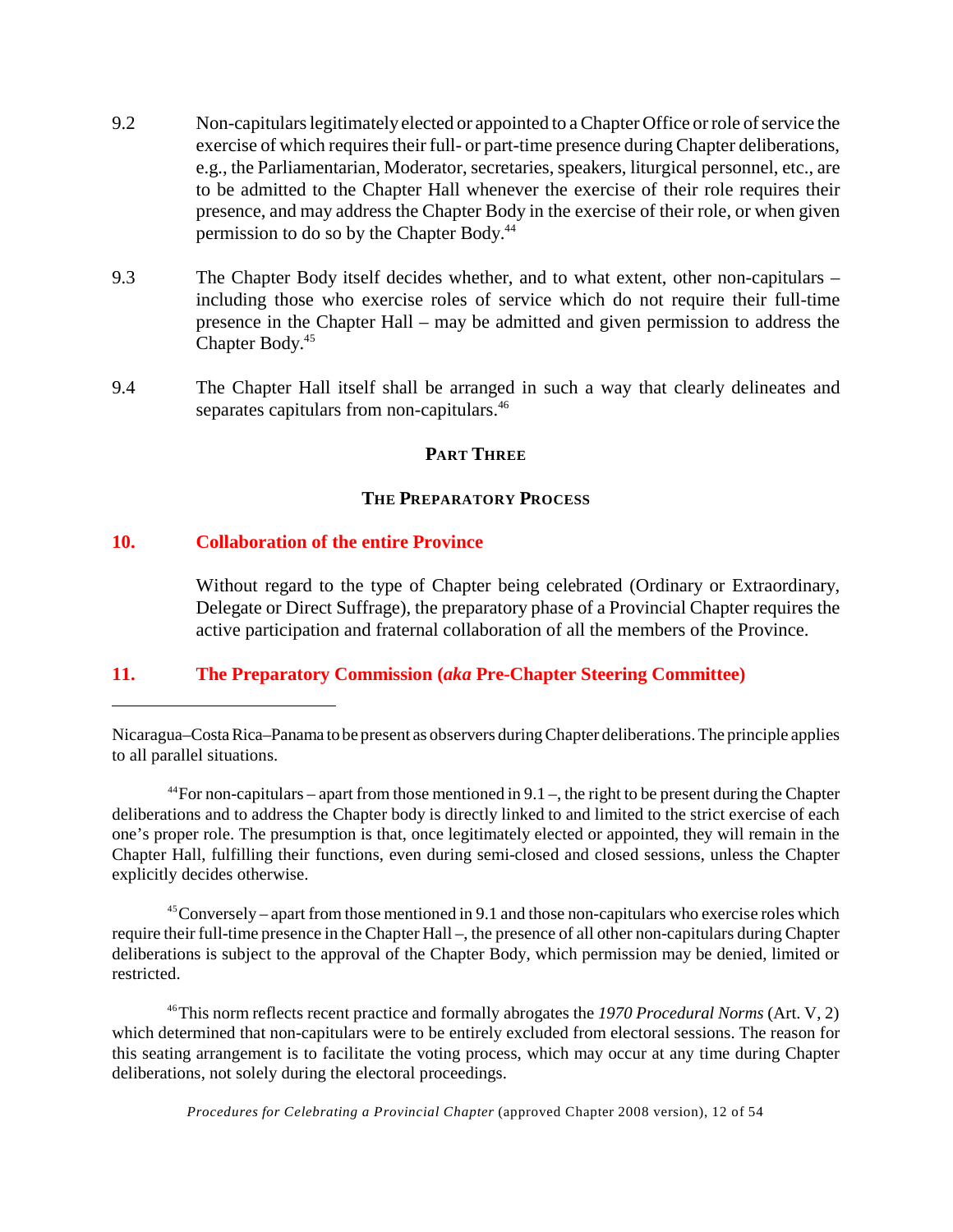9.2 Non-capitulars legitimately elected or appointed to a Chapter Office or role of service the exercise of which requires their full- or part-time presence during Chapter deliberations, e.g., the Parliamentarian, Moderator, secretaries, speakers, liturgical personnel, etc., are to be admitted to the Chapter Hall whenever the exercise of their role requires their presence, and may address the Chapter Body in the exercise of their role, or when given permission to do so by the Chapter Body.[44]

9.3 The Chapter Body itself decides whether, and to what extent, other non-capitulars – including those who exercise roles of service which do not require their full-time presence in the Chapter Hall – may be admitted and given permission to address the Chapter Body.[45]

9.4 The Chapter Hall itself shall be arranged in such a way that clearly delineates and separates capitulars from non-capitulars.[46]

## PART THREE

## THE PREPARATORY PROCESS

### 10. Collaboration of the entire Province

Without regard to the type of Chapter being celebrated (Ordinary or Extraordinary, Delegate or Direct Suffrage), the preparatory phase of a Provincial Chapter requires the active participation and fraternal collaboration of all the members of the Province.

### 11. The Preparatory Commission (*aka* Pre-Chapter Steering Committee)

---

Nicaragua–Costa Rica–Panama to be present as observers during Chapter deliberations. The principle applies to all parallel situations.

[44] For non-capitulars – apart from those mentioned in 9.1 –, the right to be present during the Chapter deliberations and to address the Chapter body is directly linked to and limited to the strict exercise of each one's proper role. The presumption is that, once legitimately elected or appointed, they will remain in the Chapter Hall, fulfilling their functions, even during semi-closed and closed sessions, unless the Chapter explicitly decides otherwise.

[45] Conversely – apart from those mentioned in 9.1 and those non-capitulars who exercise roles which require their full-time presence in the Chapter Hall –, the presence of all other non-capitulars during Chapter deliberations is subject to the approval of the Chapter Body, which permission may be denied, limited or restricted.

[46] This norm reflects recent practice and formally abrogates the *1970 Procedural Norms* (Art. V, 2) which determined that non-capitulars were to be entirely excluded from electoral sessions. The reason for this seating arrangement is to facilitate the voting process, which may occur at any time during Chapter deliberations, not solely during the electoral proceedings.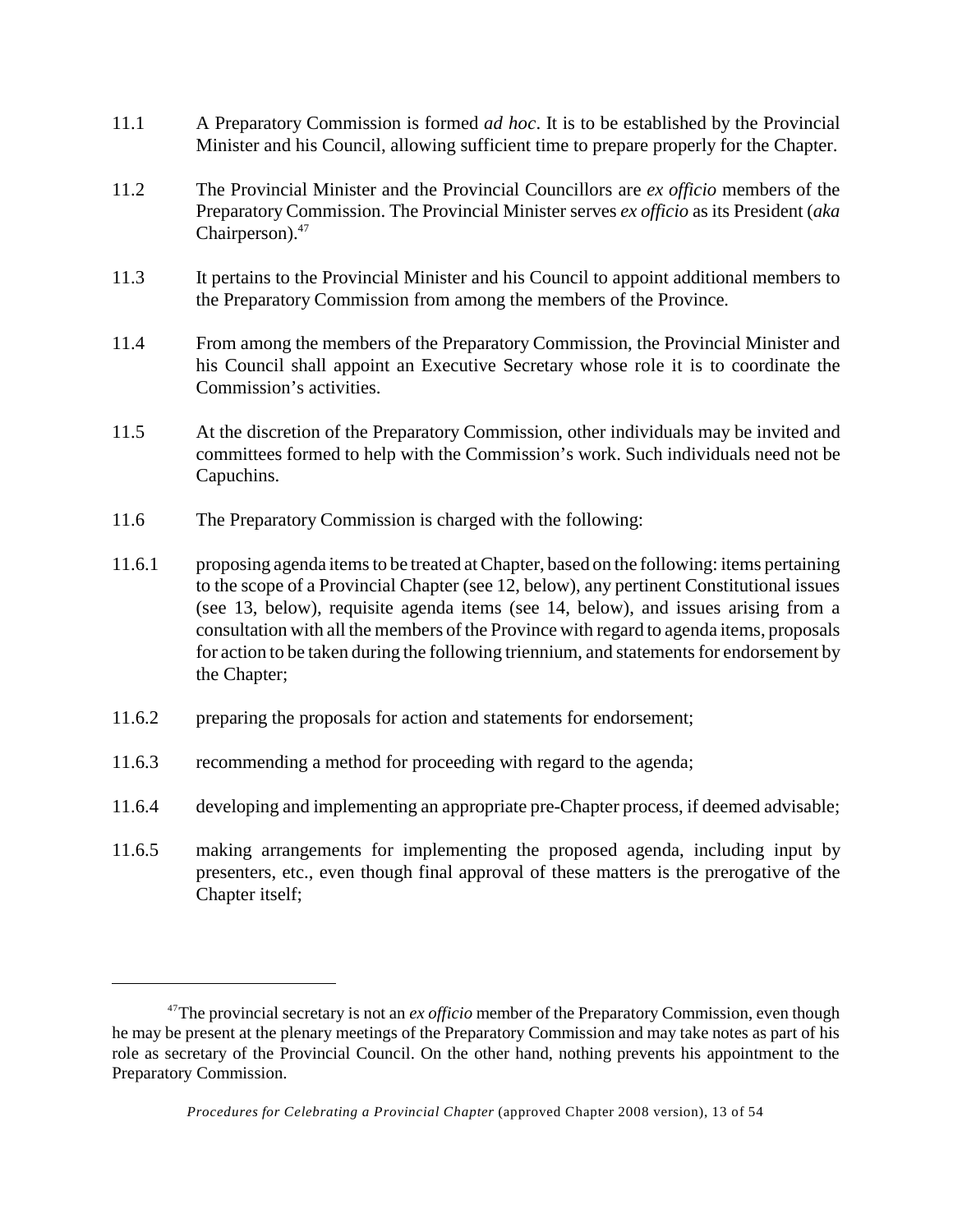11.1 A Preparatory Commission is formed *ad hoc*. It is to be established by the Provincial Minister and his Council, allowing sufficient time to prepare properly for the Chapter.

11.2 The Provincial Minister and the Provincial Councillors are *ex officio* members of the Preparatory Commission. The Provincial Minister serves *ex officio* as its President (*aka* Chairperson).[47]

11.3 It pertains to the Provincial Minister and his Council to appoint additional members to the Preparatory Commission from among the members of the Province.

11.4 From among the members of the Preparatory Commission, the Provincial Minister and his Council shall appoint an Executive Secretary whose role it is to coordinate the Commission's activities.

11.5 At the discretion of the Preparatory Commission, other individuals may be invited and committees formed to help with the Commission's work. Such individuals need not be Capuchins.

11.6 The Preparatory Commission is charged with the following:

11.6.1 proposing agenda items to be treated at Chapter, based on the following: items pertaining to the scope of a Provincial Chapter (see 12, below), any pertinent Constitutional issues (see 13, below), requisite agenda items (see 14, below), and issues arising from a consultation with all the members of the Province with regard to agenda items, proposals for action to be taken during the following triennium, and statements for endorsement by the Chapter;

11.6.2 preparing the proposals for action and statements for endorsement;

11.6.3 recommending a method for proceeding with regard to the agenda;

11.6.4 developing and implementing an appropriate pre-Chapter process, if deemed advisable;

11.6.5 making arrangements for implementing the proposed agenda, including input by presenters, etc., even though final approval of these matters is the prerogative of the Chapter itself;

---

[47] The provincial secretary is not an *ex officio* member of the Preparatory Commission, even though he may be present at the plenary meetings of the Preparatory Commission and may take notes as part of his role as secretary of the Provincial Council. On the other hand, nothing prevents his appointment to the Preparatory Commission.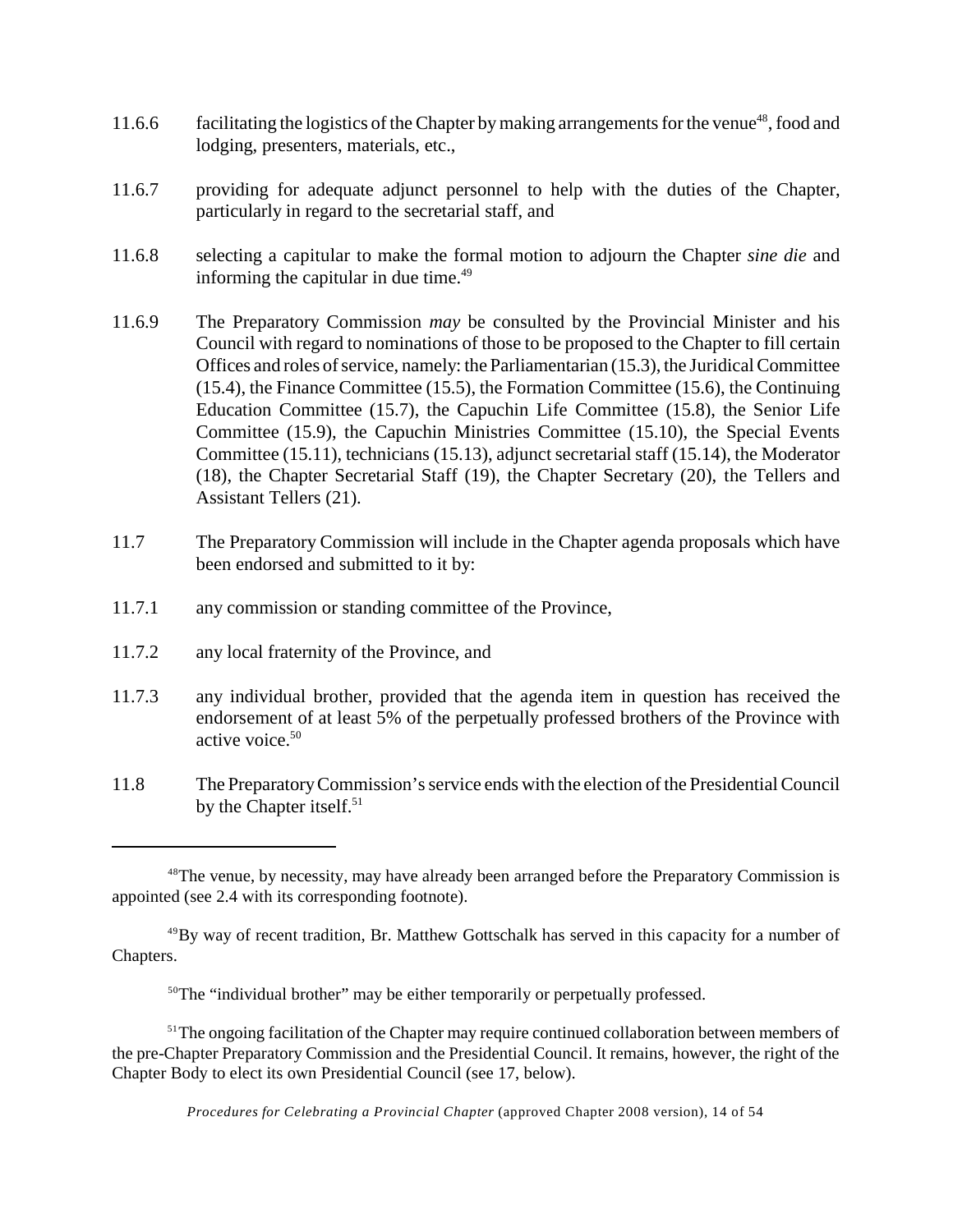11.6.6 facilitating the logistics of the Chapter by making arrangements for the venue[48], food and lodging, presenters, materials, etc.,

11.6.7 providing for adequate adjunct personnel to help with the duties of the Chapter, particularly in regard to the secretarial staff, and

11.6.8 selecting a capitular to make the formal motion to adjourn the Chapter *sine die* and informing the capitular in due time.[49]

11.6.9 The Preparatory Commission *may* be consulted by the Provincial Minister and his Council with regard to nominations of those to be proposed to the Chapter to fill certain Offices and roles of service, namely: the Parliamentarian (15.3), the Juridical Committee (15.4), the Finance Committee (15.5), the Formation Committee (15.6), the Continuing Education Committee (15.7), the Capuchin Life Committee (15.8), the Senior Life Committee (15.9), the Capuchin Ministries Committee (15.10), the Special Events Committee (15.11), technicians (15.13), adjunct secretarial staff (15.14), the Moderator (18), the Chapter Secretarial Staff (19), the Chapter Secretary (20), the Tellers and Assistant Tellers (21).

11.7 The Preparatory Commission will include in the Chapter agenda proposals which have been endorsed and submitted to it by:

11.7.1 any commission or standing committee of the Province,

11.7.2 any local fraternity of the Province, and

11.7.3 any individual brother, provided that the agenda item in question has received the endorsement of at least 5% of the perpetually professed brothers of the Province with active voice.[50]

11.8 The Preparatory Commission's service ends with the election of the Presidential Council by the Chapter itself.[51]

---

[48] The venue, by necessity, may have already been arranged before the Preparatory Commission is appointed (see 2.4 with its corresponding footnote).

[49] By way of recent tradition, Br. Matthew Gottschalk has served in this capacity for a number of Chapters.

[50] The "individual brother" may be either temporarily or perpetually professed.

[51] The ongoing facilitation of the Chapter may require continued collaboration between members of the pre-Chapter Preparatory Commission and the Presidential Council. It remains, however, the right of the Chapter Body to elect its own Presidential Council (see 17, below).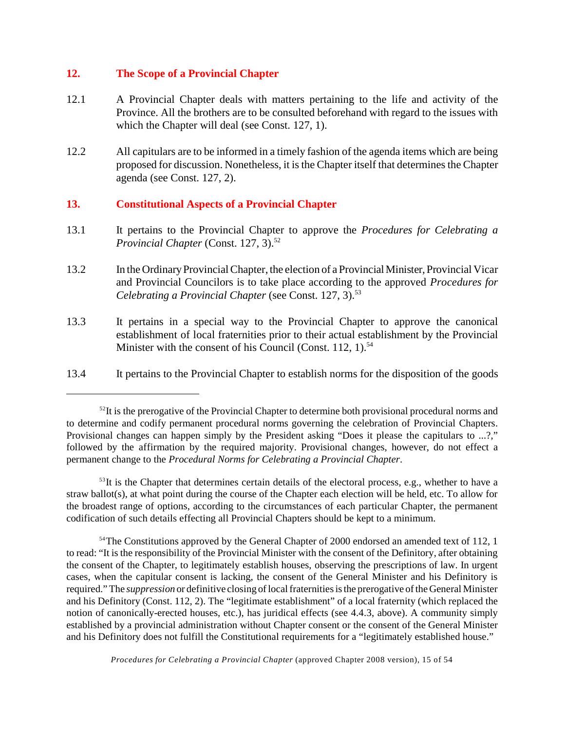## 12. The Scope of a Provincial Chapter

12.1 A Provincial Chapter deals with matters pertaining to the life and activity of the Province. All the brothers are to be consulted beforehand with regard to the issues with which the Chapter will deal (see Const. 127, 1).

12.2 All capitulars are to be informed in a timely fashion of the agenda items which are being proposed for discussion. Nonetheless, it is the Chapter itself that determines the Chapter agenda (see Const. 127, 2).

## 13. Constitutional Aspects of a Provincial Chapter

13.1 It pertains to the Provincial Chapter to approve the *Procedures for Celebrating a Provincial Chapter* (Const. 127, 3).[52]

13.2 In the Ordinary Provincial Chapter, the election of a Provincial Minister, Provincial Vicar and Provincial Councilors is to take place according to the approved *Procedures for Celebrating a Provincial Chapter* (see Const. 127, 3).[53]

13.3 It pertains in a special way to the Provincial Chapter to approve the canonical establishment of local fraternities prior to their actual establishment by the Provincial Minister with the consent of his Council (Const. 112, 1).[54]

13.4 It pertains to the Provincial Chapter to establish norms for the disposition of the goods

---

[52] It is the prerogative of the Provincial Chapter to determine both provisional procedural norms and to determine and codify permanent procedural norms governing the celebration of Provincial Chapters. Provisional changes can happen simply by the President asking "Does it please the capitulars to ...?," followed by the affirmation by the required majority. Provisional changes, however, do not effect a permanent change to the *Procedural Norms for Celebrating a Provincial Chapter*.

[53] It is the Chapter that determines certain details of the electoral process, e.g., whether to have a straw ballot(s), at what point during the course of the Chapter each election will be held, etc. To allow for the broadest range of options, according to the circumstances of each particular Chapter, the permanent codification of such details effecting all Provincial Chapters should be kept to a minimum.

[54] The Constitutions approved by the General Chapter of 2000 endorsed an amended text of 112, 1 to read: "It is the responsibility of the Provincial Minister with the consent of the Definitory, after obtaining the consent of the Chapter, to legitimately establish houses, observing the prescriptions of law. In urgent cases, when the capitular consent is lacking, the consent of the General Minister and his Definitory is required." The *suppression* or definitive closing of local fraternities is the prerogative of the General Minister and his Definitory (Const. 112, 2). The "legitimate establishment" of a local fraternity (which replaced the notion of canonically-erected houses, etc.), has juridical effects (see 4.4.3, above). A community simply established by a provincial administration without Chapter consent or the consent of the General Minister and his Definitory does not fulfill the Constitutional requirements for a "legitimately established house."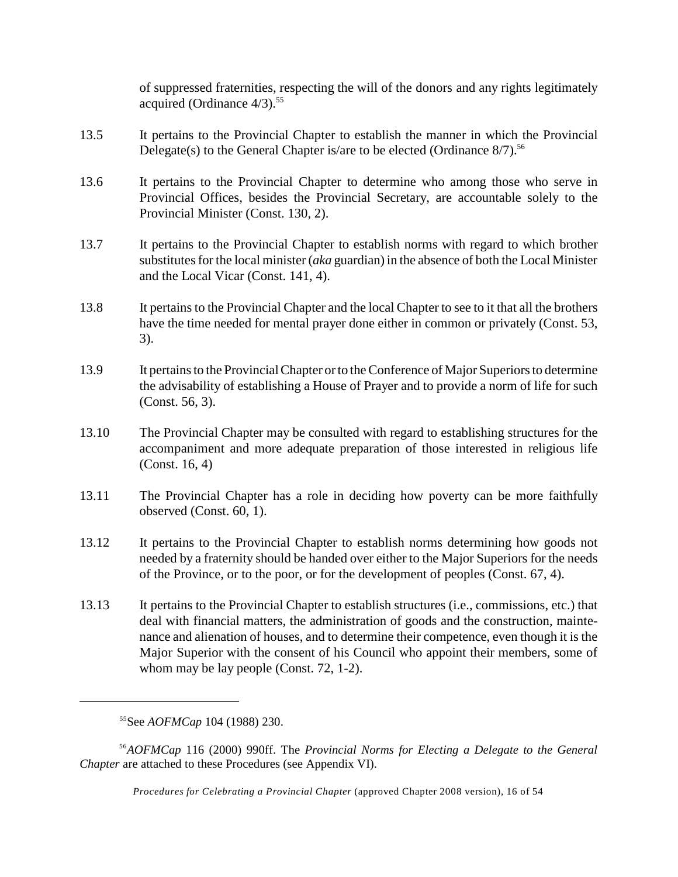of suppressed fraternities, respecting the will of the donors and any rights legitimately acquired (Ordinance 4/3).[55]

13.5 It pertains to the Provincial Chapter to establish the manner in which the Provincial Delegate(s) to the General Chapter is/are to be elected (Ordinance 8/7).[56]

13.6 It pertains to the Provincial Chapter to determine who among those who serve in Provincial Offices, besides the Provincial Secretary, are accountable solely to the Provincial Minister (Const. 130, 2).

13.7 It pertains to the Provincial Chapter to establish norms with regard to which brother substitutes for the local minister (*aka* guardian) in the absence of both the Local Minister and the Local Vicar (Const. 141, 4).

13.8 It pertains to the Provincial Chapter and the local Chapter to see to it that all the brothers have the time needed for mental prayer done either in common or privately (Const. 53, 3).

13.9 It pertains to the Provincial Chapter or to the Conference of Major Superiors to determine the advisability of establishing a House of Prayer and to provide a norm of life for such (Const. 56, 3).

13.10 The Provincial Chapter may be consulted with regard to establishing structures for the accompaniment and more adequate preparation of those interested in religious life (Const. 16, 4)

13.11 The Provincial Chapter has a role in deciding how poverty can be more faithfully observed (Const. 60, 1).

13.12 It pertains to the Provincial Chapter to establish norms determining how goods not needed by a fraternity should be handed over either to the Major Superiors for the needs of the Province, or to the poor, or for the development of peoples (Const. 67, 4).

13.13 It pertains to the Provincial Chapter to establish structures (i.e., commissions, etc.) that deal with financial matters, the administration of goods and the construction, maintenance and alienation of houses, and to determine their competence, even though it is the Major Superior with the consent of his Council who appoint their members, some of whom may be lay people (Const. 72, 1-2).

---

[55] See *AOFMCap* 104 (1988) 230.

[56] *AOFMCap* 116 (2000) 990ff. The *Provincial Norms for Electing a Delegate to the General Chapter* are attached to these Procedures (see Appendix VI).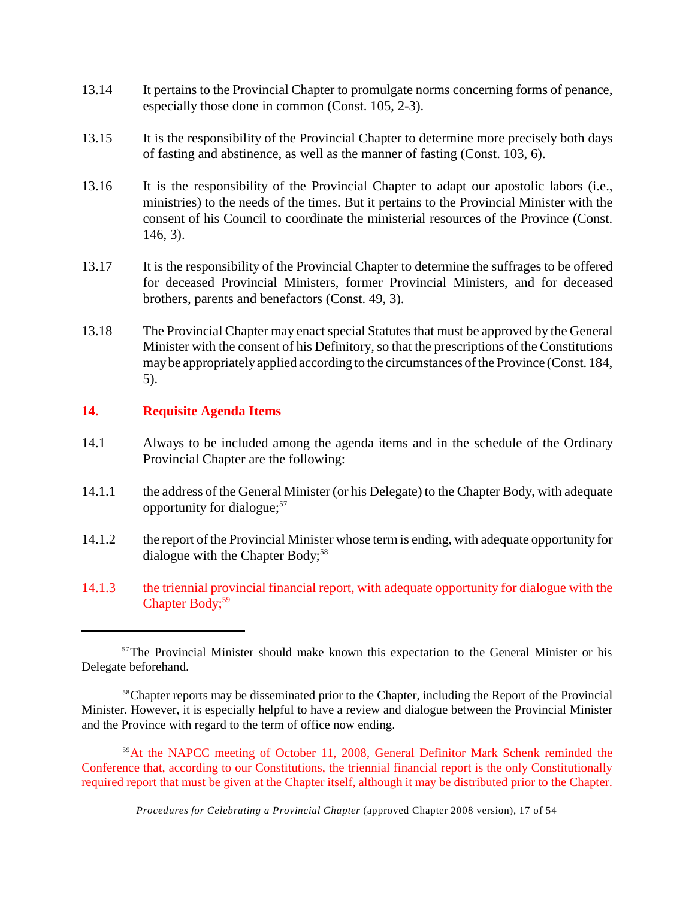13.14 It pertains to the Provincial Chapter to promulgate norms concerning forms of penance, especially those done in common (Const. 105, 2-3).

13.15 It is the responsibility of the Provincial Chapter to determine more precisely both days of fasting and abstinence, as well as the manner of fasting (Const. 103, 6).

13.16 It is the responsibility of the Provincial Chapter to adapt our apostolic labors (i.e., ministries) to the needs of the times. But it pertains to the Provincial Minister with the consent of his Council to coordinate the ministerial resources of the Province (Const. 146, 3).

13.17 It is the responsibility of the Provincial Chapter to determine the suffrages to be offered for deceased Provincial Ministers, former Provincial Ministers, and for deceased brothers, parents and benefactors (Const. 49, 3).

13.18 The Provincial Chapter may enact special Statutes that must be approved by the General Minister with the consent of his Definitory, so that the prescriptions of the Constitutions may be appropriately applied according to the circumstances of the Province (Const. 184, 5).

## 14. Requisite Agenda Items

14.1 Always to be included among the agenda items and in the schedule of the Ordinary Provincial Chapter are the following:

14.1.1 the address of the General Minister (or his Delegate) to the Chapter Body, with adequate opportunity for dialogue;[57]

14.1.2 the report of the Provincial Minister whose term is ending, with adequate opportunity for dialogue with the Chapter Body;[58]

14.1.3 the triennial provincial financial report, with adequate opportunity for dialogue with the Chapter Body;[59]

---

[57] The Provincial Minister should make known this expectation to the General Minister or his Delegate beforehand.

[58] Chapter reports may be disseminated prior to the Chapter, including the Report of the Provincial Minister. However, it is especially helpful to have a review and dialogue between the Provincial Minister and the Province with regard to the term of office now ending.

[59] At the NAPCC meeting of October 11, 2008, General Definitor Mark Schenk reminded the Conference that, according to our Constitutions, the triennial financial report is the only Constitutionally required report that must be given at the Chapter itself, although it may be distributed prior to the Chapter.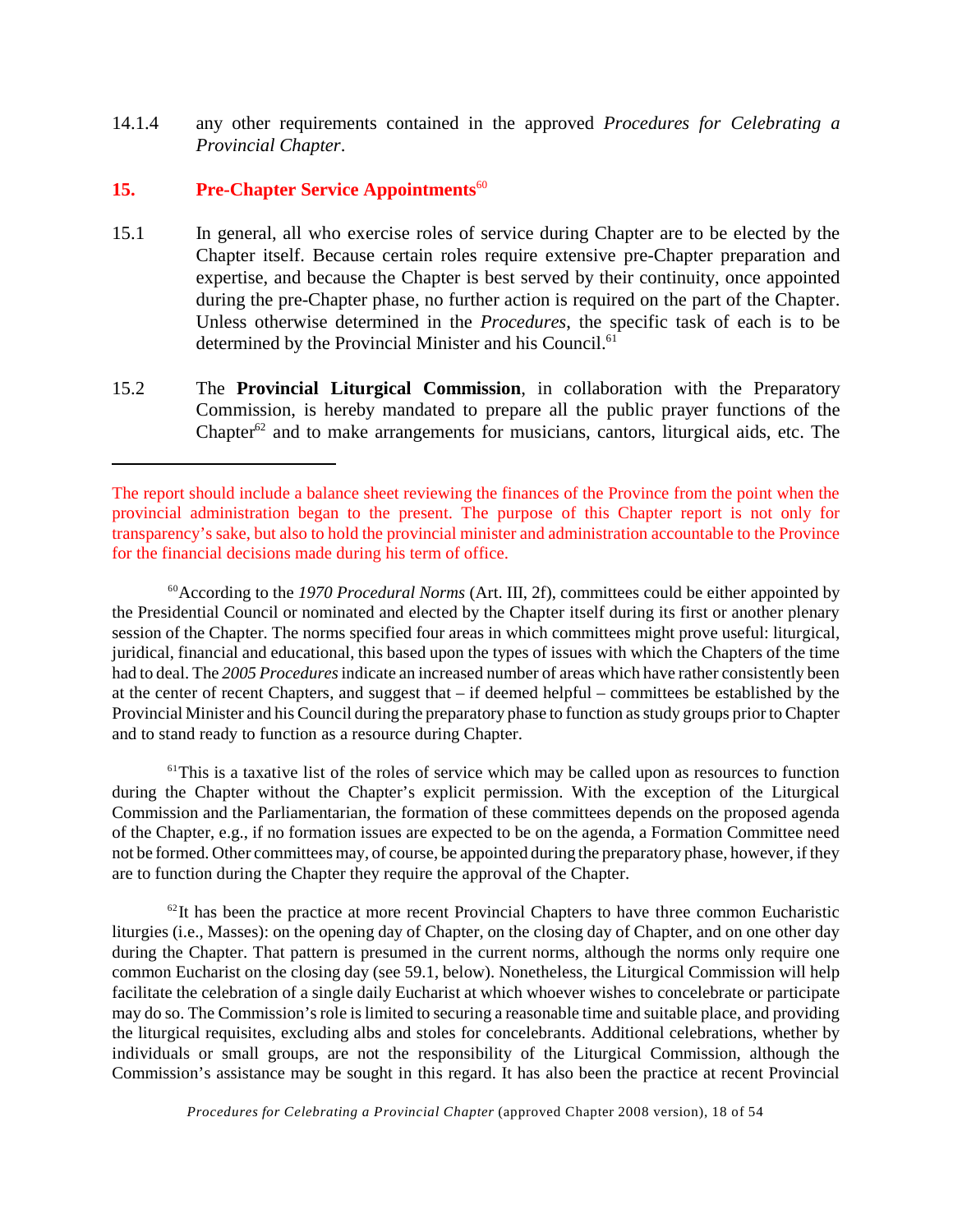14.1.4 any other requirements contained in the approved *Procedures for Celebrating a Provincial Chapter*.

## 15. Pre-Chapter Service Appointments[60]

15.1 In general, all who exercise roles of service during Chapter are to be elected by the Chapter itself. Because certain roles require extensive pre-Chapter preparation and expertise, and because the Chapter is best served by their continuity, once appointed during the pre-Chapter phase, no further action is required on the part of the Chapter. Unless otherwise determined in the *Procedures*, the specific task of each is to be determined by the Provincial Minister and his Council.[61]

15.2 The **Provincial Liturgical Commission**, in collaboration with the Preparatory Commission, is hereby mandated to prepare all the public prayer functions of the Chapter[62] and to make arrangements for musicians, cantors, liturgical aids, etc. The

---

The report should include a balance sheet reviewing the finances of the Province from the point when the provincial administration began to the present. The purpose of this Chapter report is not only for transparency's sake, but also to hold the provincial minister and administration accountable to the Province for the financial decisions made during his term of office.

[60] According to the *1970 Procedural Norms* (Art. III, 2f), committees could be either appointed by the Presidential Council or nominated and elected by the Chapter itself during its first or another plenary session of the Chapter. The norms specified four areas in which committees might prove useful: liturgical, juridical, financial and educational, this based upon the types of issues with which the Chapters of the time had to deal. The *2005 Procedures* indicate an increased number of areas which have rather consistently been at the center of recent Chapters, and suggest that – if deemed helpful – committees be established by the Provincial Minister and his Council during the preparatory phase to function as study groups prior to Chapter and to stand ready to function as a resource during Chapter.

[61] This is a taxative list of the roles of service which may be called upon as resources to function during the Chapter without the Chapter's explicit permission. With the exception of the Liturgical Commission and the Parliamentarian, the formation of these committees depends on the proposed agenda of the Chapter, e.g., if no formation issues are expected to be on the agenda, a Formation Committee need not be formed. Other committees may, of course, be appointed during the preparatory phase, however, if they are to function during the Chapter they require the approval of the Chapter.

[62] It has been the practice at more recent Provincial Chapters to have three common Eucharistic liturgies (i.e., Masses): on the opening day of Chapter, on the closing day of Chapter, and on one other day during the Chapter. That pattern is presumed in the current norms, although the norms only require one common Eucharist on the closing day (see 59.1, below). Nonetheless, the Liturgical Commission will help facilitate the celebration of a single daily Eucharist at which whoever wishes to concelebrate or participate may do so. The Commission's role is limited to securing a reasonable time and suitable place, and providing the liturgical requisites, excluding albs and stoles for concelebrants. Additional celebrations, whether by individuals or small groups, are not the responsibility of the Liturgical Commission, although the Commission's assistance may be sought in this regard. It has also been the practice at recent Provincial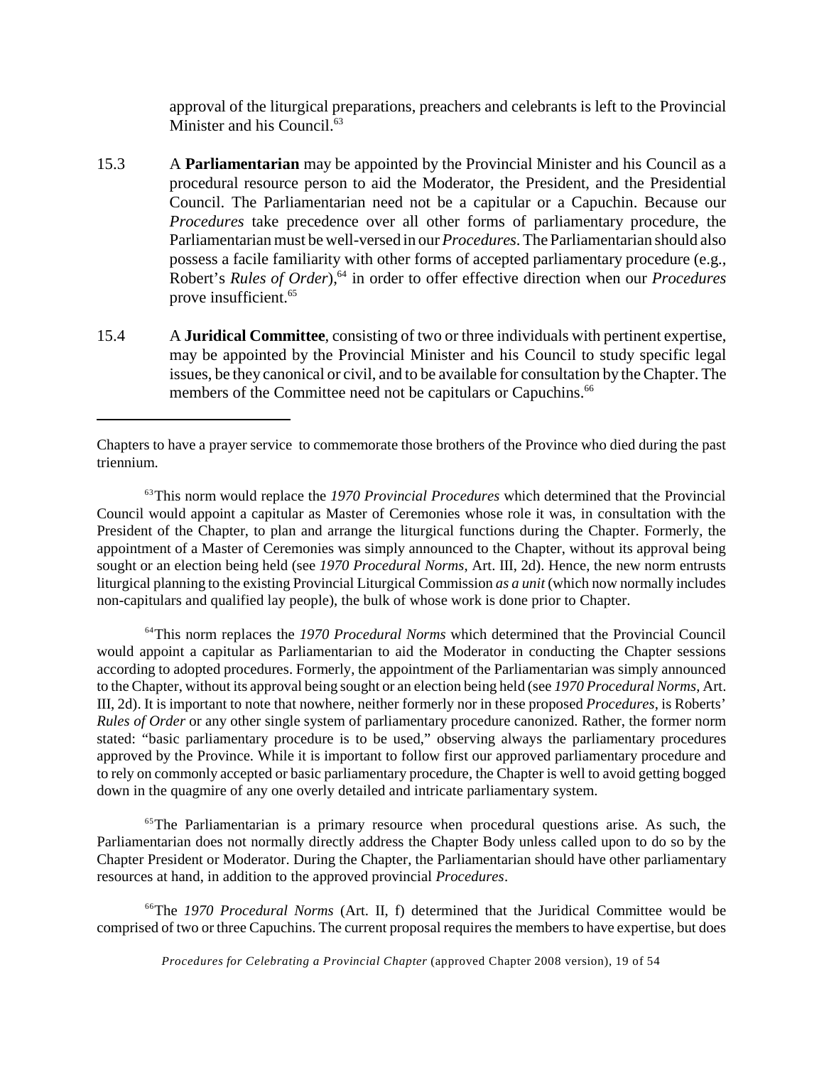approval of the liturgical preparations, preachers and celebrants is left to the Provincial Minister and his Council.[63]

15.3 A **Parliamentarian** may be appointed by the Provincial Minister and his Council as a procedural resource person to aid the Moderator, the President, and the Presidential Council. The Parliamentarian need not be a capitular or a Capuchin. Because our *Procedures* take precedence over all other forms of parliamentary procedure, the Parliamentarian must be well-versed in our *Procedures*. The Parliamentarian should also possess a facile familiarity with other forms of accepted parliamentary procedure (e.g., Robert's *Rules of Order*),[64] in order to offer effective direction when our *Procedures* prove insufficient.[65]

15.4 A **Juridical Committee**, consisting of two or three individuals with pertinent expertise, may be appointed by the Provincial Minister and his Council to study specific legal issues, be they canonical or civil, and to be available for consultation by the Chapter. The members of the Committee need not be capitulars or Capuchins.[66]

---

Chapters to have a prayer service to commemorate those brothers of the Province who died during the past triennium.

[63] This norm would replace the *1970 Provincial Procedures* which determined that the Provincial Council would appoint a capitular as Master of Ceremonies whose role it was, in consultation with the President of the Chapter, to plan and arrange the liturgical functions during the Chapter. Formerly, the appointment of a Master of Ceremonies was simply announced to the Chapter, without its approval being sought or an election being held (see *1970 Procedural Norms*, Art. III, 2d). Hence, the new norm entrusts liturgical planning to the existing Provincial Liturgical Commission *as a unit* (which now normally includes non-capitulars and qualified lay people), the bulk of whose work is done prior to Chapter.

[64] This norm replaces the *1970 Procedural Norms* which determined that the Provincial Council would appoint a capitular as Parliamentarian to aid the Moderator in conducting the Chapter sessions according to adopted procedures. Formerly, the appointment of the Parliamentarian was simply announced to the Chapter, without its approval being sought or an election being held (see *1970 Procedural Norms*, Art. III, 2d). It is important to note that nowhere, neither formerly nor in these proposed *Procedures*, is Roberts' *Rules of Order* or any other single system of parliamentary procedure canonized. Rather, the former norm stated: "basic parliamentary procedure is to be used," observing always the parliamentary procedures approved by the Province. While it is important to follow first our approved parliamentary procedure and to rely on commonly accepted or basic parliamentary procedure, the Chapter is well to avoid getting bogged down in the quagmire of any one overly detailed and intricate parliamentary system.

[65] The Parliamentarian is a primary resource when procedural questions arise. As such, the Parliamentarian does not normally directly address the Chapter Body unless called upon to do so by the Chapter President or Moderator. During the Chapter, the Parliamentarian should have other parliamentary resources at hand, in addition to the approved provincial *Procedures*.

[66] The *1970 Procedural Norms* (Art. II, f) determined that the Juridical Committee would be comprised of two or three Capuchins. The current proposal requires the members to have expertise, but does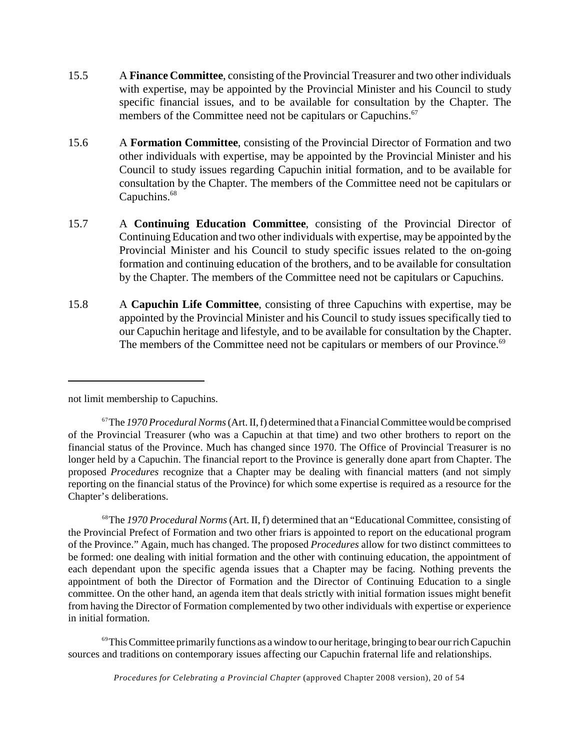15.5 A **Finance Committee**, consisting of the Provincial Treasurer and two other individuals with expertise, may be appointed by the Provincial Minister and his Council to study specific financial issues, and to be available for consultation by the Chapter. The members of the Committee need not be capitulars or Capuchins.[67]

15.6 A **Formation Committee**, consisting of the Provincial Director of Formation and two other individuals with expertise, may be appointed by the Provincial Minister and his Council to study issues regarding Capuchin initial formation, and to be available for consultation by the Chapter. The members of the Committee need not be capitulars or Capuchins.[68]

15.7 A **Continuing Education Committee**, consisting of the Provincial Director of Continuing Education and two other individuals with expertise, may be appointed by the Provincial Minister and his Council to study specific issues related to the on-going formation and continuing education of the brothers, and to be available for consultation by the Chapter. The members of the Committee need not be capitulars or Capuchins.

15.8 A **Capuchin Life Committee**, consisting of three Capuchins with expertise, may be appointed by the Provincial Minister and his Council to study issues specifically tied to our Capuchin heritage and lifestyle, and to be available for consultation by the Chapter. The members of the Committee need not be capitulars or members of our Province.[69]

---

not limit membership to Capuchins.

[67] The *1970 Procedural Norms* (Art. II, f) determined that a Financial Committee would be comprised of the Provincial Treasurer (who was a Capuchin at that time) and two other brothers to report on the financial status of the Province. Much has changed since 1970. The Office of Provincial Treasurer is no longer held by a Capuchin. The financial report to the Province is generally done apart from Chapter. The proposed *Procedures* recognize that a Chapter may be dealing with financial matters (and not simply reporting on the financial status of the Province) for which some expertise is required as a resource for the Chapter's deliberations.

[68] The *1970 Procedural Norms* (Art. II, f) determined that an "Educational Committee, consisting of the Provincial Prefect of Formation and two other friars is appointed to report on the educational program of the Province." Again, much has changed. The proposed *Procedures* allow for two distinct committees to be formed: one dealing with initial formation and the other with continuing education, the appointment of each dependant upon the specific agenda issues that a Chapter may be facing. Nothing prevents the appointment of both the Director of Formation and the Director of Continuing Education to a single committee. On the other hand, an agenda item that deals strictly with initial formation issues might benefit from having the Director of Formation complemented by two other individuals with expertise or experience in initial formation.

[69] This Committee primarily functions as a window to our heritage, bringing to bear our rich Capuchin sources and traditions on contemporary issues affecting our Capuchin fraternal life and relationships.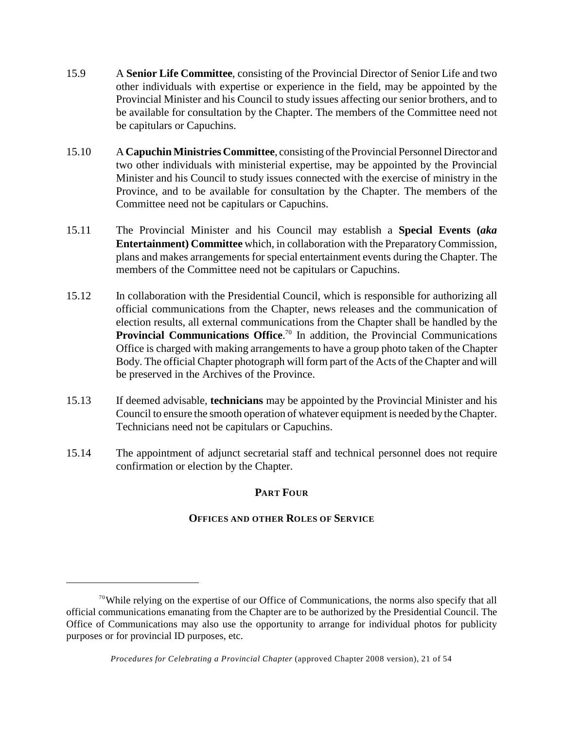15.9 A **Senior Life Committee**, consisting of the Provincial Director of Senior Life and two other individuals with expertise or experience in the field, may be appointed by the Provincial Minister and his Council to study issues affecting our senior brothers, and to be available for consultation by the Chapter. The members of the Committee need not be capitulars or Capuchins.

15.10 A **Capuchin Ministries Committee**, consisting of the Provincial Personnel Director and two other individuals with ministerial expertise, may be appointed by the Provincial Minister and his Council to study issues connected with the exercise of ministry in the Province, and to be available for consultation by the Chapter. The members of the Committee need not be capitulars or Capuchins.

15.11 The Provincial Minister and his Council may establish a **Special Events (*aka* Entertainment) Committee** which, in collaboration with the Preparatory Commission, plans and makes arrangements for special entertainment events during the Chapter. The members of the Committee need not be capitulars or Capuchins.

15.12 In collaboration with the Presidential Council, which is responsible for authorizing all official communications from the Chapter, news releases and the communication of election results, all external communications from the Chapter shall be handled by the **Provincial Communications Office**.[70] In addition, the Provincial Communications Office is charged with making arrangements to have a group photo taken of the Chapter Body. The official Chapter photograph will form part of the Acts of the Chapter and will be preserved in the Archives of the Province.

15.13 If deemed advisable, **technicians** may be appointed by the Provincial Minister and his Council to ensure the smooth operation of whatever equipment is needed by the Chapter. Technicians need not be capitulars or Capuchins.

15.14 The appointment of adjunct secretarial staff and technical personnel does not require confirmation or election by the Chapter.

## PART FOUR

## OFFICES AND OTHER ROLES OF SERVICE

---

[70] While relying on the expertise of our Office of Communications, the norms also specify that all official communications emanating from the Chapter are to be authorized by the Presidential Council. The Office of Communications may also use the opportunity to arrange for individual photos for publicity purposes or for provincial ID purposes, etc.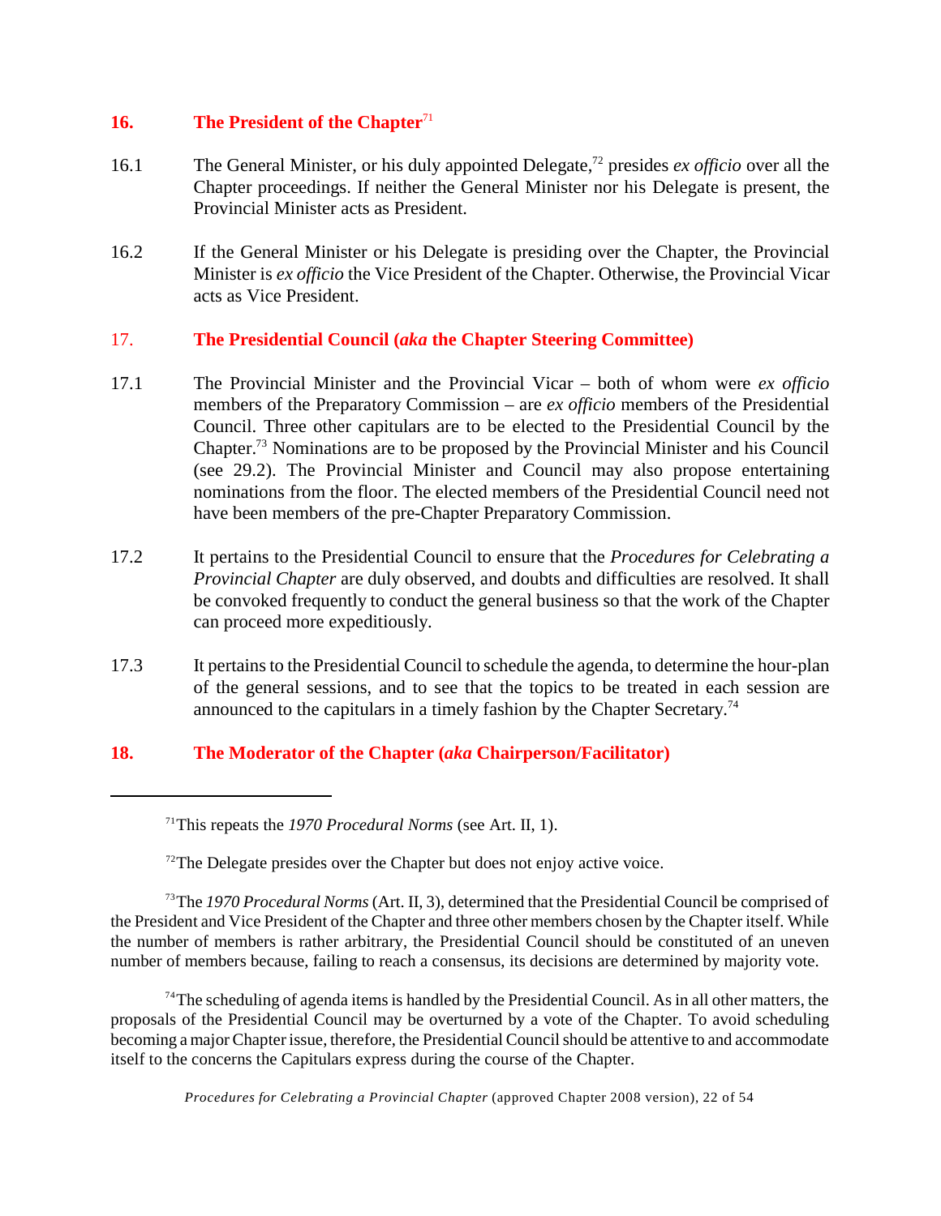## 16. The President of the Chapter[71]

16.1 The General Minister, or his duly appointed Delegate,[72] presides *ex officio* over all the Chapter proceedings. If neither the General Minister nor his Delegate is present, the Provincial Minister acts as President.

16.2 If the General Minister or his Delegate is presiding over the Chapter, the Provincial Minister is *ex officio* the Vice President of the Chapter. Otherwise, the Provincial Vicar acts as Vice President.

## 17. The Presidential Council (*aka* the Chapter Steering Committee)

17.1 The Provincial Minister and the Provincial Vicar – both of whom were *ex officio* members of the Preparatory Commission – are *ex officio* members of the Presidential Council. Three other capitulars are to be elected to the Presidential Council by the Chapter.[73] Nominations are to be proposed by the Provincial Minister and his Council (see 29.2). The Provincial Minister and Council may also propose entertaining nominations from the floor. The elected members of the Presidential Council need not have been members of the pre-Chapter Preparatory Commission.

17.2 It pertains to the Presidential Council to ensure that the *Procedures for Celebrating a Provincial Chapter* are duly observed, and doubts and difficulties are resolved. It shall be convoked frequently to conduct the general business so that the work of the Chapter can proceed more expeditiously.

17.3 It pertains to the Presidential Council to schedule the agenda, to determine the hour-plan of the general sessions, and to see that the topics to be treated in each session are announced to the capitulars in a timely fashion by the Chapter Secretary.[74]

## 18. The Moderator of the Chapter (*aka* Chairperson/Facilitator)

---

[71] This repeats the *1970 Procedural Norms* (see Art. II, 1).

[72] The Delegate presides over the Chapter but does not enjoy active voice.

[73] The *1970 Procedural Norms* (Art. II, 3), determined that the Presidential Council be comprised of the President and Vice President of the Chapter and three other members chosen by the Chapter itself. While the number of members is rather arbitrary, the Presidential Council should be constituted of an uneven number of members because, failing to reach a consensus, its decisions are determined by majority vote.

[74] The scheduling of agenda items is handled by the Presidential Council. As in all other matters, the proposals of the Presidential Council may be overturned by a vote of the Chapter. To avoid scheduling becoming a major Chapter issue, therefore, the Presidential Council should be attentive to and accommodate itself to the concerns the Capitulars express during the course of the Chapter.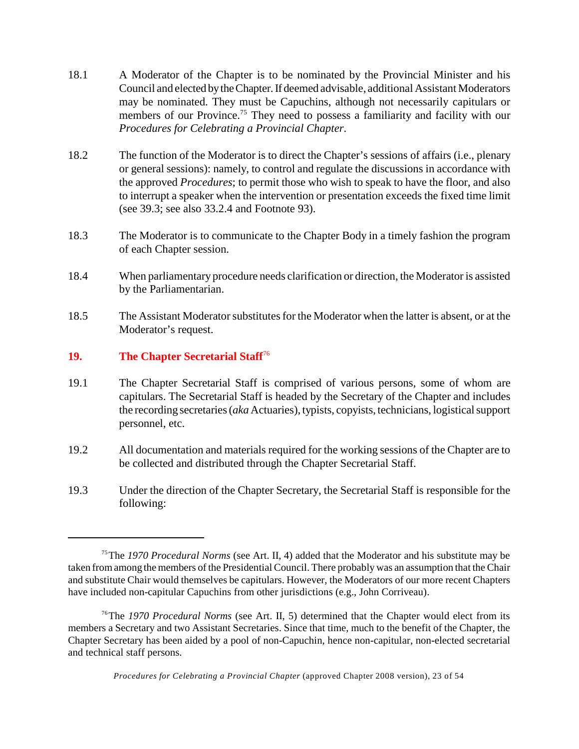18.1 A Moderator of the Chapter is to be nominated by the Provincial Minister and his Council and elected by the Chapter. If deemed advisable, additional Assistant Moderators may be nominated. They must be Capuchins, although not necessarily capitulars or members of our Province.[75] They need to possess a familiarity and facility with our *Procedures for Celebrating a Provincial Chapter*.

18.2 The function of the Moderator is to direct the Chapter's sessions of affairs (i.e., plenary or general sessions): namely, to control and regulate the discussions in accordance with the approved *Procedures*; to permit those who wish to speak to have the floor, and also to interrupt a speaker when the intervention or presentation exceeds the fixed time limit (see 39.3; see also 33.2.4 and Footnote 93).

18.3 The Moderator is to communicate to the Chapter Body in a timely fashion the program of each Chapter session.

18.4 When parliamentary procedure needs clarification or direction, the Moderator is assisted by the Parliamentarian.

18.5 The Assistant Moderator substitutes for the Moderator when the latter is absent, or at the Moderator's request.

## 19. The Chapter Secretarial Staff[76]

19.1 The Chapter Secretarial Staff is comprised of various persons, some of whom are capitulars. The Secretarial Staff is headed by the Secretary of the Chapter and includes the recording secretaries (*aka* Actuaries), typists, copyists, technicians, logistical support personnel, etc.

19.2 All documentation and materials required for the working sessions of the Chapter are to be collected and distributed through the Chapter Secretarial Staff.

19.3 Under the direction of the Chapter Secretary, the Secretarial Staff is responsible for the following:

---

[75] The *1970 Procedural Norms* (see Art. II, 4) added that the Moderator and his substitute may be taken from among the members of the Presidential Council. There probably was an assumption that the Chair and substitute Chair would themselves be capitulars. However, the Moderators of our more recent Chapters have included non-capitular Capuchins from other jurisdictions (e.g., John Corriveau).

[76] The *1970 Procedural Norms* (see Art. II, 5) determined that the Chapter would elect from its members a Secretary and two Assistant Secretaries. Since that time, much to the benefit of the Chapter, the Chapter Secretary has been aided by a pool of non-Capuchin, hence non-capitular, non-elected secretarial and technical staff persons.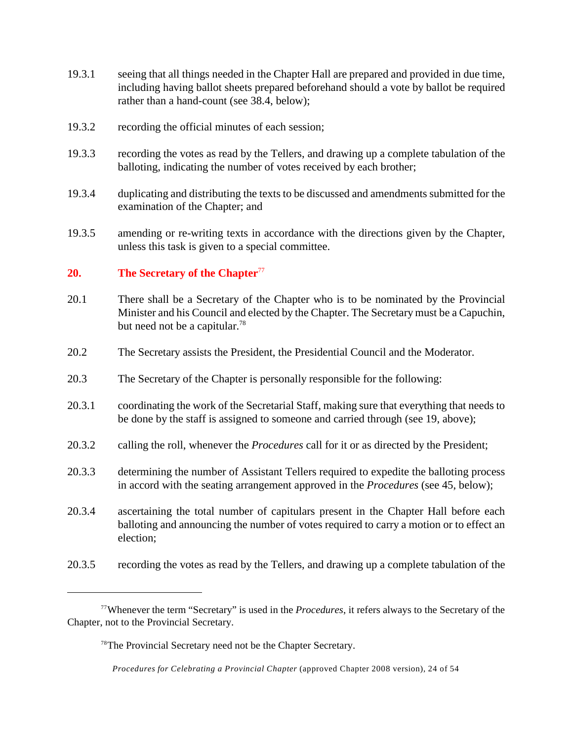19.3.1 seeing that all things needed in the Chapter Hall are prepared and provided in due time, including having ballot sheets prepared beforehand should a vote by ballot be required rather than a hand-count (see 38.4, below);

19.3.2 recording the official minutes of each session;

19.3.3 recording the votes as read by the Tellers, and drawing up a complete tabulation of the balloting, indicating the number of votes received by each brother;

19.3.4 duplicating and distributing the texts to be discussed and amendments submitted for the examination of the Chapter; and

19.3.5 amending or re-writing texts in accordance with the directions given by the Chapter, unless this task is given to a special committee.

## 20. The Secretary of the Chapter[77]

20.1 There shall be a Secretary of the Chapter who is to be nominated by the Provincial Minister and his Council and elected by the Chapter. The Secretary must be a Capuchin, but need not be a capitular.[78]

20.2 The Secretary assists the President, the Presidential Council and the Moderator.

20.3 The Secretary of the Chapter is personally responsible for the following:

20.3.1 coordinating the work of the Secretarial Staff, making sure that everything that needs to be done by the staff is assigned to someone and carried through (see 19, above);

20.3.2 calling the roll, whenever the *Procedures* call for it or as directed by the President;

20.3.3 determining the number of Assistant Tellers required to expedite the balloting process in accord with the seating arrangement approved in the *Procedures* (see 45, below);

20.3.4 ascertaining the total number of capitulars present in the Chapter Hall before each balloting and announcing the number of votes required to carry a motion or to effect an election;

20.3.5 recording the votes as read by the Tellers, and drawing up a complete tabulation of the

---

[77] Whenever the term "Secretary" is used in the *Procedures*, it refers always to the Secretary of the Chapter, not to the Provincial Secretary.

[78] The Provincial Secretary need not be the Chapter Secretary.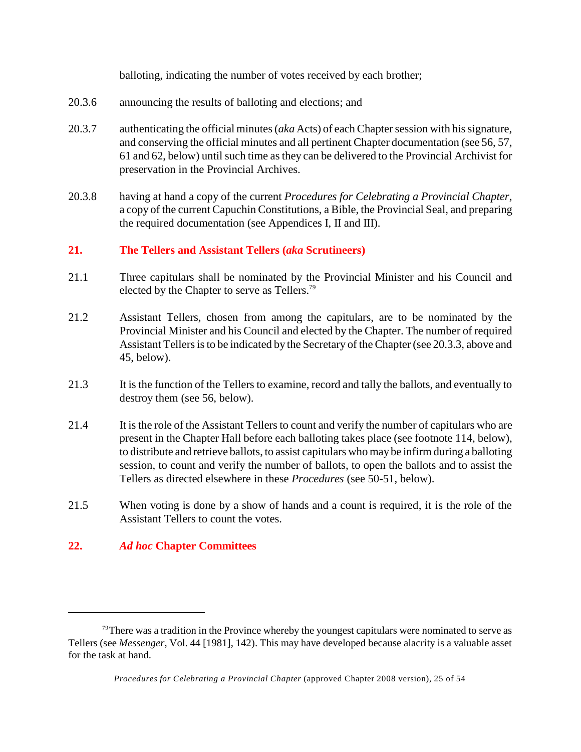balloting, indicating the number of votes received by each brother;

20.3.6 announcing the results of balloting and elections; and

20.3.7 authenticating the official minutes (*aka* Acts) of each Chapter session with his signature, and conserving the official minutes and all pertinent Chapter documentation (see 56, 57, 61 and 62, below) until such time as they can be delivered to the Provincial Archivist for preservation in the Provincial Archives.

20.3.8 having at hand a copy of the current *Procedures for Celebrating a Provincial Chapter*, a copy of the current Capuchin Constitutions, a Bible, the Provincial Seal, and preparing the required documentation (see Appendices I, II and III).

## 21. The Tellers and Assistant Tellers (*aka* Scrutineers)

21.1 Three capitulars shall be nominated by the Provincial Minister and his Council and elected by the Chapter to serve as Tellers.[79]

21.2 Assistant Tellers, chosen from among the capitulars, are to be nominated by the Provincial Minister and his Council and elected by the Chapter. The number of required Assistant Tellers is to be indicated by the Secretary of the Chapter (see 20.3.3, above and 45, below).

21.3 It is the function of the Tellers to examine, record and tally the ballots, and eventually to destroy them (see 56, below).

21.4 It is the role of the Assistant Tellers to count and verify the number of capitulars who are present in the Chapter Hall before each balloting takes place (see footnote 114, below), to distribute and retrieve ballots, to assist capitulars who may be infirm during a balloting session, to count and verify the number of ballots, to open the ballots and to assist the Tellers as directed elsewhere in these *Procedures* (see 50-51, below).

21.5 When voting is done by a show of hands and a count is required, it is the role of the Assistant Tellers to count the votes.

## 22. *Ad hoc* Chapter Committees

---

[79] There was a tradition in the Province whereby the youngest capitulars were nominated to serve as Tellers (see *Messenger*, Vol. 44 [1981], 142). This may have developed because alacrity is a valuable asset for the task at hand.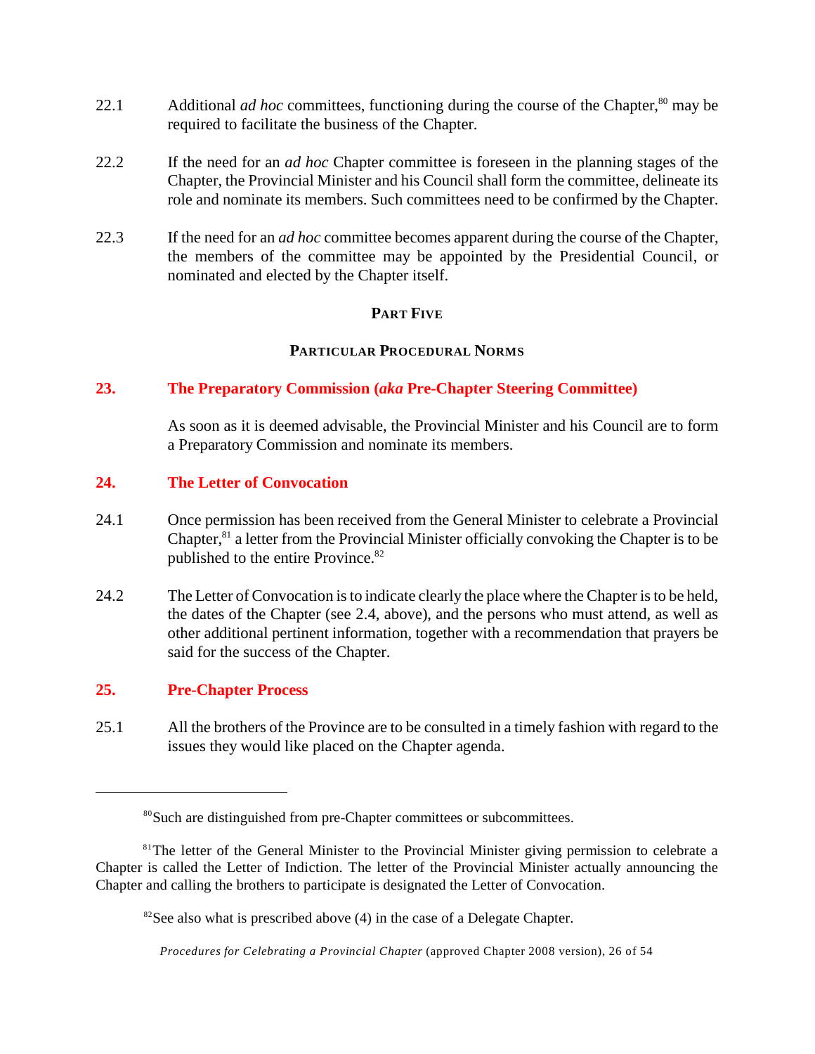22.1 Additional *ad hoc* committees, functioning during the course of the Chapter,[80] may be required to facilitate the business of the Chapter.

22.2 If the need for an *ad hoc* Chapter committee is foreseen in the planning stages of the Chapter, the Provincial Minister and his Council shall form the committee, delineate its role and nominate its members. Such committees need to be confirmed by the Chapter.

22.3 If the need for an *ad hoc* committee becomes apparent during the course of the Chapter, the members of the committee may be appointed by the Presidential Council, or nominated and elected by the Chapter itself.

## PART FIVE

## PARTICULAR PROCEDURAL NORMS

### 23. The Preparatory Commission (*aka* Pre-Chapter Steering Committee)

As soon as it is deemed advisable, the Provincial Minister and his Council are to form a Preparatory Commission and nominate its members.

### 24. The Letter of Convocation

24.1 Once permission has been received from the General Minister to celebrate a Provincial Chapter,[81] a letter from the Provincial Minister officially convoking the Chapter is to be published to the entire Province.[82]

24.2 The Letter of Convocation is to indicate clearly the place where the Chapter is to be held, the dates of the Chapter (see 2.4, above), and the persons who must attend, as well as other additional pertinent information, together with a recommendation that prayers be said for the success of the Chapter.

### 25. Pre-Chapter Process

25.1 All the brothers of the Province are to be consulted in a timely fashion with regard to the issues they would like placed on the Chapter agenda.

---

[80] Such are distinguished from pre-Chapter committees or subcommittees.

[81] The letter of the General Minister to the Provincial Minister giving permission to celebrate a Chapter is called the Letter of Indiction. The letter of the Provincial Minister actually announcing the Chapter and calling the brothers to participate is designated the Letter of Convocation.

[82] See also what is prescribed above (4) in the case of a Delegate Chapter.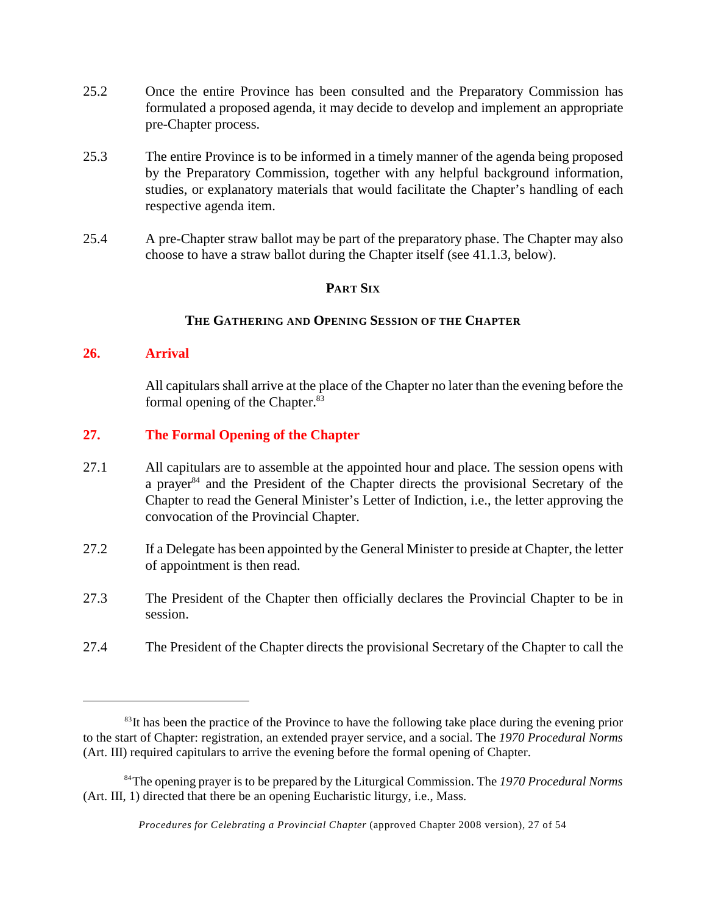25.2 Once the entire Province has been consulted and the Preparatory Commission has formulated a proposed agenda, it may decide to develop and implement an appropriate pre-Chapter process.

25.3 The entire Province is to be informed in a timely manner of the agenda being proposed by the Preparatory Commission, together with any helpful background information, studies, or explanatory materials that would facilitate the Chapter's handling of each respective agenda item.

25.4 A pre-Chapter straw ballot may be part of the preparatory phase. The Chapter may also choose to have a straw ballot during the Chapter itself (see 41.1.3, below).

## PART SIX

## THE GATHERING AND OPENING SESSION OF THE CHAPTER

### 26. Arrival

All capitulars shall arrive at the place of the Chapter no later than the evening before the formal opening of the Chapter.[83]

### 27. The Formal Opening of the Chapter

27.1 All capitulars are to assemble at the appointed hour and place. The session opens with a prayer[84] and the President of the Chapter directs the provisional Secretary of the Chapter to read the General Minister's Letter of Indiction, i.e., the letter approving the convocation of the Provincial Chapter.

27.2 If a Delegate has been appointed by the General Minister to preside at Chapter, the letter of appointment is then read.

27.3 The President of the Chapter then officially declares the Provincial Chapter to be in session.

27.4 The President of the Chapter directs the provisional Secretary of the Chapter to call the

---

[83] It has been the practice of the Province to have the following take place during the evening prior to the start of Chapter: registration, an extended prayer service, and a social. The *1970 Procedural Norms* (Art. III) required capitulars to arrive the evening before the formal opening of Chapter.

[84] The opening prayer is to be prepared by the Liturgical Commission. The *1970 Procedural Norms* (Art. III, 1) directed that there be an opening Eucharistic liturgy, i.e., Mass.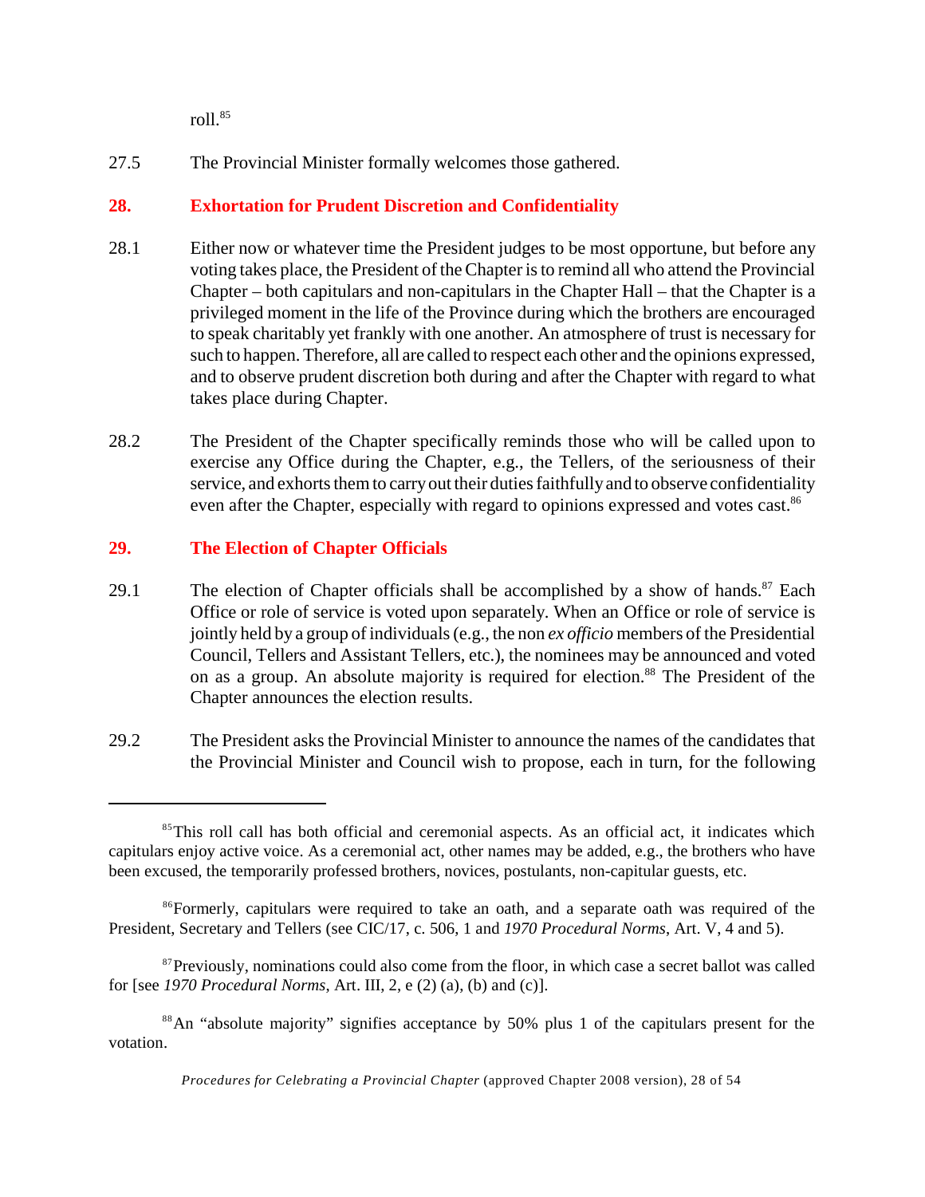roll.[85]

27.5 The Provincial Minister formally welcomes those gathered.

## 28. Exhortation for Prudent Discretion and Confidentiality

28.1 Either now or whatever time the President judges to be most opportune, but before any voting takes place, the President of the Chapter is to remind all who attend the Provincial Chapter – both capitulars and non-capitulars in the Chapter Hall – that the Chapter is a privileged moment in the life of the Province during which the brothers are encouraged to speak charitably yet frankly with one another. An atmosphere of trust is necessary for such to happen. Therefore, all are called to respect each other and the opinions expressed, and to observe prudent discretion both during and after the Chapter with regard to what takes place during Chapter.

28.2 The President of the Chapter specifically reminds those who will be called upon to exercise any Office during the Chapter, e.g., the Tellers, of the seriousness of their service, and exhorts them to carry out their duties faithfully and to observe confidentiality even after the Chapter, especially with regard to opinions expressed and votes cast.[86]

## 29. The Election of Chapter Officials

29.1 The election of Chapter officials shall be accomplished by a show of hands.[87] Each Office or role of service is voted upon separately. When an Office or role of service is jointly held by a group of individuals (e.g., the non *ex officio* members of the Presidential Council, Tellers and Assistant Tellers, etc.), the nominees may be announced and voted on as a group. An absolute majority is required for election.[88] The President of the Chapter announces the election results.

29.2 The President asks the Provincial Minister to announce the names of the candidates that the Provincial Minister and Council wish to propose, each in turn, for the following

---

[85] This roll call has both official and ceremonial aspects. As an official act, it indicates which capitulars enjoy active voice. As a ceremonial act, other names may be added, e.g., the brothers who have been excused, the temporarily professed brothers, novices, postulants, non-capitular guests, etc.

[86] Formerly, capitulars were required to take an oath, and a separate oath was required of the President, Secretary and Tellers (see CIC/17, c. 506, 1 and *1970 Procedural Norms*, Art. V, 4 and 5).

[87] Previously, nominations could also come from the floor, in which case a secret ballot was called for [see *1970 Procedural Norms*, Art. III, 2, e (2) (a), (b) and (c)].

[88] An "absolute majority" signifies acceptance by 50% plus 1 of the capitulars present for the votation.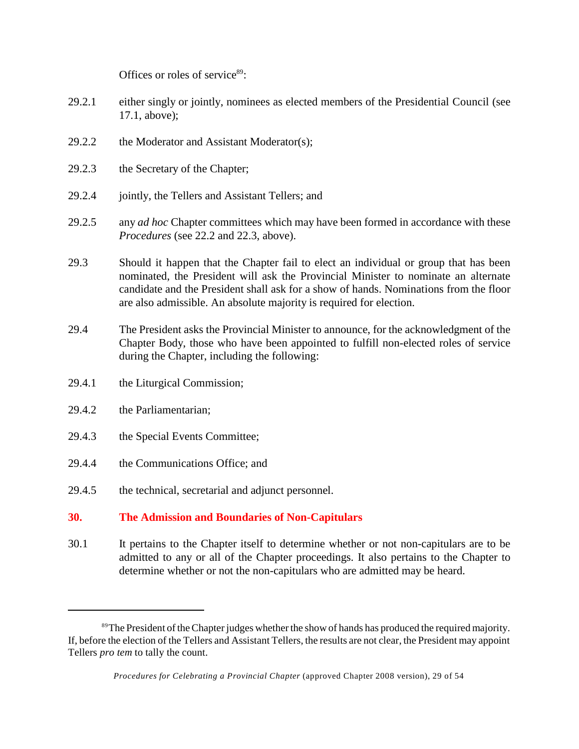Offices or roles of service[89]:

29.2.1 either singly or jointly, nominees as elected members of the Presidential Council (see 17.1, above);

29.2.2 the Moderator and Assistant Moderator(s);

29.2.3 the Secretary of the Chapter;

29.2.4 jointly, the Tellers and Assistant Tellers; and

29.2.5 any *ad hoc* Chapter committees which may have been formed in accordance with these *Procedures* (see 22.2 and 22.3, above).

29.3 Should it happen that the Chapter fail to elect an individual or group that has been nominated, the President will ask the Provincial Minister to nominate an alternate candidate and the President shall ask for a show of hands. Nominations from the floor are also admissible. An absolute majority is required for election.

29.4 The President asks the Provincial Minister to announce, for the acknowledgment of the Chapter Body, those who have been appointed to fulfill non-elected roles of service during the Chapter, including the following:

29.4.1 the Liturgical Commission;

29.4.2 the Parliamentarian;

29.4.3 the Special Events Committee;

29.4.4 the Communications Office; and

29.4.5 the technical, secretarial and adjunct personnel.

## 30. The Admission and Boundaries of Non-Capitulars

30.1 It pertains to the Chapter itself to determine whether or not non-capitulars are to be admitted to any or all of the Chapter proceedings. It also pertains to the Chapter to determine whether or not the non-capitulars who are admitted may be heard.

---

[89] The President of the Chapter judges whether the show of hands has produced the required majority. If, before the election of the Tellers and Assistant Tellers, the results are not clear, the President may appoint Tellers *pro tem* to tally the count.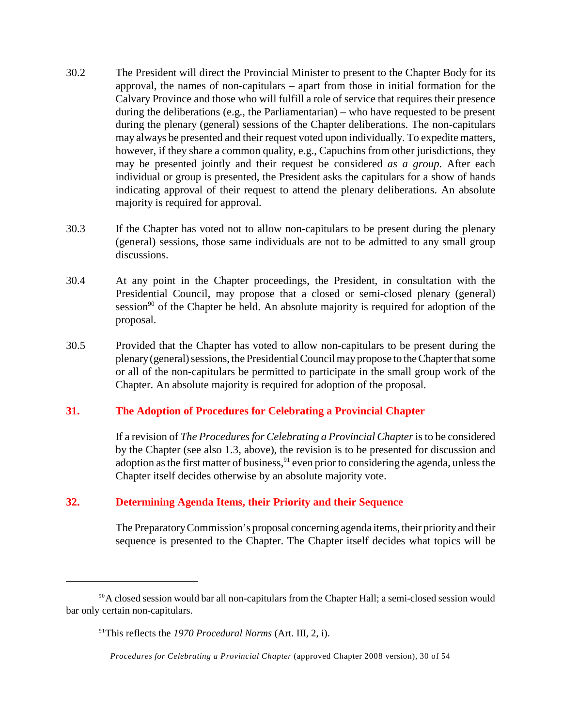30.2 The President will direct the Provincial Minister to present to the Chapter Body for its approval, the names of non-capitulars – apart from those in initial formation for the Calvary Province and those who will fulfill a role of service that requires their presence during the deliberations (e.g., the Parliamentarian) – who have requested to be present during the plenary (general) sessions of the Chapter deliberations. The non-capitulars may always be presented and their request voted upon individually. To expedite matters, however, if they share a common quality, e.g., Capuchins from other jurisdictions, they may be presented jointly and their request be considered *as a group*. After each individual or group is presented, the President asks the capitulars for a show of hands indicating approval of their request to attend the plenary deliberations. An absolute majority is required for approval.

30.3 If the Chapter has voted not to allow non-capitulars to be present during the plenary (general) sessions, those same individuals are not to be admitted to any small group discussions.

30.4 At any point in the Chapter proceedings, the President, in consultation with the Presidential Council, may propose that a closed or semi-closed plenary (general) session[90] of the Chapter be held. An absolute majority is required for adoption of the proposal.

30.5 Provided that the Chapter has voted to allow non-capitulars to be present during the plenary (general) sessions, the Presidential Council may propose to the Chapter that some or all of the non-capitulars be permitted to participate in the small group work of the Chapter. An absolute majority is required for adoption of the proposal.

## 31. The Adoption of Procedures for Celebrating a Provincial Chapter

If a revision of *The Procedures for Celebrating a Provincial Chapter* is to be considered by the Chapter (see also 1.3, above), the revision is to be presented for discussion and adoption as the first matter of business,[91] even prior to considering the agenda, unless the Chapter itself decides otherwise by an absolute majority vote.

## 32. Determining Agenda Items, their Priority and their Sequence

The Preparatory Commission's proposal concerning agenda items, their priority and their sequence is presented to the Chapter. The Chapter itself decides what topics will be

---

[90] A closed session would bar all non-capitulars from the Chapter Hall; a semi-closed session would bar only certain non-capitulars.

[91] This reflects the *1970 Procedural Norms* (Art. III, 2, i).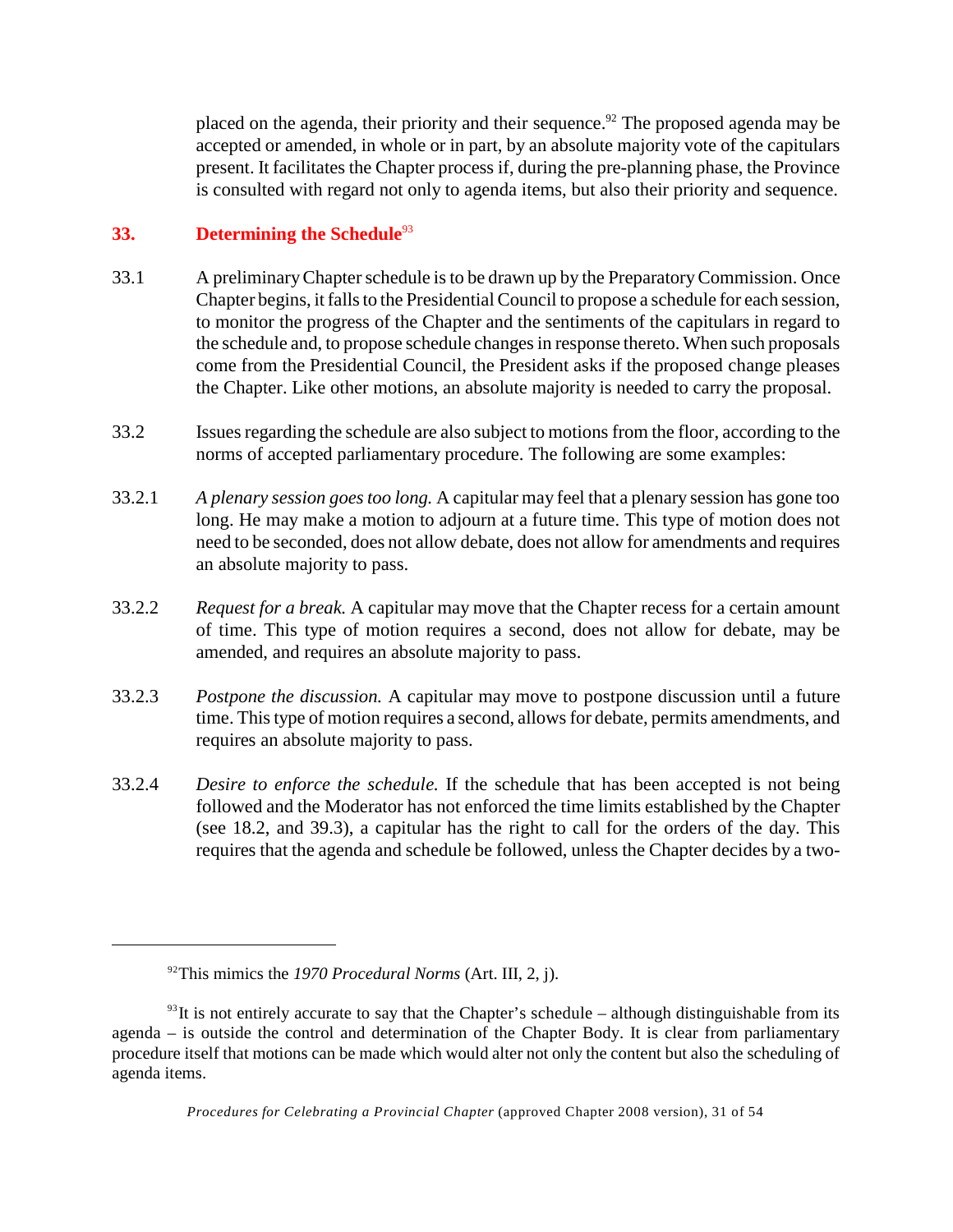placed on the agenda, their priority and their sequence.[92] The proposed agenda may be accepted or amended, in whole or in part, by an absolute majority vote of the capitulars present. It facilitates the Chapter process if, during the pre-planning phase, the Province is consulted with regard not only to agenda items, but also their priority and sequence.

## 33. Determining the Schedule[93]

33.1 A preliminary Chapter schedule is to be drawn up by the Preparatory Commission. Once Chapter begins, it falls to the Presidential Council to propose a schedule for each session, to monitor the progress of the Chapter and the sentiments of the capitulars in regard to the schedule and, to propose schedule changes in response thereto. When such proposals come from the Presidential Council, the President asks if the proposed change pleases the Chapter. Like other motions, an absolute majority is needed to carry the proposal.

33.2 Issues regarding the schedule are also subject to motions from the floor, according to the norms of accepted parliamentary procedure. The following are some examples:

33.2.1 *A plenary session goes too long.* A capitular may feel that a plenary session has gone too long. He may make a motion to adjourn at a future time. This type of motion does not need to be seconded, does not allow debate, does not allow for amendments and requires an absolute majority to pass.

33.2.2 *Request for a break.* A capitular may move that the Chapter recess for a certain amount of time. This type of motion requires a second, does not allow for debate, may be amended, and requires an absolute majority to pass.

33.2.3 *Postpone the discussion.* A capitular may move to postpone discussion until a future time. This type of motion requires a second, allows for debate, permits amendments, and requires an absolute majority to pass.

33.2.4 *Desire to enforce the schedule.* If the schedule that has been accepted is not being followed and the Moderator has not enforced the time limits established by the Chapter (see 18.2, and 39.3), a capitular has the right to call for the orders of the day. This requires that the agenda and schedule be followed, unless the Chapter decides by a two-

---

[92] This mimics the *1970 Procedural Norms* (Art. III, 2, j).

[93] It is not entirely accurate to say that the Chapter's schedule – although distinguishable from its agenda – is outside the control and determination of the Chapter Body. It is clear from parliamentary procedure itself that motions can be made which would alter not only the content but also the scheduling of agenda items.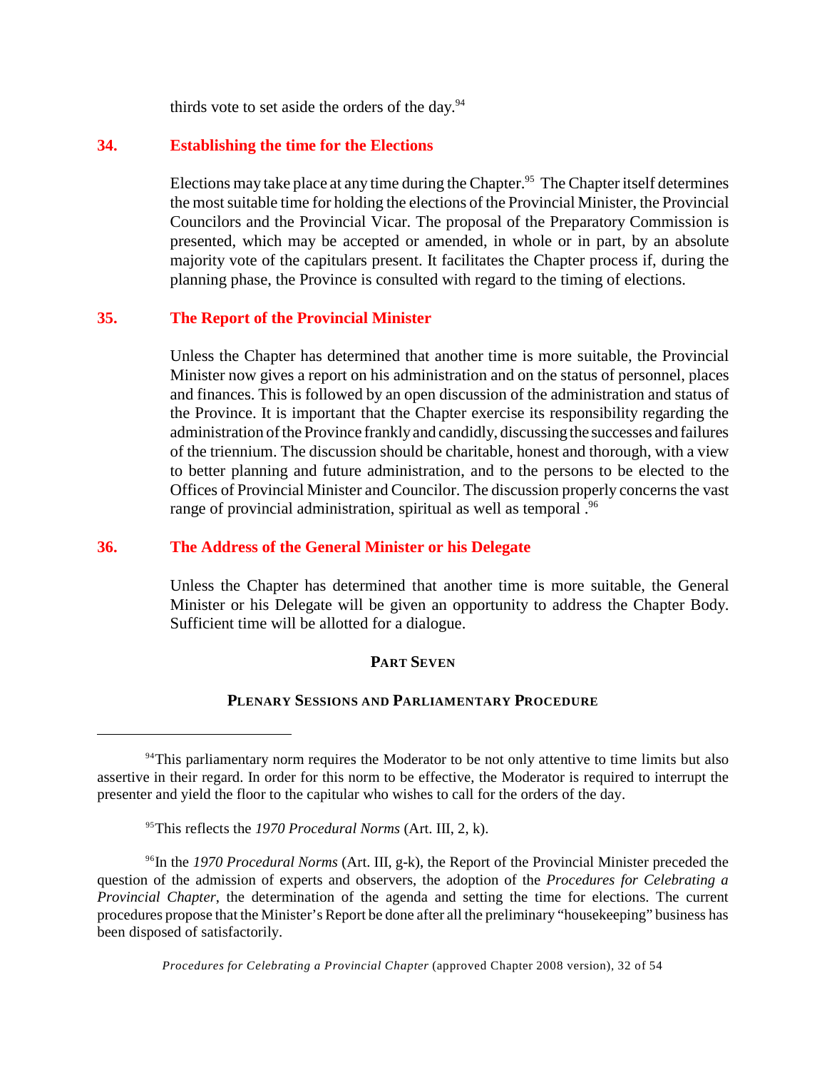thirds vote to set aside the orders of the day.[94]

## 34. Establishing the time for the Elections

Elections may take place at any time during the Chapter.[95] The Chapter itself determines the most suitable time for holding the elections of the Provincial Minister, the Provincial Councilors and the Provincial Vicar. The proposal of the Preparatory Commission is presented, which may be accepted or amended, in whole or in part, by an absolute majority vote of the capitulars present. It facilitates the Chapter process if, during the planning phase, the Province is consulted with regard to the timing of elections.

## 35. The Report of the Provincial Minister

Unless the Chapter has determined that another time is more suitable, the Provincial Minister now gives a report on his administration and on the status of personnel, places and finances. This is followed by an open discussion of the administration and status of the Province. It is important that the Chapter exercise its responsibility regarding the administration of the Province frankly and candidly, discussing the successes and failures of the triennium. The discussion should be charitable, honest and thorough, with a view to better planning and future administration, and to the persons to be elected to the Offices of Provincial Minister and Councilor. The discussion properly concerns the vast range of provincial administration, spiritual as well as temporal .[96]

## 36. The Address of the General Minister or his Delegate

Unless the Chapter has determined that another time is more suitable, the General Minister or his Delegate will be given an opportunity to address the Chapter Body. Sufficient time will be allotted for a dialogue.

# PART SEVEN

# PLENARY SESSIONS AND PARLIAMENTARY PROCEDURE

---

[94] This parliamentary norm requires the Moderator to be not only attentive to time limits but also assertive in their regard. In order for this norm to be effective, the Moderator is required to interrupt the presenter and yield the floor to the capitular who wishes to call for the orders of the day.

[95] This reflects the *1970 Procedural Norms* (Art. III, 2, k).

[96] In the *1970 Procedural Norms* (Art. III, g-k), the Report of the Provincial Minister preceded the question of the admission of experts and observers, the adoption of the *Procedures for Celebrating a Provincial Chapter*, the determination of the agenda and setting the time for elections. The current procedures propose that the Minister's Report be done after all the preliminary "housekeeping" business has been disposed of satisfactorily.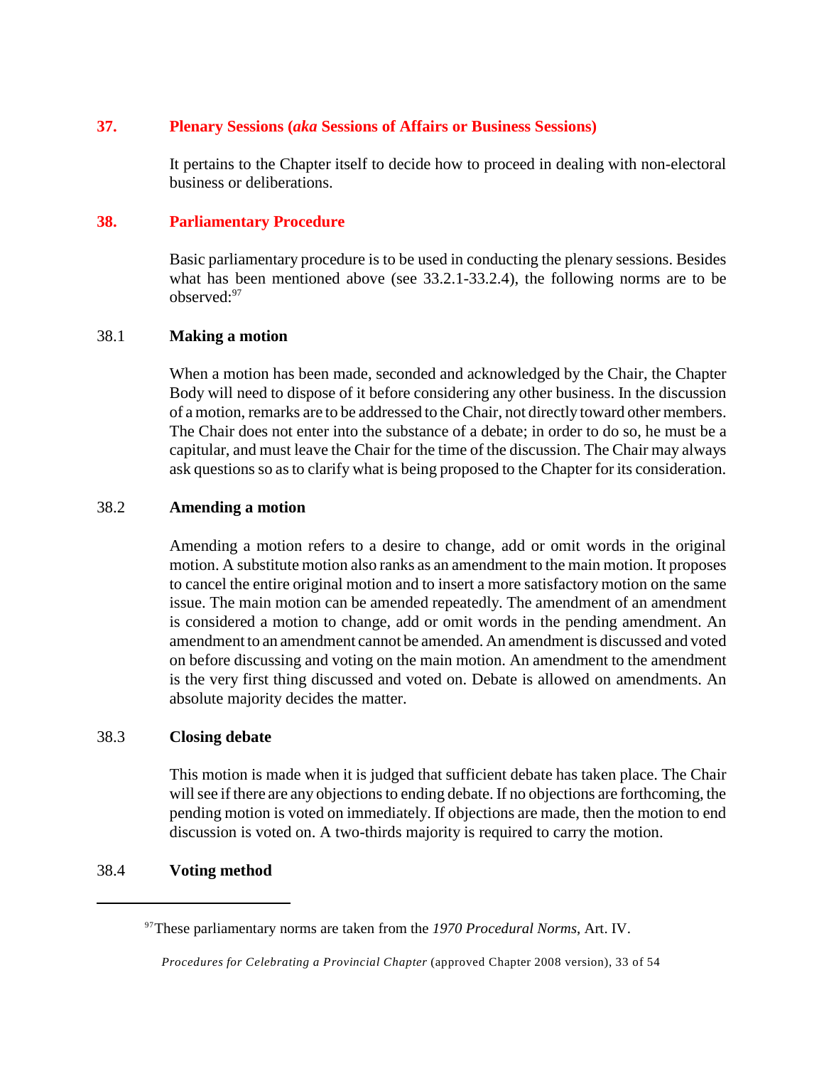## 37. Plenary Sessions (*aka* Sessions of Affairs or Business Sessions)

It pertains to the Chapter itself to decide how to proceed in dealing with non-electoral business or deliberations.

## 38. Parliamentary Procedure

Basic parliamentary procedure is to be used in conducting the plenary sessions. Besides what has been mentioned above (see 33.2.1-33.2.4), the following norms are to be observed:[97]

### 38.1 Making a motion

When a motion has been made, seconded and acknowledged by the Chair, the Chapter Body will need to dispose of it before considering any other business. In the discussion of a motion, remarks are to be addressed to the Chair, not directly toward other members. The Chair does not enter into the substance of a debate; in order to do so, he must be a capitular, and must leave the Chair for the time of the discussion. The Chair may always ask questions so as to clarify what is being proposed to the Chapter for its consideration.

### 38.2 Amending a motion

Amending a motion refers to a desire to change, add or omit words in the original motion. A substitute motion also ranks as an amendment to the main motion. It proposes to cancel the entire original motion and to insert a more satisfactory motion on the same issue. The main motion can be amended repeatedly. The amendment of an amendment is considered a motion to change, add or omit words in the pending amendment. An amendment to an amendment cannot be amended. An amendment is discussed and voted on before discussing and voting on the main motion. An amendment to the amendment is the very first thing discussed and voted on. Debate is allowed on amendments. An absolute majority decides the matter.

### 38.3 Closing debate

This motion is made when it is judged that sufficient debate has taken place. The Chair will see if there are any objections to ending debate. If no objections are forthcoming, the pending motion is voted on immediately. If objections are made, then the motion to end discussion is voted on. A two-thirds majority is required to carry the motion.

### 38.4 Voting method

---

[97] These parliamentary norms are taken from the *1970 Procedural Norms*, Art. IV.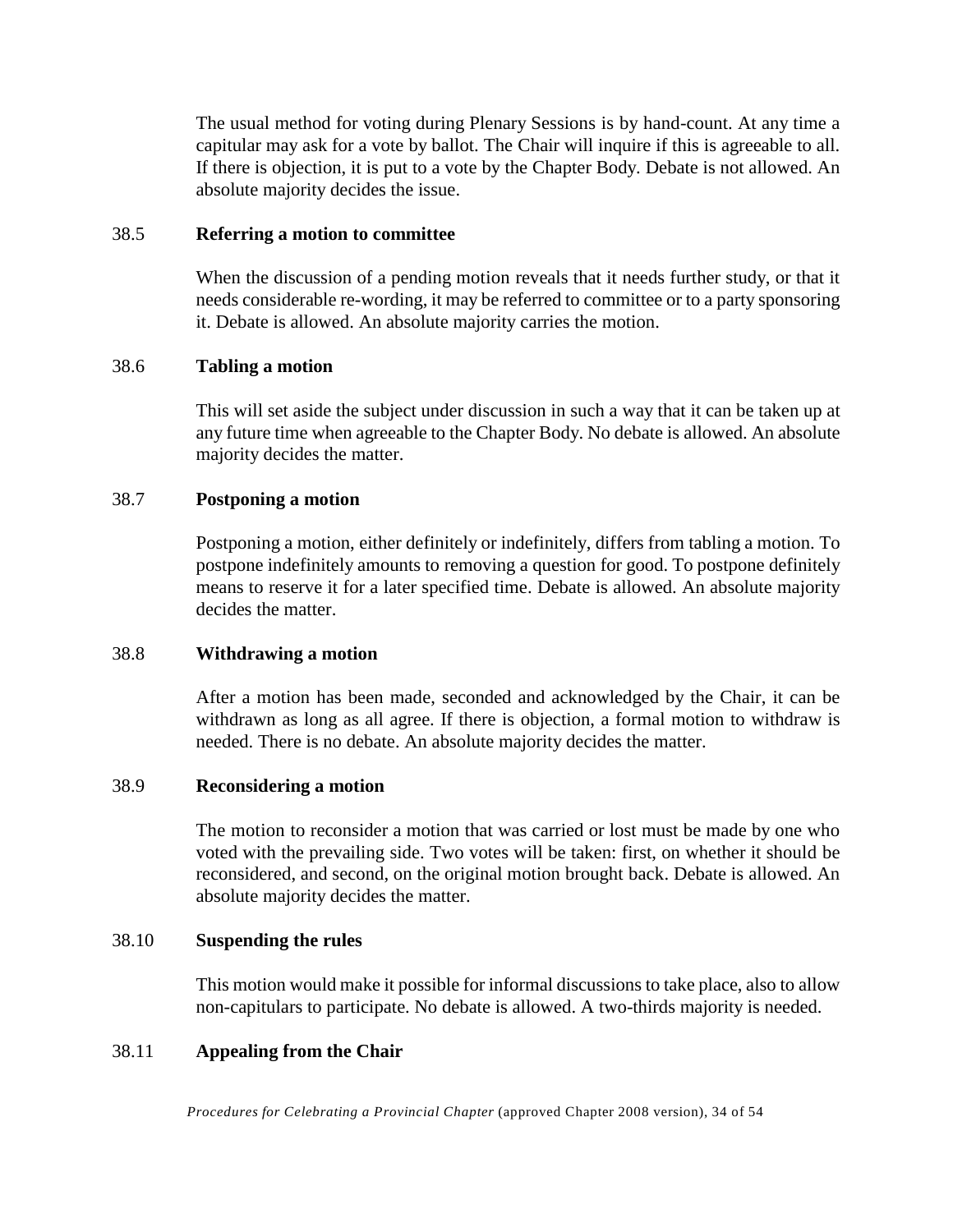The usual method for voting during Plenary Sessions is by hand-count. At any time a capitular may ask for a vote by ballot. The Chair will inquire if this is agreeable to all. If there is objection, it is put to a vote by the Chapter Body. Debate is not allowed. An absolute majority decides the issue.

### 38.5 Referring a motion to committee

When the discussion of a pending motion reveals that it needs further study, or that it needs considerable re-wording, it may be referred to committee or to a party sponsoring it. Debate is allowed. An absolute majority carries the motion.

### 38.6 Tabling a motion

This will set aside the subject under discussion in such a way that it can be taken up at any future time when agreeable to the Chapter Body. No debate is allowed. An absolute majority decides the matter.

### 38.7 Postponing a motion

Postponing a motion, either definitely or indefinitely, differs from tabling a motion. To postpone indefinitely amounts to removing a question for good. To postpone definitely means to reserve it for a later specified time. Debate is allowed. An absolute majority decides the matter.

### 38.8 Withdrawing a motion

After a motion has been made, seconded and acknowledged by the Chair, it can be withdrawn as long as all agree. If there is objection, a formal motion to withdraw is needed. There is no debate. An absolute majority decides the matter.

### 38.9 Reconsidering a motion

The motion to reconsider a motion that was carried or lost must be made by one who voted with the prevailing side. Two votes will be taken: first, on whether it should be reconsidered, and second, on the original motion brought back. Debate is allowed. An absolute majority decides the matter.

### 38.10 Suspending the rules

This motion would make it possible for informal discussions to take place, also to allow non-capitulars to participate. No debate is allowed. A two-thirds majority is needed.

### 38.11 Appealing from the Chair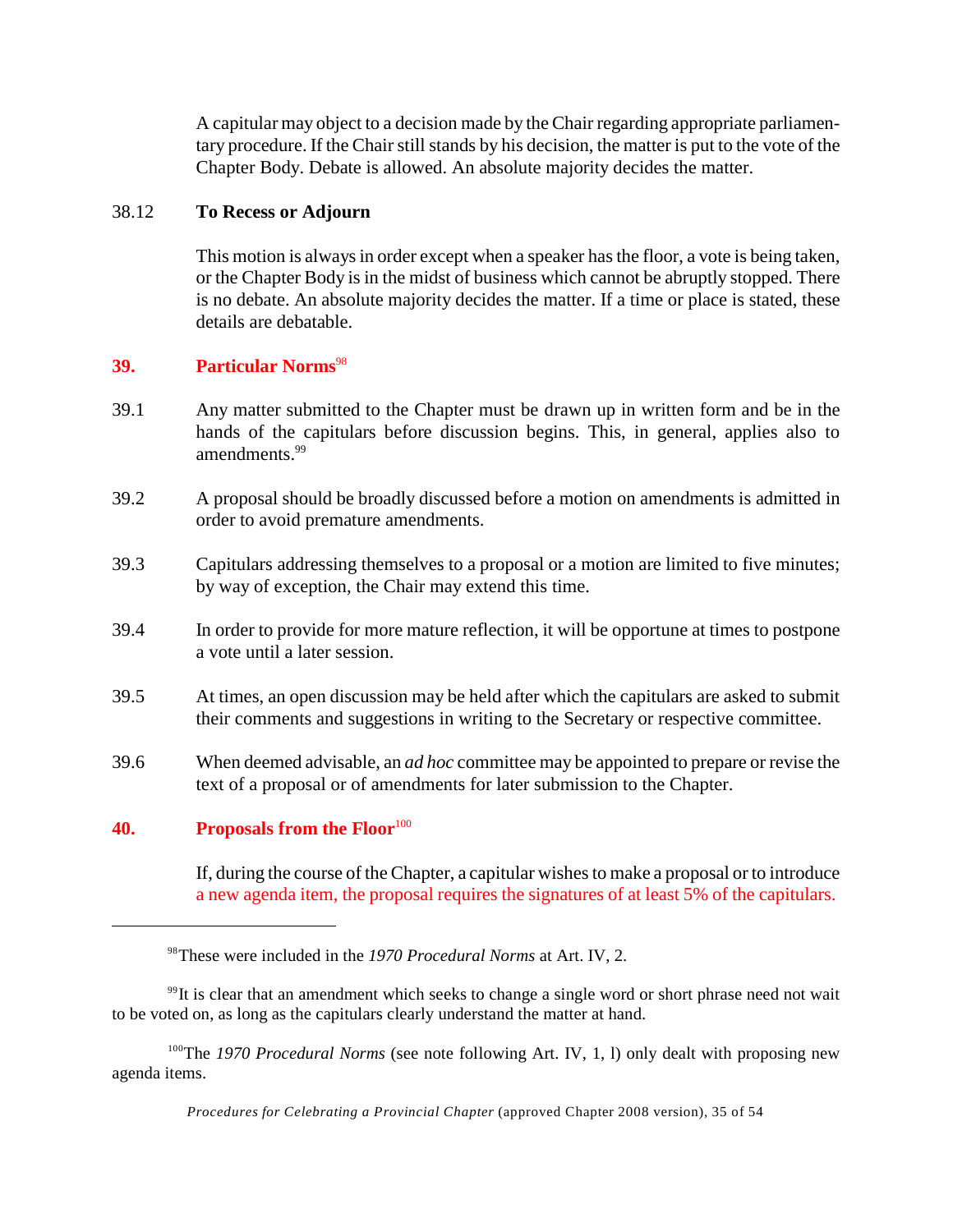A capitular may object to a decision made by the Chair regarding appropriate parliamentary procedure. If the Chair still stands by his decision, the matter is put to the vote of the Chapter Body. Debate is allowed. An absolute majority decides the matter.

### 38.12 To Recess or Adjourn

This motion is always in order except when a speaker has the floor, a vote is being taken, or the Chapter Body is in the midst of business which cannot be abruptly stopped. There is no debate. An absolute majority decides the matter. If a time or place is stated, these details are debatable.

## 39. Particular Norms[98]

39.1 Any matter submitted to the Chapter must be drawn up in written form and be in the hands of the capitulars before discussion begins. This, in general, applies also to amendments.[99]

39.2 A proposal should be broadly discussed before a motion on amendments is admitted in order to avoid premature amendments.

39.3 Capitulars addressing themselves to a proposal or a motion are limited to five minutes; by way of exception, the Chair may extend this time.

39.4 In order to provide for more mature reflection, it will be opportune at times to postpone a vote until a later session.

39.5 At times, an open discussion may be held after which the capitulars are asked to submit their comments and suggestions in writing to the Secretary or respective committee.

39.6 When deemed advisable, an *ad hoc* committee may be appointed to prepare or revise the text of a proposal or of amendments for later submission to the Chapter.

## 40. Proposals from the Floor[100]

If, during the course of the Chapter, a capitular wishes to make a proposal or to introduce a new agenda item, the proposal requires the signatures of at least 5% of the capitulars.

---

[98] These were included in the *1970 Procedural Norms* at Art. IV, 2.

[99] It is clear that an amendment which seeks to change a single word or short phrase need not wait to be voted on, as long as the capitulars clearly understand the matter at hand.

[100] The *1970 Procedural Norms* (see note following Art. IV, 1, l) only dealt with proposing new agenda items.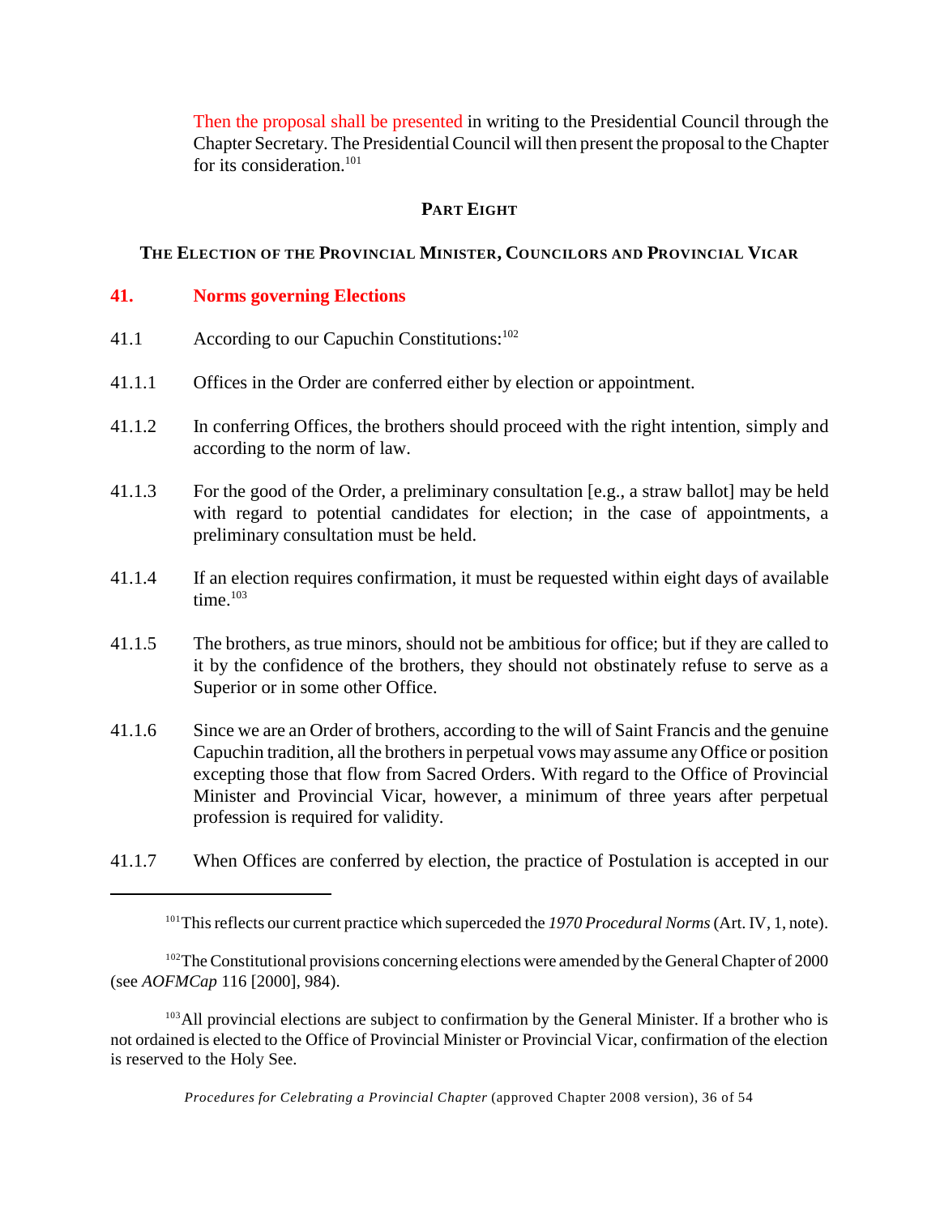Then the proposal shall be presented in writing to the Presidential Council through the Chapter Secretary. The Presidential Council will then present the proposal to the Chapter for its consideration.[101]

## PART EIGHT

## THE ELECTION OF THE PROVINCIAL MINISTER, COUNCILORS AND PROVINCIAL VICAR

### 41. Norms governing Elections

41.1 According to our Capuchin Constitutions:[102]

41.1.1 Offices in the Order are conferred either by election or appointment.

41.1.2 In conferring Offices, the brothers should proceed with the right intention, simply and according to the norm of law.

41.1.3 For the good of the Order, a preliminary consultation [e.g., a straw ballot] may be held with regard to potential candidates for election; in the case of appointments, a preliminary consultation must be held.

41.1.4 If an election requires confirmation, it must be requested within eight days of available time.[103]

41.1.5 The brothers, as true minors, should not be ambitious for office; but if they are called to it by the confidence of the brothers, they should not obstinately refuse to serve as a Superior or in some other Office.

41.1.6 Since we are an Order of brothers, according to the will of Saint Francis and the genuine Capuchin tradition, all the brothers in perpetual vows may assume any Office or position excepting those that flow from Sacred Orders. With regard to the Office of Provincial Minister and Provincial Vicar, however, a minimum of three years after perpetual profession is required for validity.

41.1.7 When Offices are conferred by election, the practice of Postulation is accepted in our

---

[101] This reflects our current practice which superceded the *1970 Procedural Norms* (Art. IV, 1, note).

[102] The Constitutional provisions concerning elections were amended by the General Chapter of 2000 (see *AOFMCap* 116 [2000], 984).

[103] All provincial elections are subject to confirmation by the General Minister. If a brother who is not ordained is elected to the Office of Provincial Minister or Provincial Vicar, confirmation of the election is reserved to the Holy See.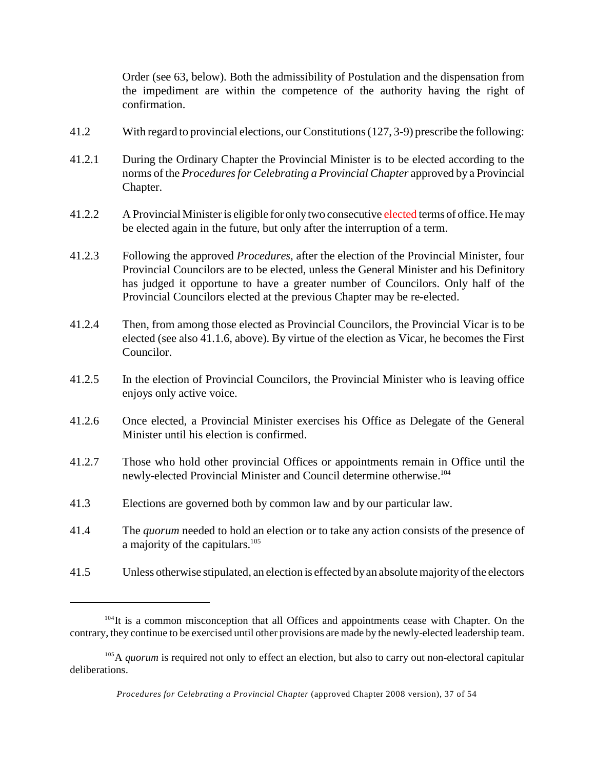Order (see 63, below). Both the admissibility of Postulation and the dispensation from the impediment are within the competence of the authority having the right of confirmation.

41.2 With regard to provincial elections, our Constitutions (127, 3-9) prescribe the following:

41.2.1 During the Ordinary Chapter the Provincial Minister is to be elected according to the norms of the *Procedures for Celebrating a Provincial Chapter* approved by a Provincial Chapter.

41.2.2 A Provincial Minister is eligible for only two consecutive elected terms of office. He may be elected again in the future, but only after the interruption of a term.

41.2.3 Following the approved *Procedures*, after the election of the Provincial Minister, four Provincial Councilors are to be elected, unless the General Minister and his Definitory has judged it opportune to have a greater number of Councilors. Only half of the Provincial Councilors elected at the previous Chapter may be re-elected.

41.2.4 Then, from among those elected as Provincial Councilors, the Provincial Vicar is to be elected (see also 41.1.6, above). By virtue of the election as Vicar, he becomes the First Councilor.

41.2.5 In the election of Provincial Councilors, the Provincial Minister who is leaving office enjoys only active voice.

41.2.6 Once elected, a Provincial Minister exercises his Office as Delegate of the General Minister until his election is confirmed.

41.2.7 Those who hold other provincial Offices or appointments remain in Office until the newly-elected Provincial Minister and Council determine otherwise.[104]

41.3 Elections are governed both by common law and by our particular law.

41.4 The *quorum* needed to hold an election or to take any action consists of the presence of a majority of the capitulars.[105]

41.5 Unless otherwise stipulated, an election is effected by an absolute majority of the electors

---

[104] It is a common misconception that all Offices and appointments cease with Chapter. On the contrary, they continue to be exercised until other provisions are made by the newly-elected leadership team.

[105] A *quorum* is required not only to effect an election, but also to carry out non-electoral capitular deliberations.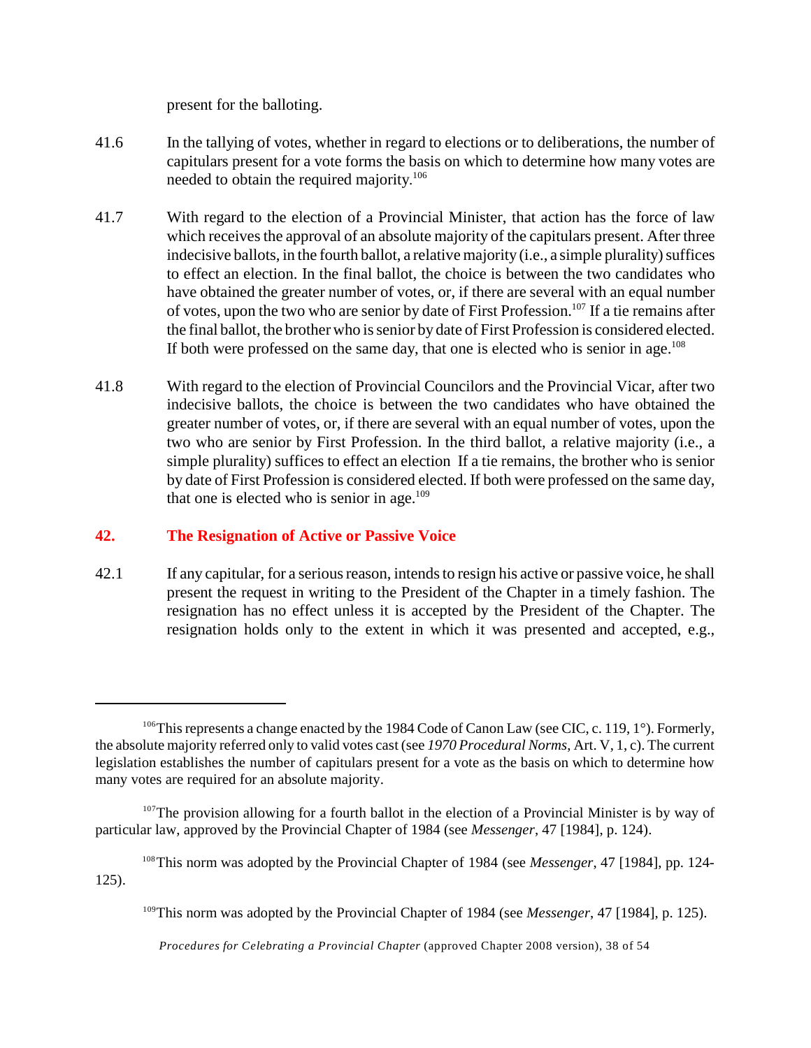present for the balloting.

41.6 In the tallying of votes, whether in regard to elections or to deliberations, the number of capitulars present for a vote forms the basis on which to determine how many votes are needed to obtain the required majority.[106]

41.7 With regard to the election of a Provincial Minister, that action has the force of law which receives the approval of an absolute majority of the capitulars present. After three indecisive ballots, in the fourth ballot, a relative majority (i.e., a simple plurality) suffices to effect an election. In the final ballot, the choice is between the two candidates who have obtained the greater number of votes, or, if there are several with an equal number of votes, upon the two who are senior by date of First Profession.[107] If a tie remains after the final ballot, the brother who is senior by date of First Profession is considered elected. If both were professed on the same day, that one is elected who is senior in age.[108]

41.8 With regard to the election of Provincial Councilors and the Provincial Vicar, after two indecisive ballots, the choice is between the two candidates who have obtained the greater number of votes, or, if there are several with an equal number of votes, upon the two who are senior by First Profession. In the third ballot, a relative majority (i.e., a simple plurality) suffices to effect an election If a tie remains, the brother who is senior by date of First Profession is considered elected. If both were professed on the same day, that one is elected who is senior in age.[109]

## 42. The Resignation of Active or Passive Voice

42.1 If any capitular, for a serious reason, intends to resign his active or passive voice, he shall present the request in writing to the President of the Chapter in a timely fashion. The resignation has no effect unless it is accepted by the President of the Chapter. The resignation holds only to the extent in which it was presented and accepted, e.g.,

---

[106] This represents a change enacted by the 1984 Code of Canon Law (see CIC, c. 119, 1°). Formerly, the absolute majority referred only to valid votes cast (see *1970 Procedural Norms*, Art. V, 1, c). The current legislation establishes the number of capitulars present for a vote as the basis on which to determine how many votes are required for an absolute majority.

[107] The provision allowing for a fourth ballot in the election of a Provincial Minister is by way of particular law, approved by the Provincial Chapter of 1984 (see *Messenger*, 47 [1984], p. 124).

[108] This norm was adopted by the Provincial Chapter of 1984 (see *Messenger*, 47 [1984], pp. 124-125).

[109] This norm was adopted by the Provincial Chapter of 1984 (see *Messenger*, 47 [1984], p. 125).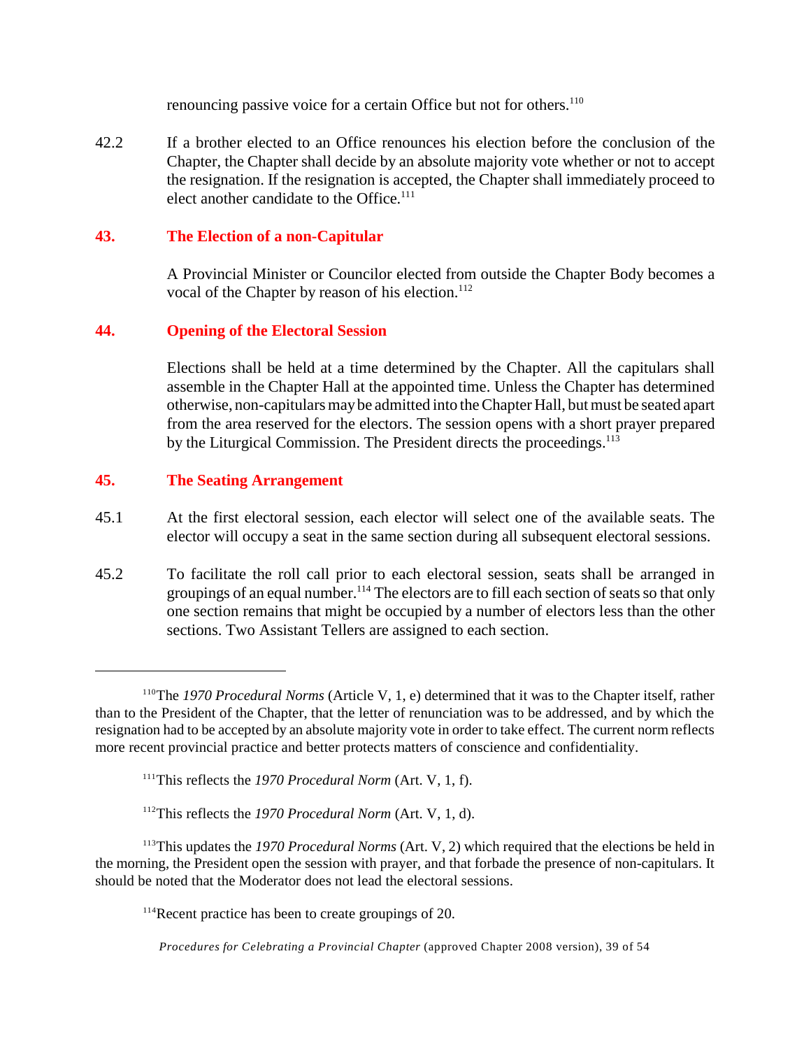renouncing passive voice for a certain Office but not for others.[110]

42.2 If a brother elected to an Office renounces his election before the conclusion of the Chapter, the Chapter shall decide by an absolute majority vote whether or not to accept the resignation. If the resignation is accepted, the Chapter shall immediately proceed to elect another candidate to the Office.[111]

## 43. The Election of a non-Capitular

A Provincial Minister or Councilor elected from outside the Chapter Body becomes a vocal of the Chapter by reason of his election.[112]

## 44. Opening of the Electoral Session

Elections shall be held at a time determined by the Chapter. All the capitulars shall assemble in the Chapter Hall at the appointed time. Unless the Chapter has determined otherwise, non-capitulars may be admitted into the Chapter Hall, but must be seated apart from the area reserved for the electors. The session opens with a short prayer prepared by the Liturgical Commission. The President directs the proceedings.[113]

## 45. The Seating Arrangement

45.1 At the first electoral session, each elector will select one of the available seats. The elector will occupy a seat in the same section during all subsequent electoral sessions.

45.2 To facilitate the roll call prior to each electoral session, seats shall be arranged in groupings of an equal number.[114] The electors are to fill each section of seats so that only one section remains that might be occupied by a number of electors less than the other sections. Two Assistant Tellers are assigned to each section.

---

[110] The *1970 Procedural Norms* (Article V, 1, e) determined that it was to the Chapter itself, rather than to the President of the Chapter, that the letter of renunciation was to be addressed, and by which the resignation had to be accepted by an absolute majority vote in order to take effect. The current norm reflects more recent provincial practice and better protects matters of conscience and confidentiality.

[111] This reflects the *1970 Procedural Norm* (Art. V, 1, f).

[112] This reflects the *1970 Procedural Norm* (Art. V, 1, d).

[113] This updates the *1970 Procedural Norms* (Art. V, 2) which required that the elections be held in the morning, the President open the session with prayer, and that forbade the presence of non-capitulars. It should be noted that the Moderator does not lead the electoral sessions.

[114] Recent practice has been to create groupings of 20.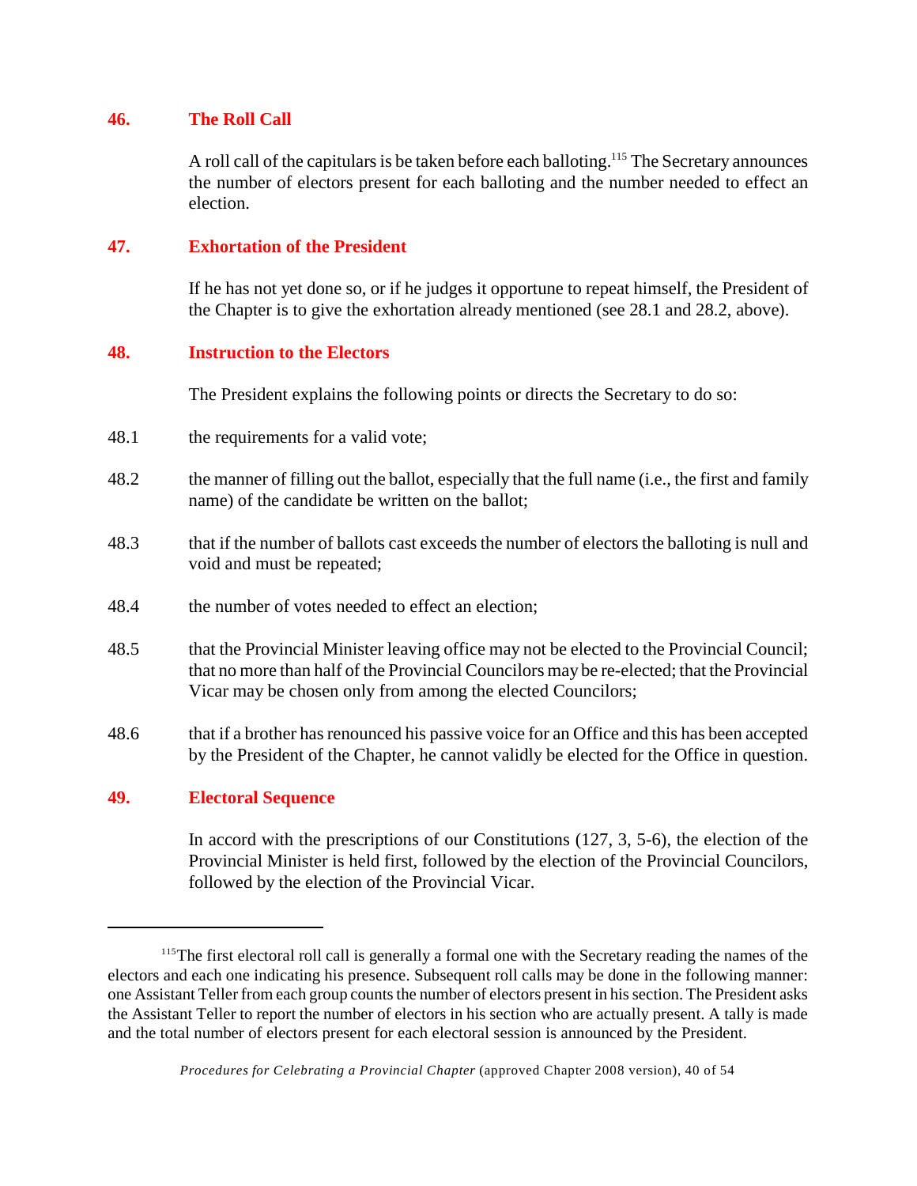## 46. The Roll Call

A roll call of the capitulars is be taken before each balloting.[115] The Secretary announces the number of electors present for each balloting and the number needed to effect an election.

## 47. Exhortation of the President

If he has not yet done so, or if he judges it opportune to repeat himself, the President of the Chapter is to give the exhortation already mentioned (see 28.1 and 28.2, above).

## 48. Instruction to the Electors

The President explains the following points or directs the Secretary to do so:

48.1 the requirements for a valid vote;

48.2 the manner of filling out the ballot, especially that the full name (i.e., the first and family name) of the candidate be written on the ballot;

48.3 that if the number of ballots cast exceeds the number of electors the balloting is null and void and must be repeated;

48.4 the number of votes needed to effect an election;

48.5 that the Provincial Minister leaving office may not be elected to the Provincial Council; that no more than half of the Provincial Councilors may be re-elected; that the Provincial Vicar may be chosen only from among the elected Councilors;

48.6 that if a brother has renounced his passive voice for an Office and this has been accepted by the President of the Chapter, he cannot validly be elected for the Office in question.

## 49. Electoral Sequence

In accord with the prescriptions of our Constitutions (127, 3, 5-6), the election of the Provincial Minister is held first, followed by the election of the Provincial Councilors, followed by the election of the Provincial Vicar.

---

[115] The first electoral roll call is generally a formal one with the Secretary reading the names of the electors and each one indicating his presence. Subsequent roll calls may be done in the following manner: one Assistant Teller from each group counts the number of electors present in his section. The President asks the Assistant Teller to report the number of electors in his section who are actually present. A tally is made and the total number of electors present for each electoral session is announced by the President.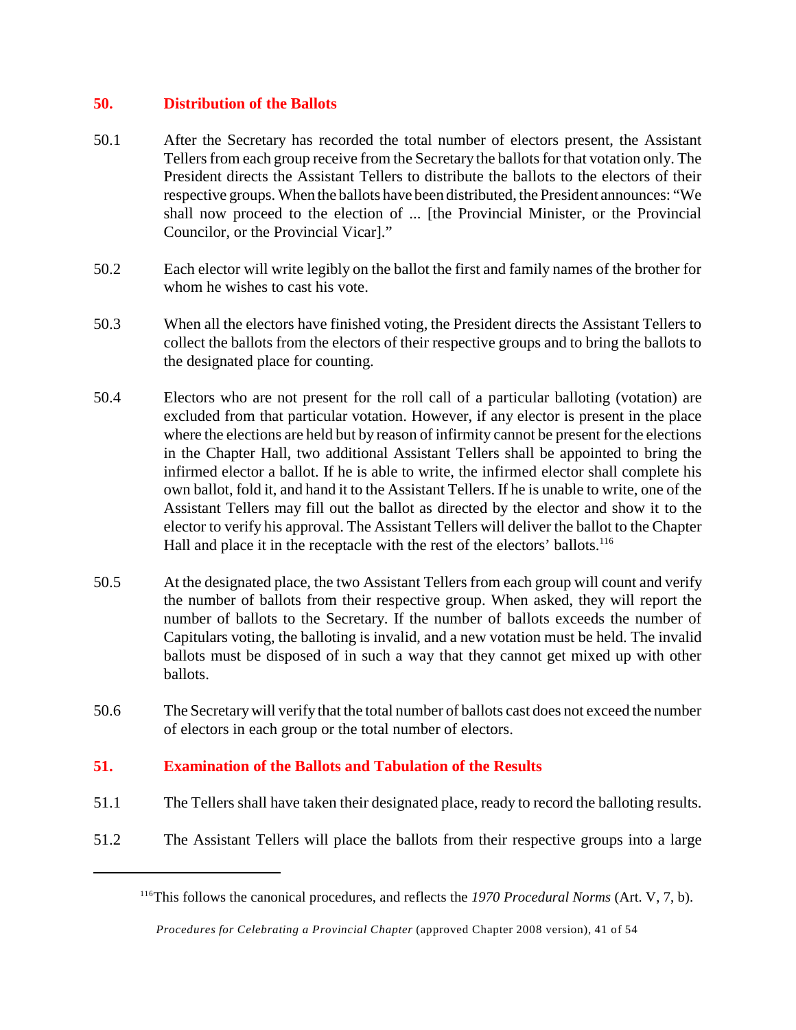## 50. Distribution of the Ballots

50.1 After the Secretary has recorded the total number of electors present, the Assistant Tellers from each group receive from the Secretary the ballots for that votation only. The President directs the Assistant Tellers to distribute the ballots to the electors of their respective groups. When the ballots have been distributed, the President announces: "We shall now proceed to the election of ... [the Provincial Minister, or the Provincial Councilor, or the Provincial Vicar]."

50.2 Each elector will write legibly on the ballot the first and family names of the brother for whom he wishes to cast his vote.

50.3 When all the electors have finished voting, the President directs the Assistant Tellers to collect the ballots from the electors of their respective groups and to bring the ballots to the designated place for counting.

50.4 Electors who are not present for the roll call of a particular balloting (votation) are excluded from that particular votation. However, if any elector is present in the place where the elections are held but by reason of infirmity cannot be present for the elections in the Chapter Hall, two additional Assistant Tellers shall be appointed to bring the infirmed elector a ballot. If he is able to write, the infirmed elector shall complete his own ballot, fold it, and hand it to the Assistant Tellers. If he is unable to write, one of the Assistant Tellers may fill out the ballot as directed by the elector and show it to the elector to verify his approval. The Assistant Tellers will deliver the ballot to the Chapter Hall and place it in the receptacle with the rest of the electors' ballots.[116]

50.5 At the designated place, the two Assistant Tellers from each group will count and verify the number of ballots from their respective group. When asked, they will report the number of ballots to the Secretary. If the number of ballots exceeds the number of Capitulars voting, the balloting is invalid, and a new votation must be held. The invalid ballots must be disposed of in such a way that they cannot get mixed up with other ballots.

50.6 The Secretary will verify that the total number of ballots cast does not exceed the number of electors in each group or the total number of electors.

## 51. Examination of the Ballots and Tabulation of the Results

51.1 The Tellers shall have taken their designated place, ready to record the balloting results.

51.2 The Assistant Tellers will place the ballots from their respective groups into a large

---

[116] This follows the canonical procedures, and reflects the *1970 Procedural Norms* (Art. V, 7, b).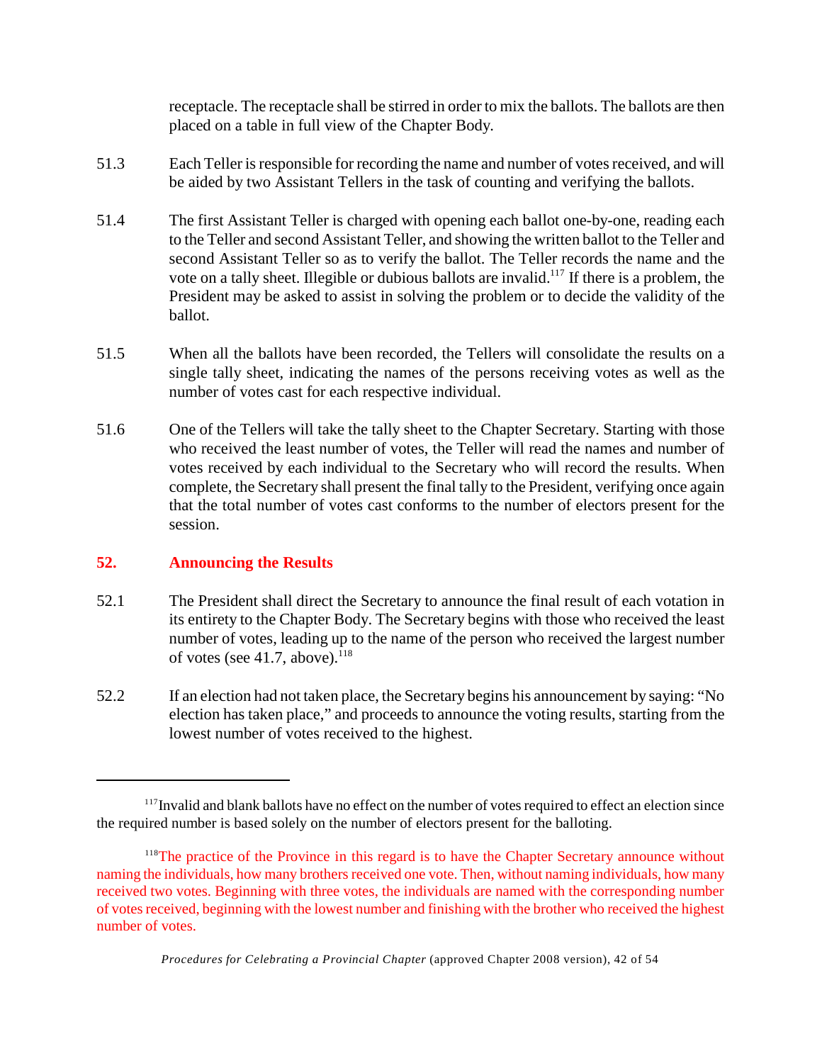receptacle. The receptacle shall be stirred in order to mix the ballots. The ballots are then placed on a table in full view of the Chapter Body.

51.3 Each Teller is responsible for recording the name and number of votes received, and will be aided by two Assistant Tellers in the task of counting and verifying the ballots.

51.4 The first Assistant Teller is charged with opening each ballot one-by-one, reading each to the Teller and second Assistant Teller, and showing the written ballot to the Teller and second Assistant Teller so as to verify the ballot. The Teller records the name and the vote on a tally sheet. Illegible or dubious ballots are invalid.[117] If there is a problem, the President may be asked to assist in solving the problem or to decide the validity of the ballot.

51.5 When all the ballots have been recorded, the Tellers will consolidate the results on a single tally sheet, indicating the names of the persons receiving votes as well as the number of votes cast for each respective individual.

51.6 One of the Tellers will take the tally sheet to the Chapter Secretary. Starting with those who received the least number of votes, the Teller will read the names and number of votes received by each individual to the Secretary who will record the results. When complete, the Secretary shall present the final tally to the President, verifying once again that the total number of votes cast conforms to the number of electors present for the session.

## 52. Announcing the Results

52.1 The President shall direct the Secretary to announce the final result of each votation in its entirety to the Chapter Body. The Secretary begins with those who received the least number of votes, leading up to the name of the person who received the largest number of votes (see 41.7, above).[118]

52.2 If an election had not taken place, the Secretary begins his announcement by saying: "No election has taken place," and proceeds to announce the voting results, starting from the lowest number of votes received to the highest.

---

[117] Invalid and blank ballots have no effect on the number of votes required to effect an election since the required number is based solely on the number of electors present for the balloting.

[118] The practice of the Province in this regard is to have the Chapter Secretary announce without naming the individuals, how many brothers received one vote. Then, without naming individuals, how many received two votes. Beginning with three votes, the individuals are named with the corresponding number of votes received, beginning with the lowest number and finishing with the brother who received the highest number of votes.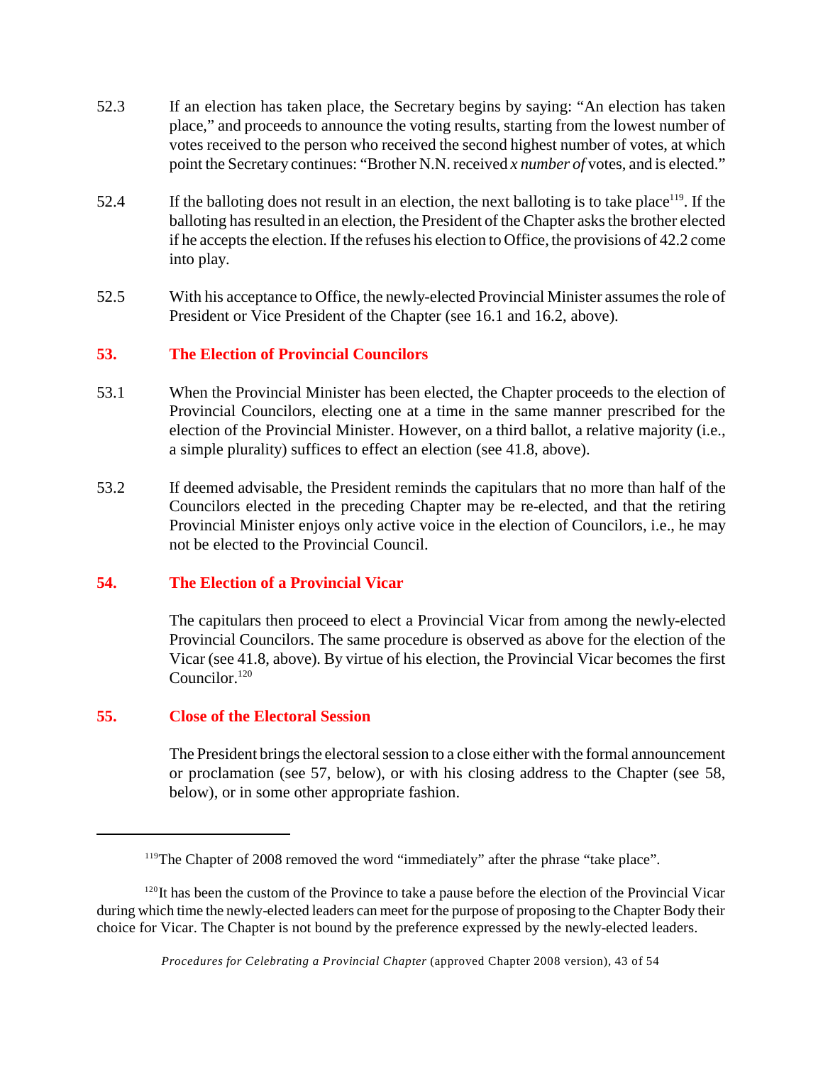52.3 If an election has taken place, the Secretary begins by saying: "An election has taken place," and proceeds to announce the voting results, starting from the lowest number of votes received to the person who received the second highest number of votes, at which point the Secretary continues: "Brother N.N. received *x number of* votes, and is elected."

52.4 If the balloting does not result in an election, the next balloting is to take place[119]. If the balloting has resulted in an election, the President of the Chapter asks the brother elected if he accepts the election. If the refuses his election to Office, the provisions of 42.2 come into play.

52.5 With his acceptance to Office, the newly-elected Provincial Minister assumes the role of President or Vice President of the Chapter (see 16.1 and 16.2, above).

## 53. The Election of Provincial Councilors

53.1 When the Provincial Minister has been elected, the Chapter proceeds to the election of Provincial Councilors, electing one at a time in the same manner prescribed for the election of the Provincial Minister. However, on a third ballot, a relative majority (i.e., a simple plurality) suffices to effect an election (see 41.8, above).

53.2 If deemed advisable, the President reminds the capitulars that no more than half of the Councilors elected in the preceding Chapter may be re-elected, and that the retiring Provincial Minister enjoys only active voice in the election of Councilors, i.e., he may not be elected to the Provincial Council.

## 54. The Election of a Provincial Vicar

The capitulars then proceed to elect a Provincial Vicar from among the newly-elected Provincial Councilors. The same procedure is observed as above for the election of the Vicar (see 41.8, above). By virtue of his election, the Provincial Vicar becomes the first Councilor.[120]

## 55. Close of the Electoral Session

The President brings the electoral session to a close either with the formal announcement or proclamation (see 57, below), or with his closing address to the Chapter (see 58, below), or in some other appropriate fashion.

---

[119] The Chapter of 2008 removed the word "immediately" after the phrase "take place".

[120] It has been the custom of the Province to take a pause before the election of the Provincial Vicar during which time the newly-elected leaders can meet for the purpose of proposing to the Chapter Body their choice for Vicar. The Chapter is not bound by the preference expressed by the newly-elected leaders.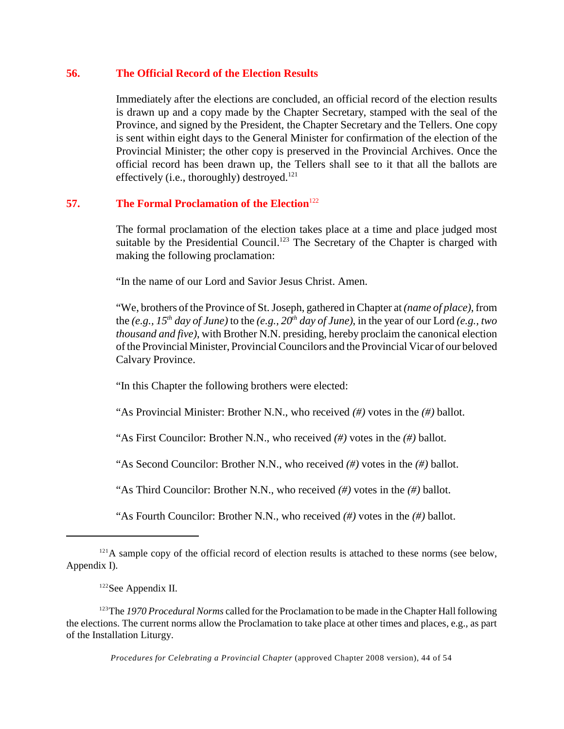## 56. The Official Record of the Election Results

Immediately after the elections are concluded, an official record of the election results is drawn up and a copy made by the Chapter Secretary, stamped with the seal of the Province, and signed by the President, the Chapter Secretary and the Tellers. One copy is sent within eight days to the General Minister for confirmation of the election of the Provincial Minister; the other copy is preserved in the Provincial Archives. Once the official record has been drawn up, the Tellers shall see to it that all the ballots are effectively (i.e., thoroughly) destroyed.[121]

## 57. The Formal Proclamation of the Election[122]

The formal proclamation of the election takes place at a time and place judged most suitable by the Presidential Council.[123] The Secretary of the Chapter is charged with making the following proclamation:

"In the name of our Lord and Savior Jesus Christ. Amen.

"We, brothers of the Province of St. Joseph, gathered in Chapter at *(name of place)*, from the *(e.g., 15th day of June)* to the *(e.g., 20th day of June)*, in the year of our Lord *(e.g., two thousand and five)*, with Brother N.N. presiding, hereby proclaim the canonical election of the Provincial Minister, Provincial Councilors and the Provincial Vicar of our beloved Calvary Province.

"In this Chapter the following brothers were elected:

"As Provincial Minister: Brother N.N., who received *(#)* votes in the *(#)* ballot.

"As First Councilor: Brother N.N., who received *(#)* votes in the *(#)* ballot.

"As Second Councilor: Brother N.N., who received *(#)* votes in the *(#)* ballot.

"As Third Councilor: Brother N.N., who received *(#)* votes in the *(#)* ballot.

"As Fourth Councilor: Brother N.N., who received *(#)* votes in the *(#)* ballot.

---

[121] A sample copy of the official record of election results is attached to these norms (see below, Appendix I).

[122] See Appendix II.

[123] The *1970 Procedural Norms* called for the Proclamation to be made in the Chapter Hall following the elections. The current norms allow the Proclamation to take place at other times and places, e.g., as part of the Installation Liturgy.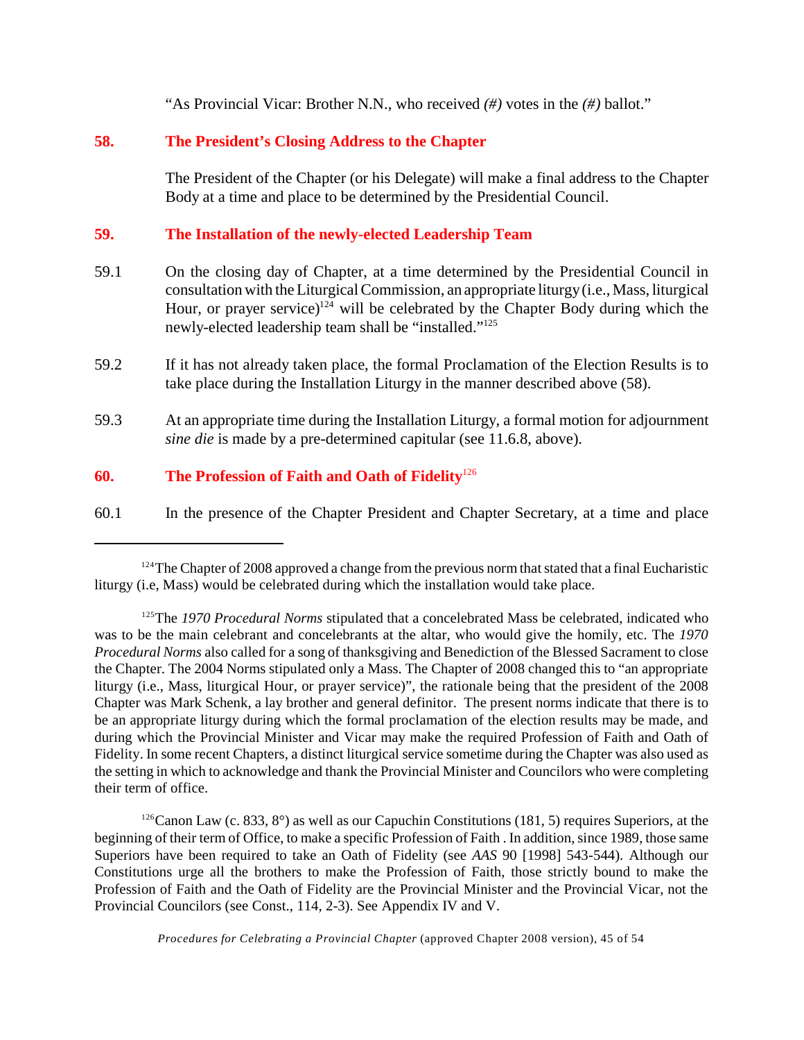"As Provincial Vicar: Brother N.N., who received *(#)* votes in the *(#)* ballot."

## 58. The President's Closing Address to the Chapter

The President of the Chapter (or his Delegate) will make a final address to the Chapter Body at a time and place to be determined by the Presidential Council.

## 59. The Installation of the newly-elected Leadership Team

59.1 On the closing day of Chapter, at a time determined by the Presidential Council in consultation with the Liturgical Commission, an appropriate liturgy (i.e., Mass, liturgical Hour, or prayer service)[124] will be celebrated by the Chapter Body during which the newly-elected leadership team shall be "installed."[125]

59.2 If it has not already taken place, the formal Proclamation of the Election Results is to take place during the Installation Liturgy in the manner described above (58).

59.3 At an appropriate time during the Installation Liturgy, a formal motion for adjournment *sine die* is made by a pre-determined capitular (see 11.6.8, above).

## 60. The Profession of Faith and Oath of Fidelity[126]

60.1 In the presence of the Chapter President and Chapter Secretary, at a time and place

---

[124] The Chapter of 2008 approved a change from the previous norm that stated that a final Eucharistic liturgy (i.e, Mass) would be celebrated during which the installation would take place.

[125] The *1970 Procedural Norms* stipulated that a concelebrated Mass be celebrated, indicated who was to be the main celebrant and concelebrants at the altar, who would give the homily, etc. The *1970 Procedural Norms* also called for a song of thanksgiving and Benediction of the Blessed Sacrament to close the Chapter. The 2004 Norms stipulated only a Mass. The Chapter of 2008 changed this to "an appropriate liturgy (i.e., Mass, liturgical Hour, or prayer service)", the rationale being that the president of the 2008 Chapter was Mark Schenk, a lay brother and general definitor. The present norms indicate that there is to be an appropriate liturgy during which the formal proclamation of the election results may be made, and during which the Provincial Minister and Vicar may make the required Profession of Faith and Oath of Fidelity. In some recent Chapters, a distinct liturgical service sometime during the Chapter was also used as the setting in which to acknowledge and thank the Provincial Minister and Councilors who were completing their term of office.

[126] Canon Law (c. 833, 8°) as well as our Capuchin Constitutions (181, 5) requires Superiors, at the beginning of their term of Office, to make a specific Profession of Faith . In addition, since 1989, those same Superiors have been required to take an Oath of Fidelity (see *AAS* 90 [1998] 543-544). Although our Constitutions urge all the brothers to make the Profession of Faith, those strictly bound to make the Profession of Faith and the Oath of Fidelity are the Provincial Minister and the Provincial Vicar, not the Provincial Councilors (see Const., 114, 2-3). See Appendix IV and V.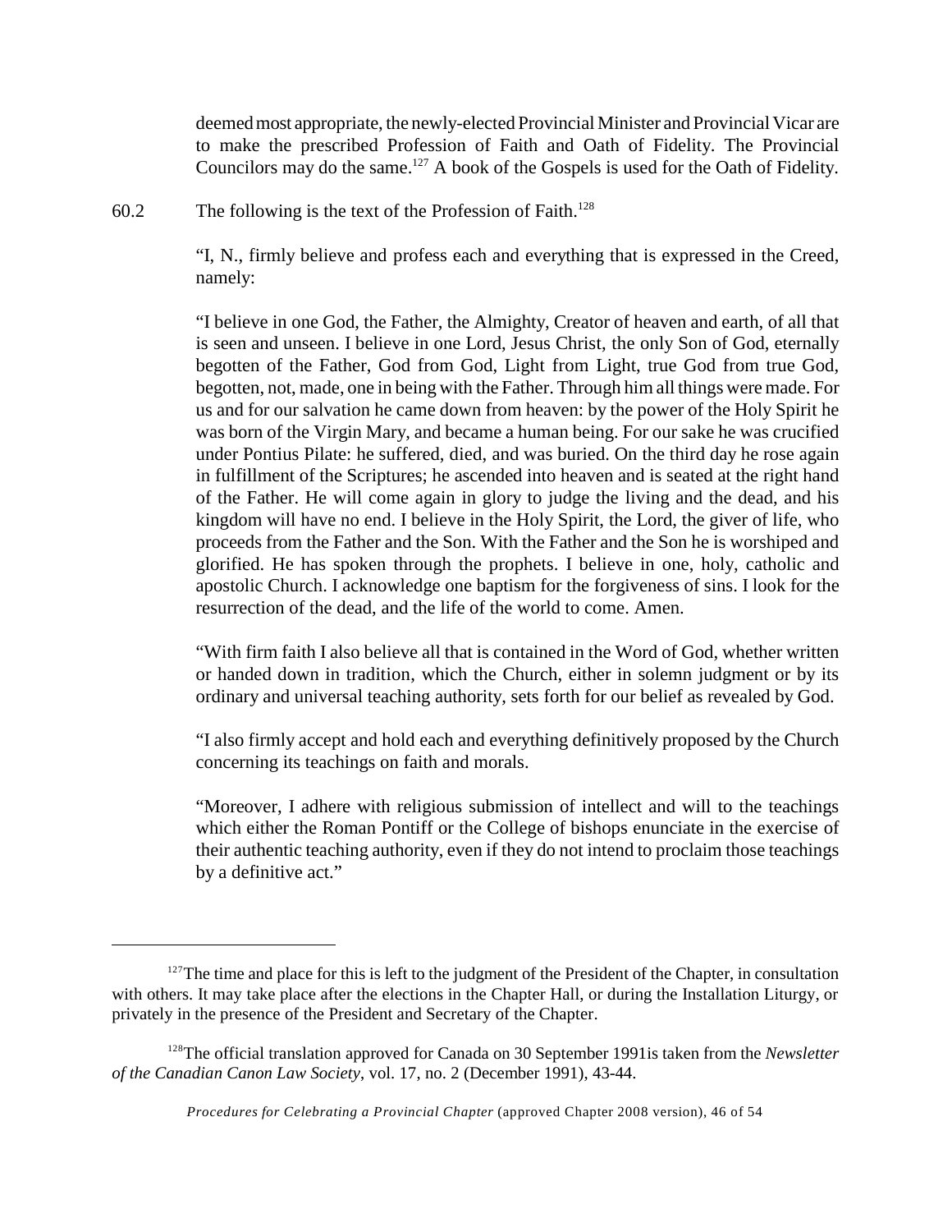deemed most appropriate, the newly-elected Provincial Minister and Provincial Vicar are to make the prescribed Profession of Faith and Oath of Fidelity. The Provincial Councilors may do the same.[127] A book of the Gospels is used for the Oath of Fidelity.

60.2 The following is the text of the Profession of Faith.[128]

"I, N., firmly believe and profess each and everything that is expressed in the Creed, namely:

"I believe in one God, the Father, the Almighty, Creator of heaven and earth, of all that is seen and unseen. I believe in one Lord, Jesus Christ, the only Son of God, eternally begotten of the Father, God from God, Light from Light, true God from true God, begotten, not, made, one in being with the Father. Through him all things were made. For us and for our salvation he came down from heaven: by the power of the Holy Spirit he was born of the Virgin Mary, and became a human being. For our sake he was crucified under Pontius Pilate: he suffered, died, and was buried. On the third day he rose again in fulfillment of the Scriptures; he ascended into heaven and is seated at the right hand of the Father. He will come again in glory to judge the living and the dead, and his kingdom will have no end. I believe in the Holy Spirit, the Lord, the giver of life, who proceeds from the Father and the Son. With the Father and the Son he is worshiped and glorified. He has spoken through the prophets. I believe in one, holy, catholic and apostolic Church. I acknowledge one baptism for the forgiveness of sins. I look for the resurrection of the dead, and the life of the world to come. Amen.

"With firm faith I also believe all that is contained in the Word of God, whether written or handed down in tradition, which the Church, either in solemn judgment or by its ordinary and universal teaching authority, sets forth for our belief as revealed by God.

"I also firmly accept and hold each and everything definitively proposed by the Church concerning its teachings on faith and morals.

"Moreover, I adhere with religious submission of intellect and will to the teachings which either the Roman Pontiff or the College of bishops enunciate in the exercise of their authentic teaching authority, even if they do not intend to proclaim those teachings by a definitive act."

---

[127] The time and place for this is left to the judgment of the President of the Chapter, in consultation with others. It may take place after the elections in the Chapter Hall, or during the Installation Liturgy, or privately in the presence of the President and Secretary of the Chapter.

[128] The official translation approved for Canada on 30 September 1991is taken from the *Newsletter of the Canadian Canon Law Society*, vol. 17, no. 2 (December 1991), 43-44.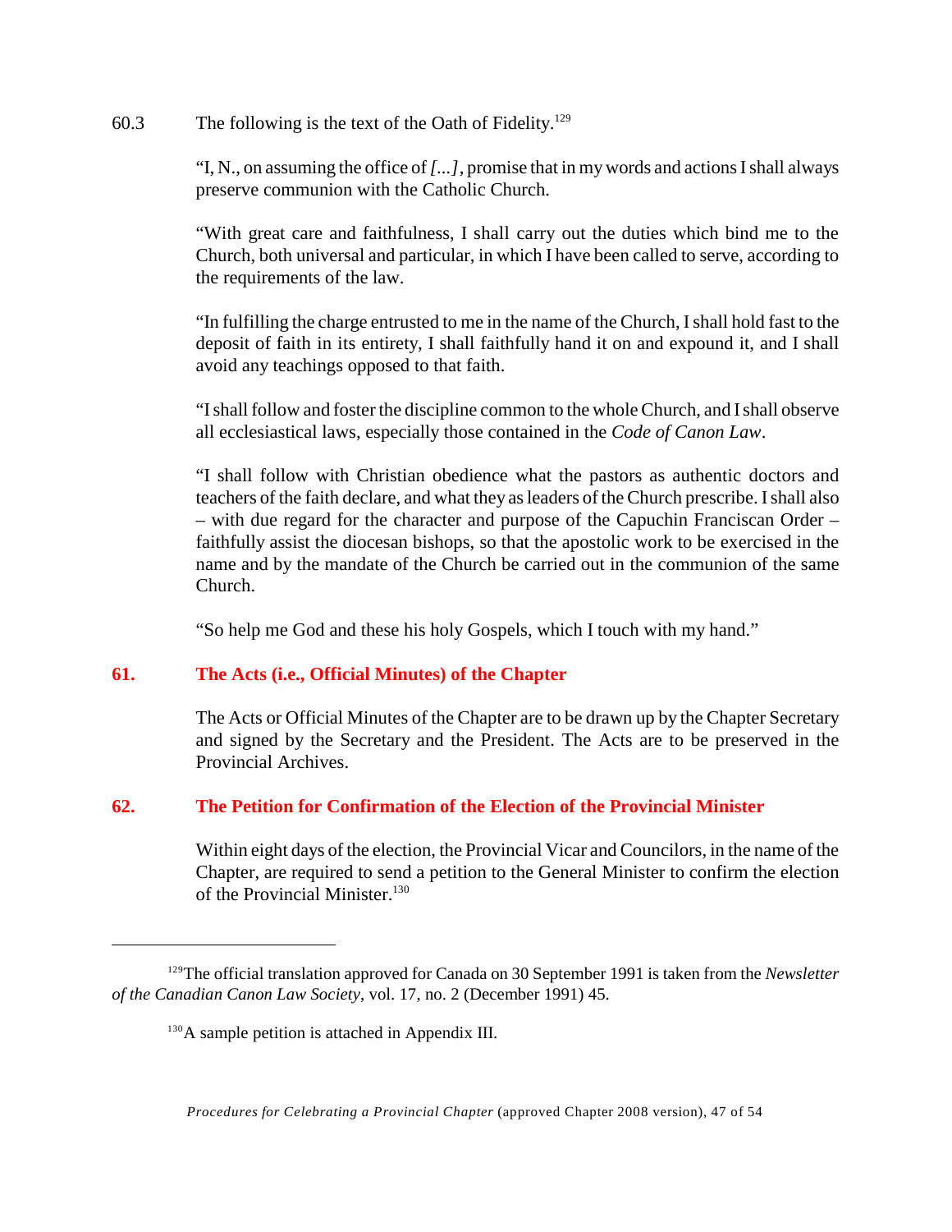60.3 The following is the text of the Oath of Fidelity.[129]

"I, N., on assuming the office of *[...]*, promise that in my words and actions I shall always preserve communion with the Catholic Church.

"With great care and faithfulness, I shall carry out the duties which bind me to the Church, both universal and particular, in which I have been called to serve, according to the requirements of the law.

"In fulfilling the charge entrusted to me in the name of the Church, I shall hold fast to the deposit of faith in its entirety, I shall faithfully hand it on and expound it, and I shall avoid any teachings opposed to that faith.

"I shall follow and foster the discipline common to the whole Church, and I shall observe all ecclesiastical laws, especially those contained in the *Code of Canon Law*.

"I shall follow with Christian obedience what the pastors as authentic doctors and teachers of the faith declare, and what they as leaders of the Church prescribe. I shall also – with due regard for the character and purpose of the Capuchin Franciscan Order – faithfully assist the diocesan bishops, so that the apostolic work to be exercised in the name and by the mandate of the Church be carried out in the communion of the same Church.

"So help me God and these his holy Gospels, which I touch with my hand."

## 61. The Acts (i.e., Official Minutes) of the Chapter

The Acts or Official Minutes of the Chapter are to be drawn up by the Chapter Secretary and signed by the Secretary and the President. The Acts are to be preserved in the Provincial Archives.

## 62. The Petition for Confirmation of the Election of the Provincial Minister

Within eight days of the election, the Provincial Vicar and Councilors, in the name of the Chapter, are required to send a petition to the General Minister to confirm the election of the Provincial Minister.[130]

---

[129] The official translation approved for Canada on 30 September 1991 is taken from the *Newsletter of the Canadian Canon Law Society*, vol. 17, no. 2 (December 1991) 45.

[130] A sample petition is attached in Appendix III.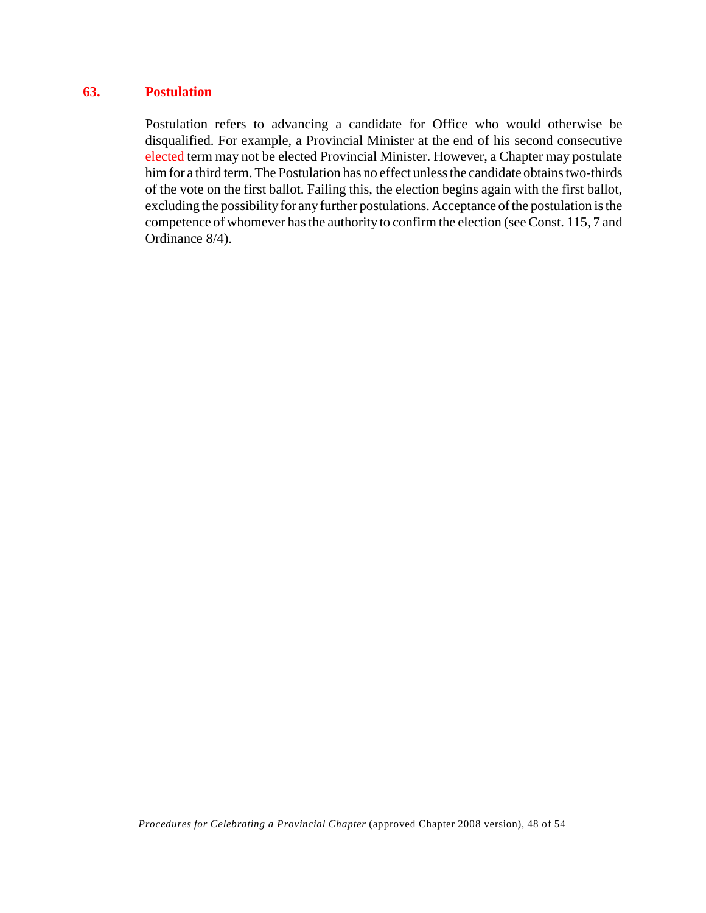## 63. Postulation

Postulation refers to advancing a candidate for Office who would otherwise be disqualified. For example, a Provincial Minister at the end of his second consecutive elected term may not be elected Provincial Minister. However, a Chapter may postulate him for a third term. The Postulation has no effect unless the candidate obtains two-thirds of the vote on the first ballot. Failing this, the election begins again with the first ballot, excluding the possibility for any further postulations. Acceptance of the postulation is the competence of whomever has the authority to confirm the election (see Const. 115, 7 and Ordinance 8/4).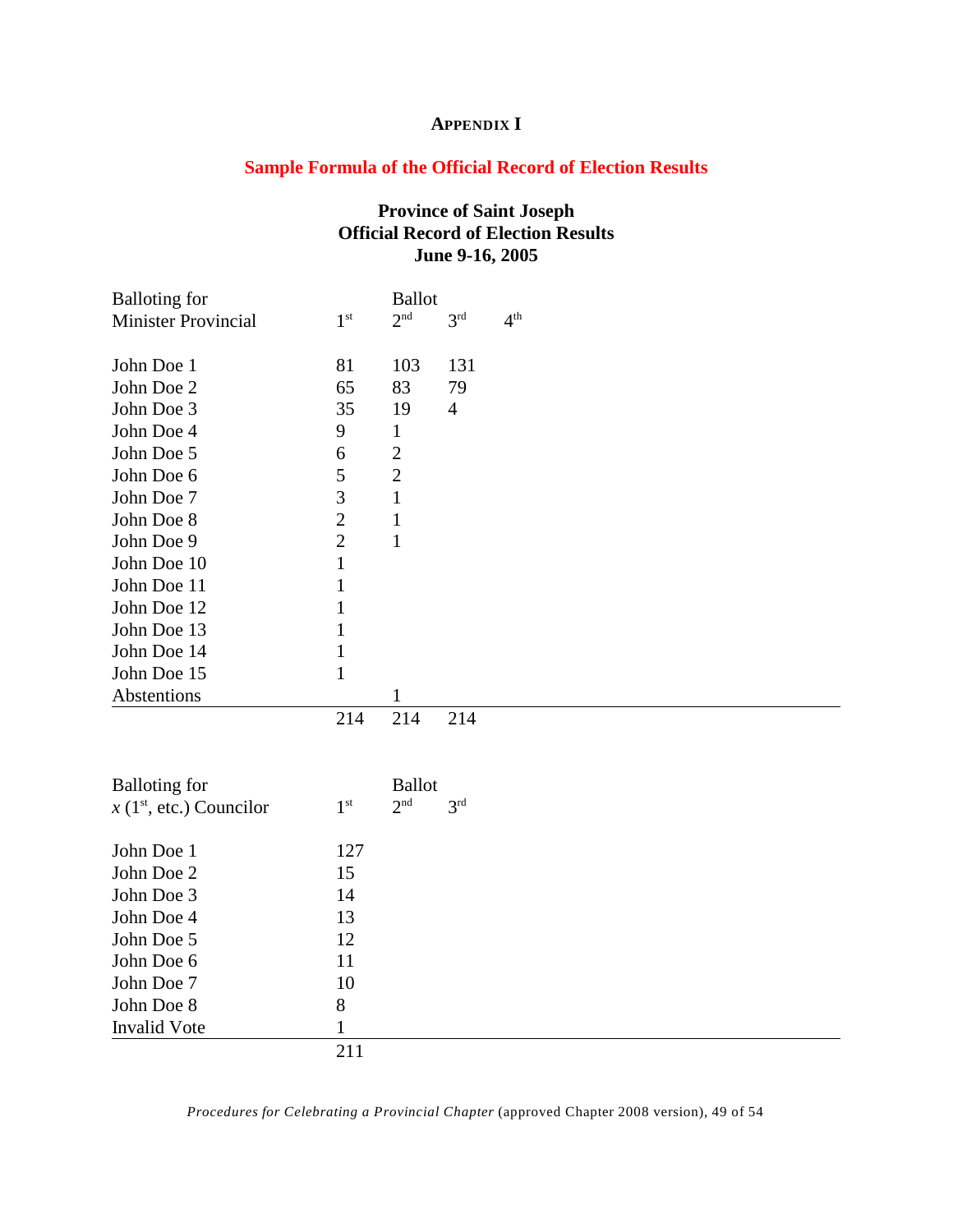## APPENDIX I

### Sample Formula of the Official Record of Election Results

**Province of Saint Joseph**
**Official Record of Election Results**
**June 9-16, 2005**

| Balloting for Minister Provincial | Ballot 1st | 2nd | 3rd | 4th |
|---|---|---|---|---|
| John Doe 1 | 81 | 103 | 131 | |
| John Doe 2 | 65 | 83 | 79 | |
| John Doe 3 | 35 | 19 | 4 | |
| John Doe 4 | 9 | 1 | | |
| John Doe 5 | 6 | 2 | | |
| John Doe 6 | 5 | 2 | | |
| John Doe 7 | 3 | 1 | | |
| John Doe 8 | 2 | 1 | | |
| John Doe 9 | 2 | 1 | | |
| John Doe 10 | 1 | | | |
| John Doe 11 | 1 | | | |
| John Doe 12 | 1 | | | |
| John Doe 13 | 1 | | | |
| John Doe 14 | 1 | | | |
| John Doe 15 | 1 | | | |
| Abstentions | | 1 | | |
| | 214 | 214 | 214 | |

| Balloting for *x* (1st, etc.) Councilor | Ballot 1st | 2nd | 3rd |
|---|---|---|---|
| John Doe 1 | 127 | | |
| John Doe 2 | 15 | | |
| John Doe 3 | 14 | | |
| John Doe 4 | 13 | | |
| John Doe 5 | 12 | | |
| John Doe 6 | 11 | | |
| John Doe 7 | 10 | | |
| John Doe 8 | 8 | | |
| Invalid Vote | 1 | | |
| | 211 | | |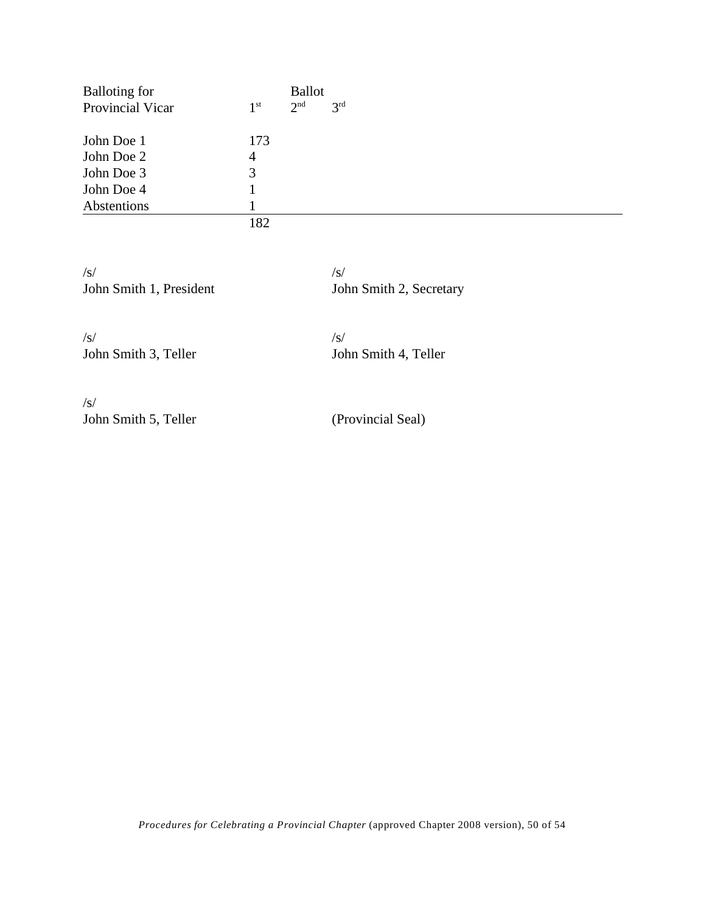| Balloting for | Ballot | | |
|---|---|---|---|
| Provincial Vicar | 1st | 2nd | 3rd |
| John Doe 1 | 173 | | |
| John Doe 2 | 4 | | |
| John Doe 3 | 3 | | |
| John Doe 4 | 1 | | |
| Abstentions | 1 | | |
| | 182 | | |

/s/
John Smith 1, President

/s/
John Smith 2, Secretary

/s/
John Smith 3, Teller

/s/
John Smith 4, Teller

/s/
John Smith 5, Teller

(Provincial Seal)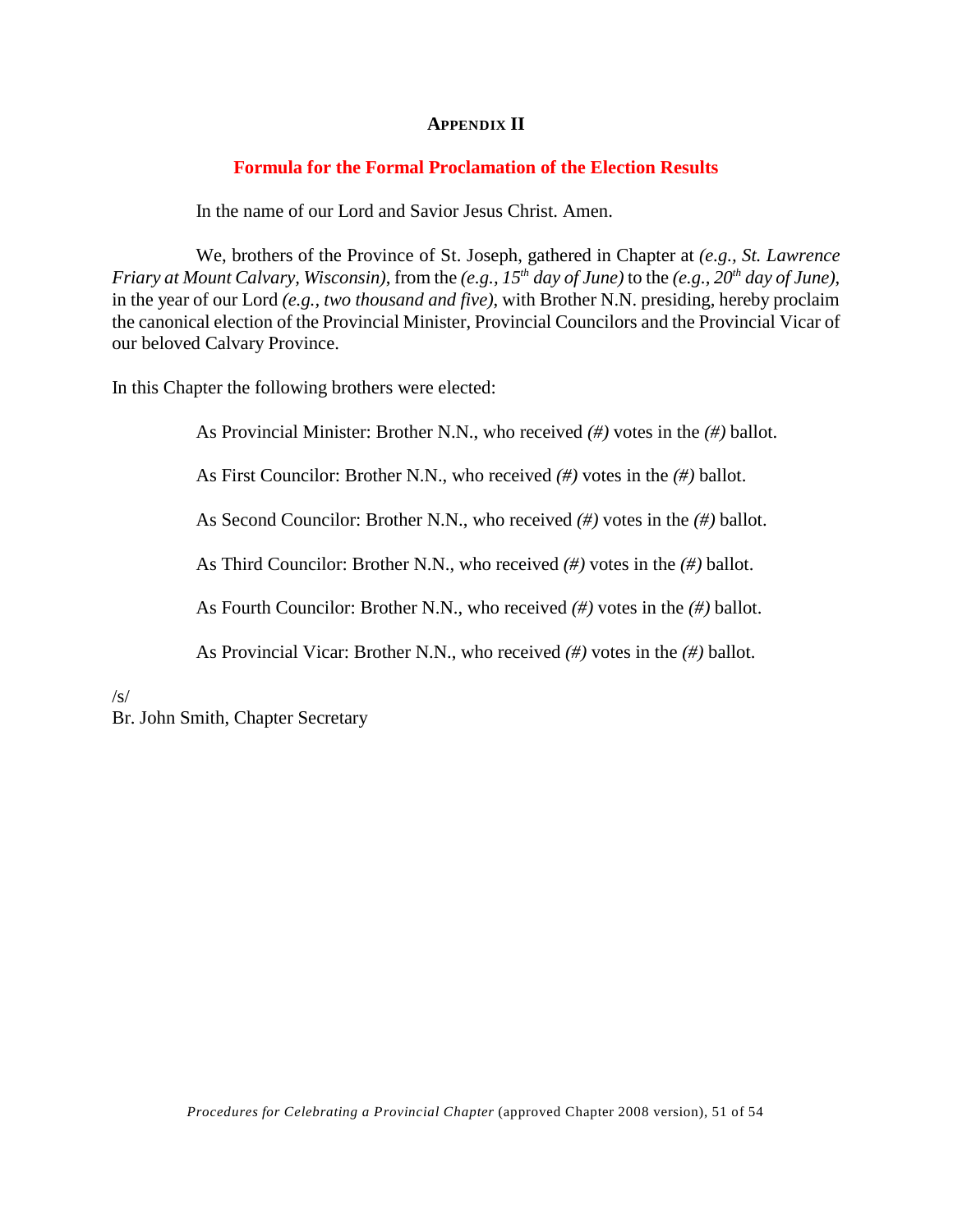## APPENDIX II

### Formula for the Formal Proclamation of the Election Results

In the name of our Lord and Savior Jesus Christ. Amen.

We, brothers of the Province of St. Joseph, gathered in Chapter at *(e.g., St. Lawrence Friary at Mount Calvary, Wisconsin)*, from the *(e.g., 15th day of June)* to the *(e.g., 20th day of June)*, in the year of our Lord *(e.g., two thousand and five)*, with Brother N.N. presiding, hereby proclaim the canonical election of the Provincial Minister, Provincial Councilors and the Provincial Vicar of our beloved Calvary Province.

In this Chapter the following brothers were elected:

As Provincial Minister: Brother N.N., who received *(#)* votes in the *(#)* ballot.

As First Councilor: Brother N.N., who received *(#)* votes in the *(#)* ballot.

As Second Councilor: Brother N.N., who received *(#)* votes in the *(#)* ballot.

As Third Councilor: Brother N.N., who received *(#)* votes in the *(#)* ballot.

As Fourth Councilor: Brother N.N., who received *(#)* votes in the *(#)* ballot.

As Provincial Vicar: Brother N.N., who received *(#)* votes in the *(#)* ballot.

/s/
Br. John Smith, Chapter Secretary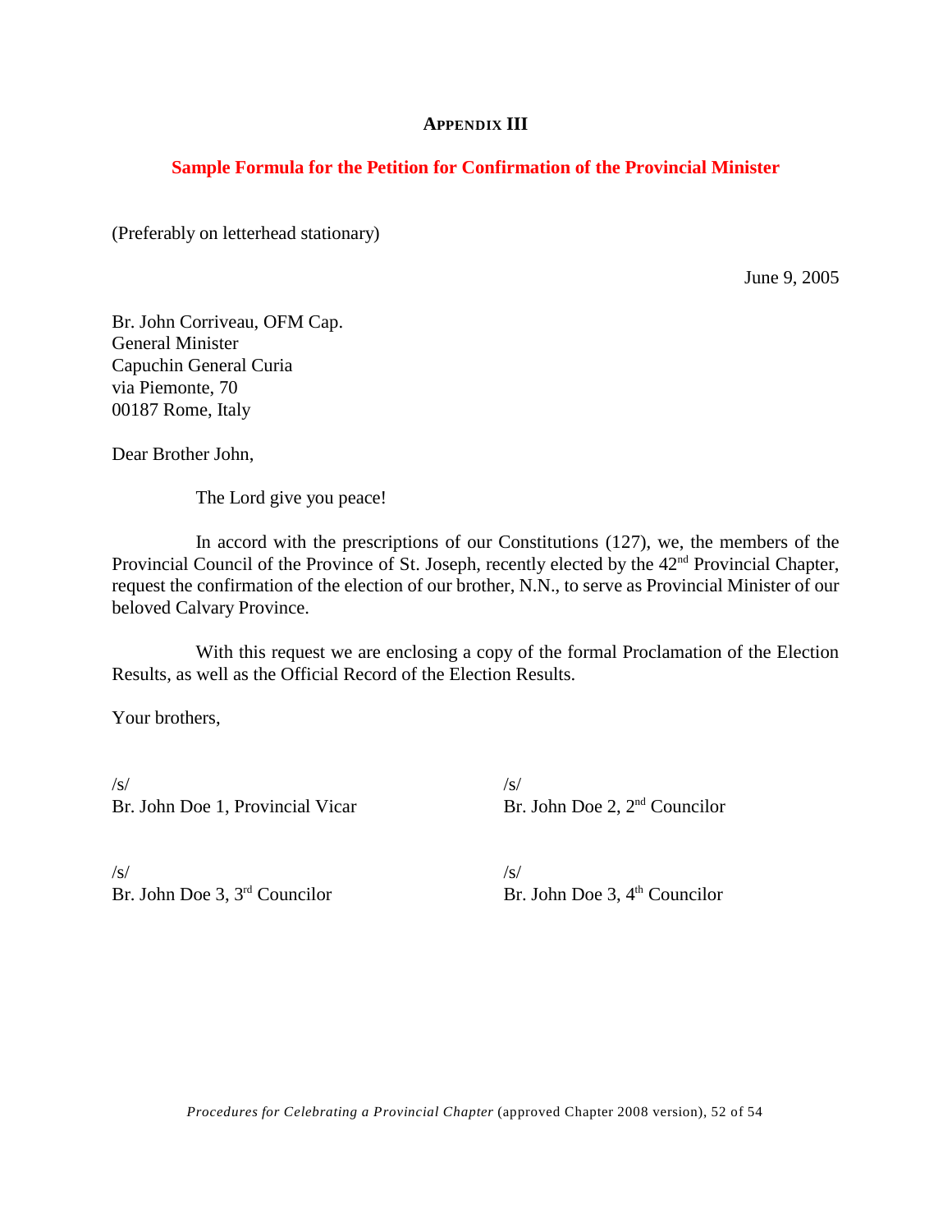## APPENDIX III

### Sample Formula for the Petition for Confirmation of the Provincial Minister

(Preferably on letterhead stationary)

June 9, 2005

Br. John Corriveau, OFM Cap.  
General Minister  
Capuchin General Curia  
via Piemonte, 70  
00187 Rome, Italy

Dear Brother John,

The Lord give you peace!

In accord with the prescriptions of our Constitutions (127), we, the members of the Provincial Council of the Province of St. Joseph, recently elected by the 42nd Provincial Chapter, request the confirmation of the election of our brother, N.N., to serve as Provincial Minister of our beloved Calvary Province.

With this request we are enclosing a copy of the formal Proclamation of the Election Results, as well as the Official Record of the Election Results.

Your brothers,

/s/  
Br. John Doe 1, Provincial Vicar

/s/  
Br. John Doe 2, 2nd Councilor

/s/  
Br. John Doe 3, 3rd Councilor

/s/  
Br. John Doe 3, 4th Councilor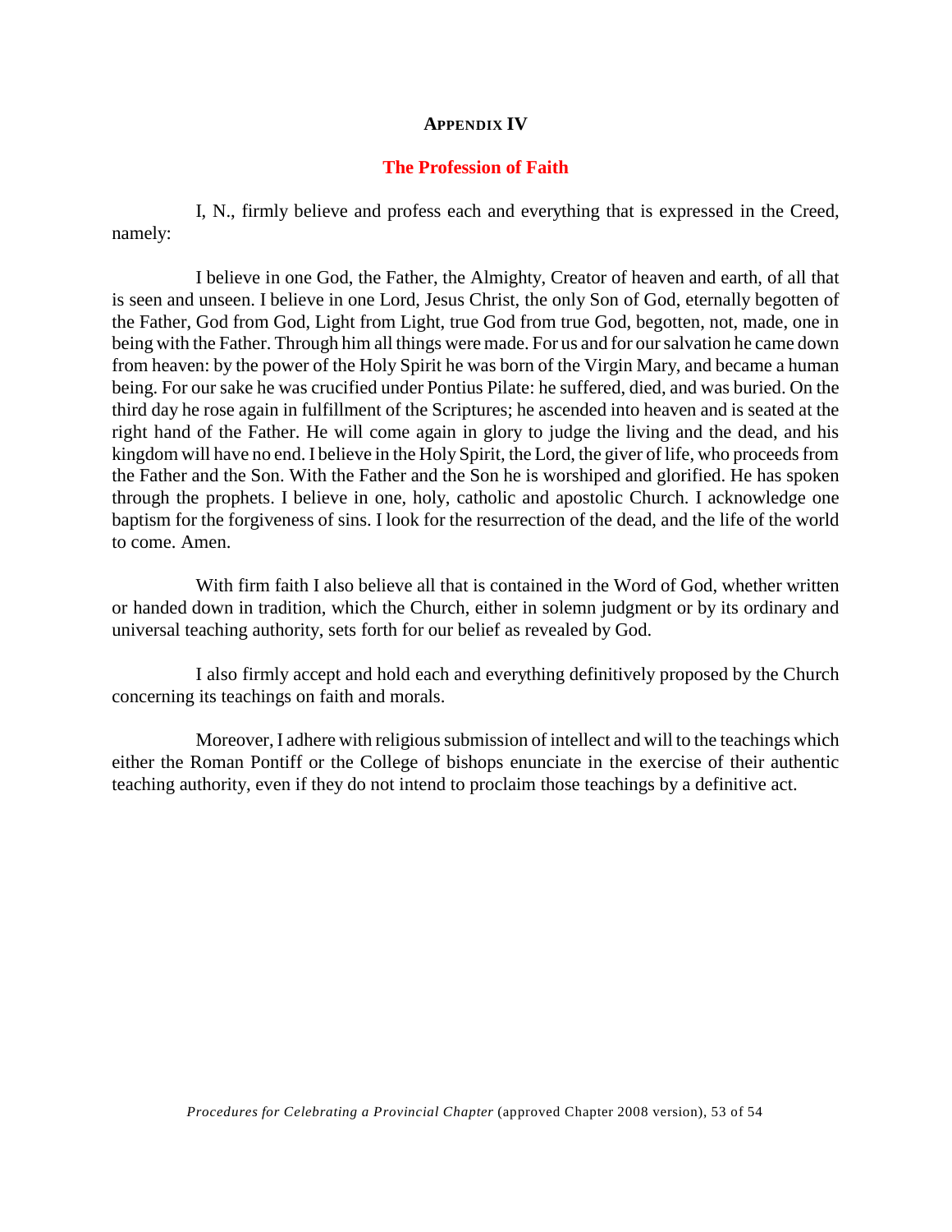## Appendix IV

### The Profession of Faith

I, N., firmly believe and profess each and everything that is expressed in the Creed, namely:

I believe in one God, the Father, the Almighty, Creator of heaven and earth, of all that is seen and unseen. I believe in one Lord, Jesus Christ, the only Son of God, eternally begotten of the Father, God from God, Light from Light, true God from true God, begotten, not, made, one in being with the Father. Through him all things were made. For us and for our salvation he came down from heaven: by the power of the Holy Spirit he was born of the Virgin Mary, and became a human being. For our sake he was crucified under Pontius Pilate: he suffered, died, and was buried. On the third day he rose again in fulfillment of the Scriptures; he ascended into heaven and is seated at the right hand of the Father. He will come again in glory to judge the living and the dead, and his kingdom will have no end. I believe in the Holy Spirit, the Lord, the giver of life, who proceeds from the Father and the Son. With the Father and the Son he is worshiped and glorified. He has spoken through the prophets. I believe in one, holy, catholic and apostolic Church. I acknowledge one baptism for the forgiveness of sins. I look for the resurrection of the dead, and the life of the world to come. Amen.

With firm faith I also believe all that is contained in the Word of God, whether written or handed down in tradition, which the Church, either in solemn judgment or by its ordinary and universal teaching authority, sets forth for our belief as revealed by God.

I also firmly accept and hold each and everything definitively proposed by the Church concerning its teachings on faith and morals.

Moreover, I adhere with religious submission of intellect and will to the teachings which either the Roman Pontiff or the College of bishops enunciate in the exercise of their authentic teaching authority, even if they do not intend to proclaim those teachings by a definitive act.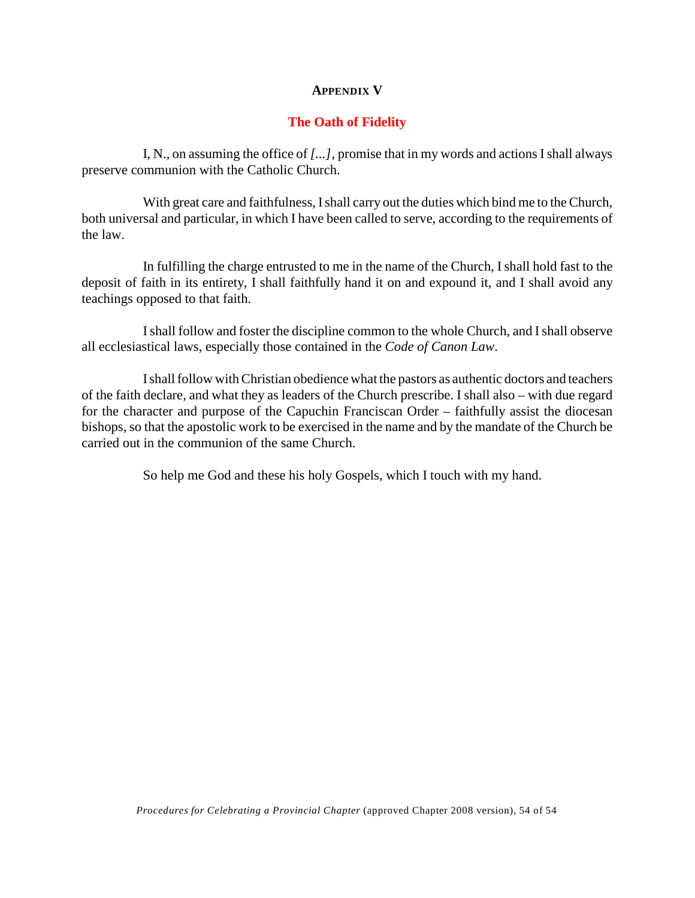## Appendix V

### The Oath of Fidelity

I, N., on assuming the office of *[...]*, promise that in my words and actions I shall always preserve communion with the Catholic Church.

With great care and faithfulness, I shall carry out the duties which bind me to the Church, both universal and particular, in which I have been called to serve, according to the requirements of the law.

In fulfilling the charge entrusted to me in the name of the Church, I shall hold fast to the deposit of faith in its entirety, I shall faithfully hand it on and expound it, and I shall avoid any teachings opposed to that faith.

I shall follow and foster the discipline common to the whole Church, and I shall observe all ecclesiastical laws, especially those contained in the *Code of Canon Law*.

I shall follow with Christian obedience what the pastors as authentic doctors and teachers of the faith declare, and what they as leaders of the Church prescribe. I shall also – with due regard for the character and purpose of the Capuchin Franciscan Order – faithfully assist the diocesan bishops, so that the apostolic work to be exercised in the name and by the mandate of the Church be carried out in the communion of the same Church.

So help me God and these his holy Gospels, which I touch with my hand.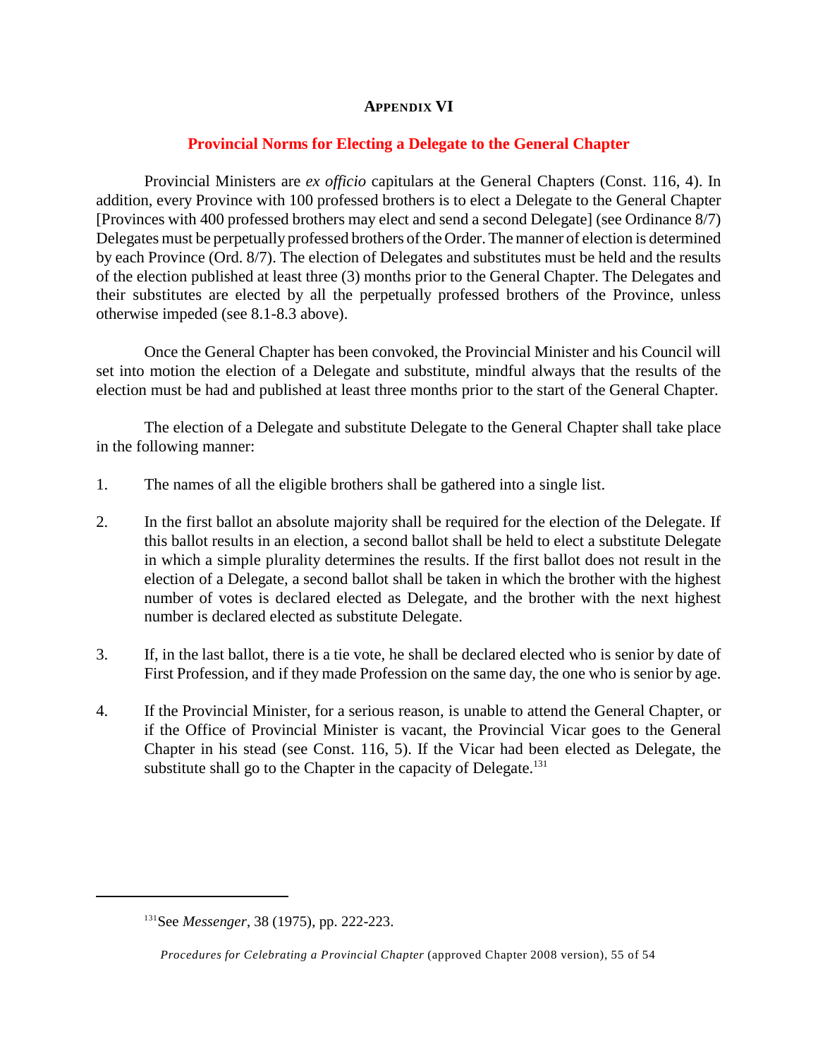## APPENDIX VI

### Provincial Norms for Electing a Delegate to the General Chapter

Provincial Ministers are *ex officio* capitulars at the General Chapters (Const. 116, 4). In addition, every Province with 100 professed brothers is to elect a Delegate to the General Chapter [Provinces with 400 professed brothers may elect and send a second Delegate] (see Ordinance 8/7) Delegates must be perpetually professed brothers of the Order. The manner of election is determined by each Province (Ord. 8/7). The election of Delegates and substitutes must be held and the results of the election published at least three (3) months prior to the General Chapter. The Delegates and their substitutes are elected by all the perpetually professed brothers of the Province, unless otherwise impeded (see 8.1-8.3 above).

Once the General Chapter has been convoked, the Provincial Minister and his Council will set into motion the election of a Delegate and substitute, mindful always that the results of the election must be had and published at least three months prior to the start of the General Chapter.

The election of a Delegate and substitute Delegate to the General Chapter shall take place in the following manner:

1. The names of all the eligible brothers shall be gathered into a single list.

2. In the first ballot an absolute majority shall be required for the election of the Delegate. If this ballot results in an election, a second ballot shall be held to elect a substitute Delegate in which a simple plurality determines the results. If the first ballot does not result in the election of a Delegate, a second ballot shall be taken in which the brother with the highest number of votes is declared elected as Delegate, and the brother with the next highest number is declared elected as substitute Delegate.

3. If, in the last ballot, there is a tie vote, he shall be declared elected who is senior by date of First Profession, and if they made Profession on the same day, the one who is senior by age.

4. If the Provincial Minister, for a serious reason, is unable to attend the General Chapter, or if the Office of Provincial Minister is vacant, the Provincial Vicar goes to the General Chapter in his stead (see Const. 116, 5). If the Vicar had been elected as Delegate, the substitute shall go to the Chapter in the capacity of Delegate.[131]

---

[131] See *Messenger*, 38 (1975), pp. 222-223.